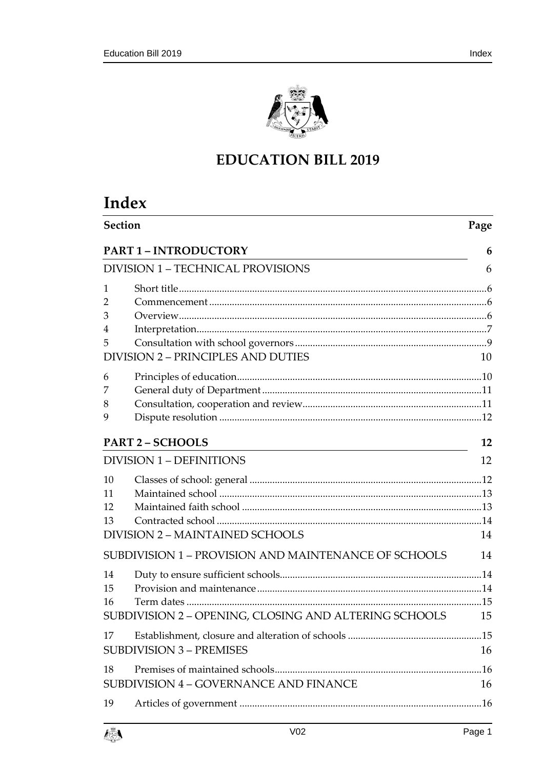# EDUCATION BILL 2019

## Index

| Section | | Page |
|---|---|---|
| **PART 1 – INTRODUCTORY** | | **6** |
| DIVISION 1 – TECHNICAL PROVISIONS | | 6 |
| 1 | Short title | 6 |
| 2 | Commencement | 6 |
| 3 | Overview | 6 |
| 4 | Interpretation | 7 |
| 5 | Consultation with school governors | 9 |
| DIVISION 2 – PRINCIPLES AND DUTIES | | 10 |
| 6 | Principles of education | 10 |
| 7 | General duty of Department | 11 |
| 8 | Consultation, cooperation and review | 11 |
| 9 | Dispute resolution | 12 |
| **PART 2 – SCHOOLS** | | **12** |
| DIVISION 1 – DEFINITIONS | | 12 |
| 10 | Classes of school: general | 12 |
| 11 | Maintained school | 13 |
| 12 | Maintained faith school | 13 |
| 13 | Contracted school | 14 |
| DIVISION 2 – MAINTAINED SCHOOLS | | 14 |
| SUBDIVISION 1 – PROVISION AND MAINTENANCE OF SCHOOLS | | 14 |
| 14 | Duty to ensure sufficient schools | 14 |
| 15 | Provision and maintenance | 14 |
| 16 | Term dates | 15 |
| SUBDIVISION 2 – OPENING, CLOSING AND ALTERING SCHOOLS | | 15 |
| 17 | Establishment, closure and alteration of schools | 15 |
| SUBDIVISION 3 – PREMISES | | 16 |
| 18 | Premises of maintained schools | 16 |
| SUBDIVISION 4 – GOVERNANCE AND FINANCE | | 16 |
| 19 | Articles of government | 16 |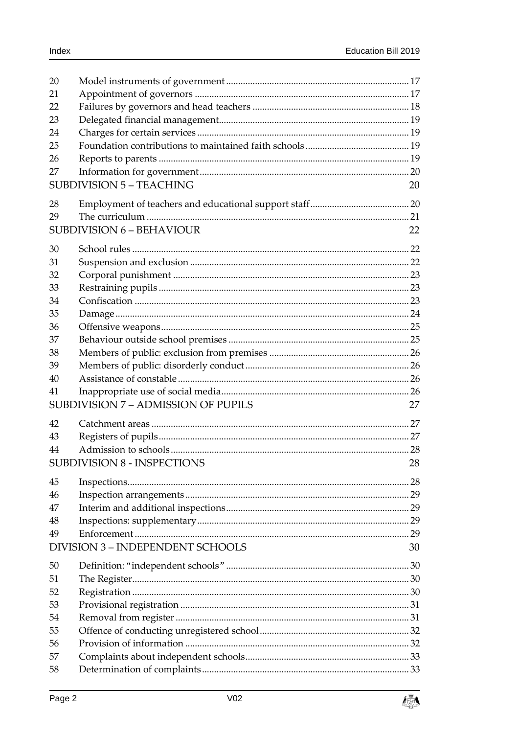20 Model instruments of government ........................................................................... 17
21 Appointment of governors ....................................................................................... 17
22 Failures by governors and head teachers ................................................................ 18
23 Delegated financial management.............................................................................. 19
24 Charges for certain services ....................................................................................... 19
25 Foundation contributions to maintained faith schools ........................................... 19
26 Reports to parents ....................................................................................................... 19
27 Information for government...................................................................................... 20

SUBDIVISION 5 – TEACHING 20

28 Employment of teachers and educational support staff......................................... 20
29 The curriculum ............................................................................................................ 21

SUBDIVISION 6 – BEHAVIOUR 22

30 School rules .................................................................................................................. 22
31 Suspension and exclusion .......................................................................................... 22
32 Corporal punishment ................................................................................................. 23
33 Restraining pupils ....................................................................................................... 23
34 Confiscation ................................................................................................................. 23
35 Damage ......................................................................................................................... 24
36 Offensive weapons...................................................................................................... 25
37 Behaviour outside school premises ........................................................................... 25
38 Members of public: exclusion from premises .......................................................... 26
39 Members of public: disorderly conduct.................................................................... 26
40 Assistance of constable ............................................................................................... 26
41 Inappropriate use of social media............................................................................. 26

SUBDIVISION 7 – ADMISSION OF PUPILS 27

42 Catchment areas .......................................................................................................... 27
43 Registers of pupils....................................................................................................... 27
44 Admission to schools .................................................................................................. 28

SUBDIVISION 8 - INSPECTIONS 28

45 Inspections.................................................................................................................... 28
46 Inspection arrangements............................................................................................ 29
47 Interim and additional inspections........................................................................... 29
48 Inspections: supplementary ....................................................................................... 29
49 Enforcement ................................................................................................................. 29

DIVISION 3 – INDEPENDENT SCHOOLS 30

50 Definition: "independent schools" ........................................................................... 30
51 The Register.................................................................................................................. 30
52 Registration .................................................................................................................. 30
53 Provisional registration .............................................................................................. 31
54 Removal from register ................................................................................................ 31
55 Offence of conducting unregistered school............................................................. 32
56 Provision of information ............................................................................................ 32
57 Complaints about independent schools................................................................... 33
58 Determination of complaints..................................................................................... 33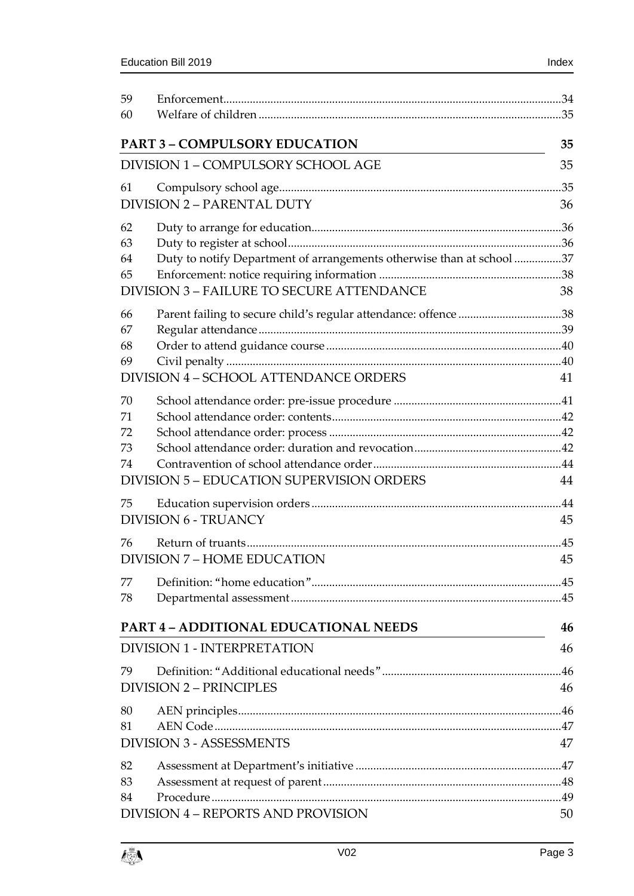| | | |
|---|---|---|
| 59 | Enforcement | 34 |
| 60 | Welfare of children | 35 |

**PART 3 – COMPULSORY EDUCATION** 35

DIVISION 1 – COMPULSORY SCHOOL AGE 35

| | | |
|---|---|---|
| 61 | Compulsory school age | 35 |

DIVISION 2 – PARENTAL DUTY 36

| | | |
|---|---|---|
| 62 | Duty to arrange for education | 36 |
| 63 | Duty to register at school | 36 |
| 64 | Duty to notify Department of arrangements otherwise than at school | 37 |
| 65 | Enforcement: notice requiring information | 38 |

DIVISION 3 – FAILURE TO SECURE ATTENDANCE 38

| | | |
|---|---|---|
| 66 | Parent failing to secure child's regular attendance: offence | 38 |
| 67 | Regular attendance | 39 |
| 68 | Order to attend guidance course | 40 |
| 69 | Civil penalty | 40 |

DIVISION 4 – SCHOOL ATTENDANCE ORDERS 41

| | | |
|---|---|---|
| 70 | School attendance order: pre-issue procedure | 41 |
| 71 | School attendance order: contents | 42 |
| 72 | School attendance order: process | 42 |
| 73 | School attendance order: duration and revocation | 42 |
| 74 | Contravention of school attendance order | 44 |

DIVISION 5 – EDUCATION SUPERVISION ORDERS 44

| | | |
|---|---|---|
| 75 | Education supervision orders | 44 |

DIVISION 6 - TRUANCY 45

| | | |
|---|---|---|
| 76 | Return of truants | 45 |

DIVISION 7 – HOME EDUCATION 45

| | | |
|---|---|---|
| 77 | Definition: "home education" | 45 |
| 78 | Departmental assessment | 45 |

**PART 4 – ADDITIONAL EDUCATIONAL NEEDS** 46

DIVISION 1 - INTERPRETATION 46

| | | |
|---|---|---|
| 79 | Definition: "Additional educational needs" | 46 |

DIVISION 2 – PRINCIPLES 46

| | | |
|---|---|---|
| 80 | AEN principles | 46 |
| 81 | AEN Code | 47 |

DIVISION 3 - ASSESSMENTS 47

| | | |
|---|---|---|
| 82 | Assessment at Department's initiative | 47 |
| 83 | Assessment at request of parent | 48 |
| 84 | Procedure | 49 |

DIVISION 4 – REPORTS AND PROVISION 50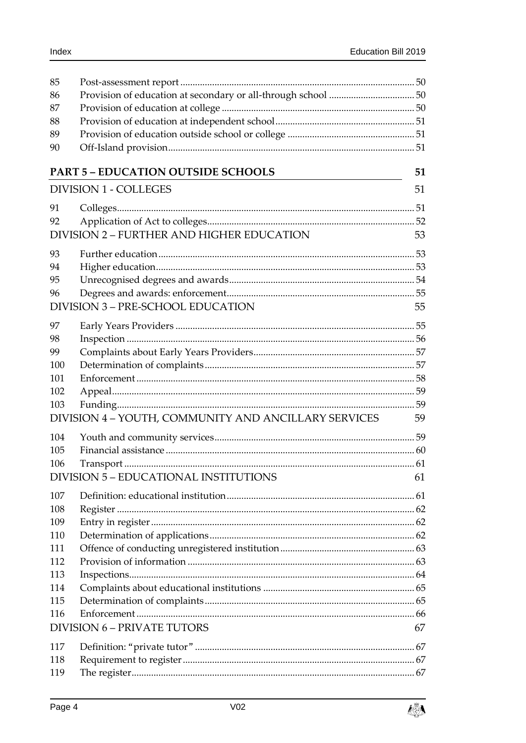| | | |
|---|---|---|
| 85 | Post-assessment report | 50 |
| 86 | Provision of education at secondary or all-through school | 50 |
| 87 | Provision of education at college | 50 |
| 88 | Provision of education at independent school | 51 |
| 89 | Provision of education outside school or college | 51 |
| 90 | Off-Island provision | 51 |

**PART 5 – EDUCATION OUTSIDE SCHOOLS** 51

DIVISION 1 - COLLEGES 51

| | | |
|---|---|---|
| 91 | Colleges | 51 |
| 92 | Application of Act to colleges | 52 |

DIVISION 2 – FURTHER AND HIGHER EDUCATION 53

| | | |
|---|---|---|
| 93 | Further education | 53 |
| 94 | Higher education | 53 |
| 95 | Unrecognised degrees and awards | 54 |
| 96 | Degrees and awards: enforcement | 55 |

DIVISION 3 – PRE-SCHOOL EDUCATION 55

| | | |
|---|---|---|
| 97 | Early Years Providers | 55 |
| 98 | Inspection | 56 |
| 99 | Complaints about Early Years Providers | 57 |
| 100 | Determination of complaints | 57 |
| 101 | Enforcement | 58 |
| 102 | Appeal | 59 |
| 103 | Funding | 59 |

DIVISION 4 – YOUTH, COMMUNITY AND ANCILLARY SERVICES 59

| | | |
|---|---|---|
| 104 | Youth and community services | 59 |
| 105 | Financial assistance | 60 |
| 106 | Transport | 61 |

DIVISION 5 – EDUCATIONAL INSTITUTIONS 61

| | | |
|---|---|---|
| 107 | Definition: educational institution | 61 |
| 108 | Register | 62 |
| 109 | Entry in register | 62 |
| 110 | Determination of applications | 62 |
| 111 | Offence of conducting unregistered institution | 63 |
| 112 | Provision of information | 63 |
| 113 | Inspections | 64 |
| 114 | Complaints about educational institutions | 65 |
| 115 | Determination of complaints | 65 |
| 116 | Enforcement | 66 |

DIVISION 6 – PRIVATE TUTORS 67

| | | |
|---|---|---|
| 117 | Definition: "private tutor" | 67 |
| 118 | Requirement to register | 67 |
| 119 | The register | 67 |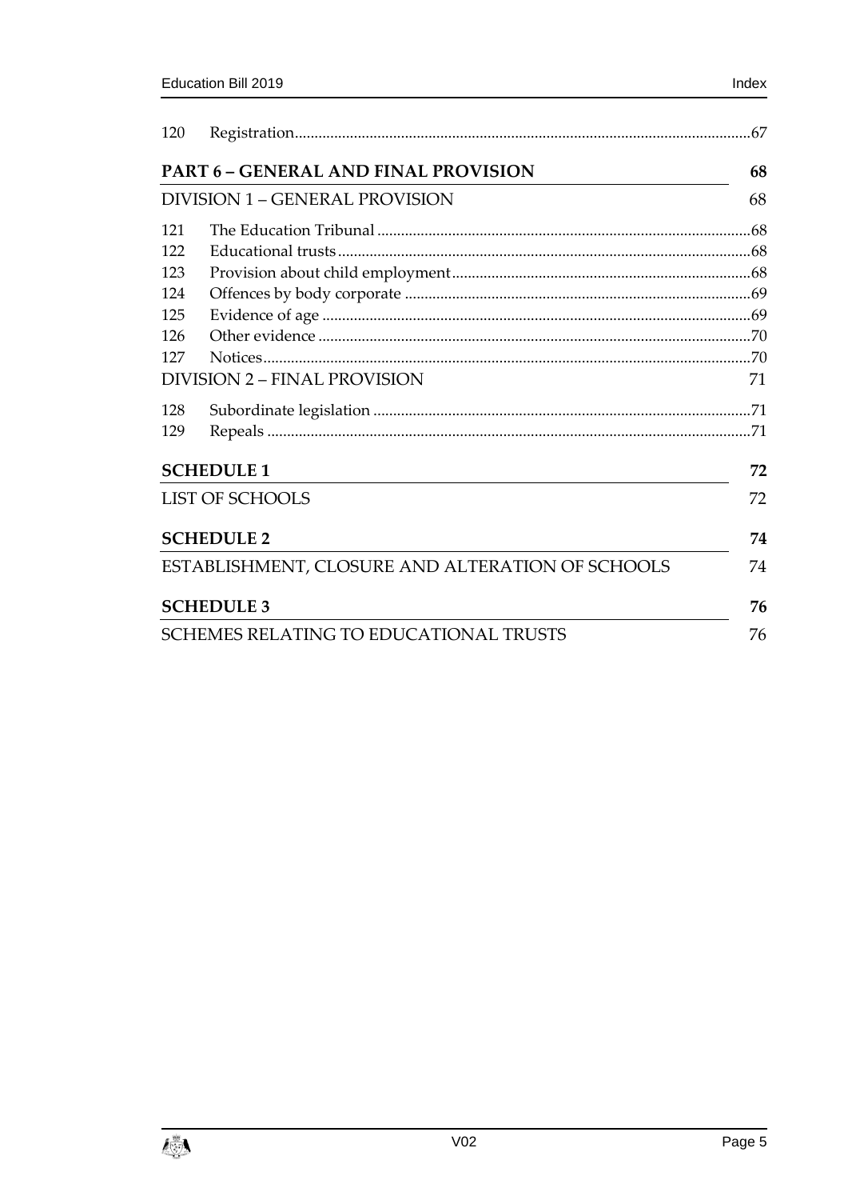120 Registration .......... 67

**PART 6 – GENERAL AND FINAL PROVISION** 68

DIVISION 1 – GENERAL PROVISION 68

121 The Education Tribunal .......... 68
122 Educational trusts .......... 68
123 Provision about child employment .......... 68
124 Offences by body corporate .......... 69
125 Evidence of age .......... 69
126 Other evidence .......... 70
127 Notices .......... 70

DIVISION 2 – FINAL PROVISION 71

128 Subordinate legislation .......... 71
129 Repeals .......... 71

**SCHEDULE 1** 72

LIST OF SCHOOLS 72

**SCHEDULE 2** 74

ESTABLISHMENT, CLOSURE AND ALTERATION OF SCHOOLS 74

**SCHEDULE 3** 76

SCHEMES RELATING TO EDUCATIONAL TRUSTS 76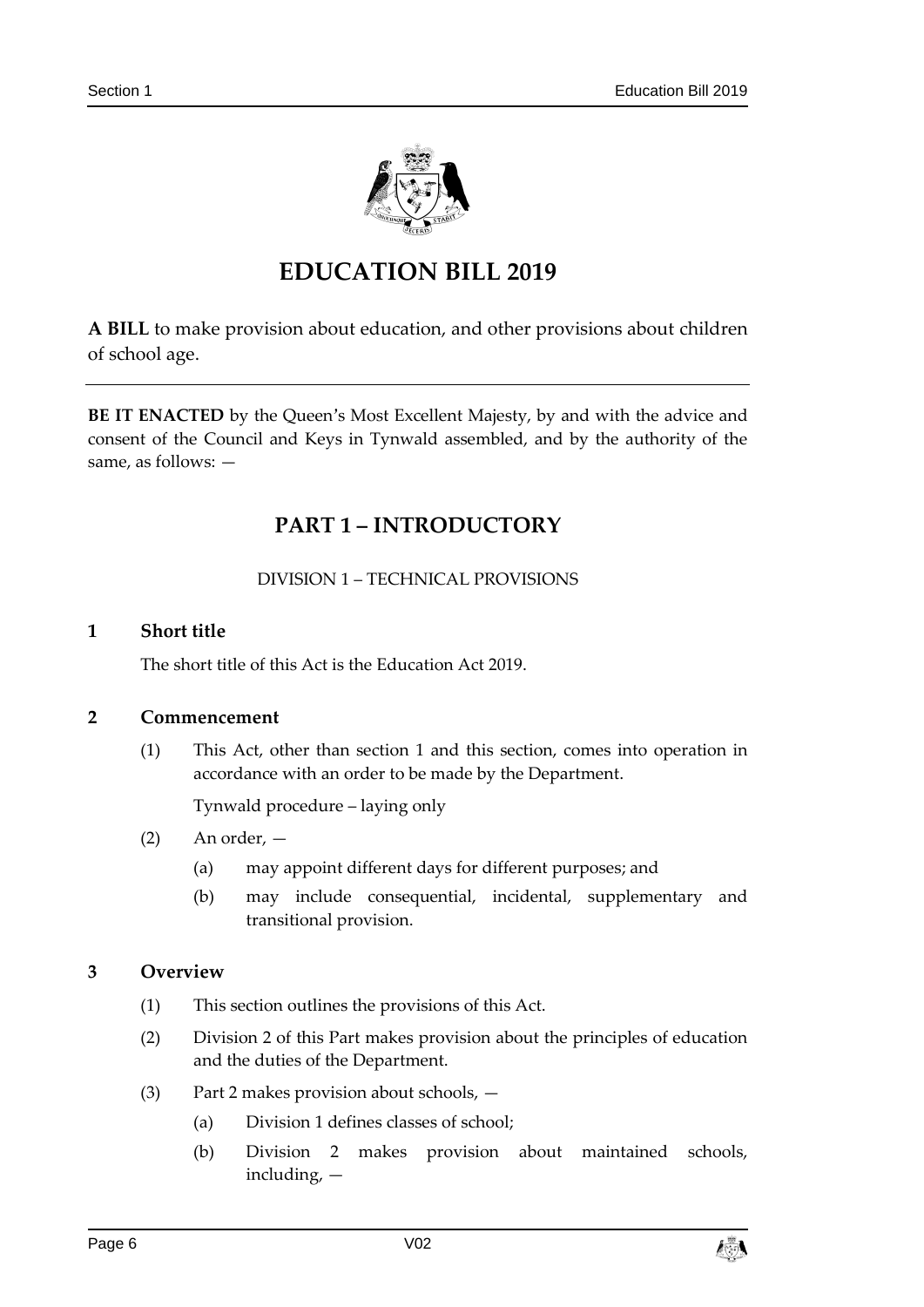# EDUCATION BILL 2019

**A BILL** to make provision about education, and other provisions about children of school age.

**BE IT ENACTED** by the Queen's Most Excellent Majesty, by and with the advice and consent of the Council and Keys in Tynwald assembled, and by the authority of the same, as follows: —

## PART 1 – INTRODUCTORY

DIVISION 1 – TECHNICAL PROVISIONS

### 1 Short title

The short title of this Act is the Education Act 2019.

### 2 Commencement

(1) This Act, other than section 1 and this section, comes into operation in accordance with an order to be made by the Department.

Tynwald procedure – laying only

(2) An order, —

(a) may appoint different days for different purposes; and

(b) may include consequential, incidental, supplementary and transitional provision.

### 3 Overview

(1) This section outlines the provisions of this Act.

(2) Division 2 of this Part makes provision about the principles of education and the duties of the Department.

(3) Part 2 makes provision about schools, —

(a) Division 1 defines classes of school;

(b) Division 2 makes provision about maintained schools, including, —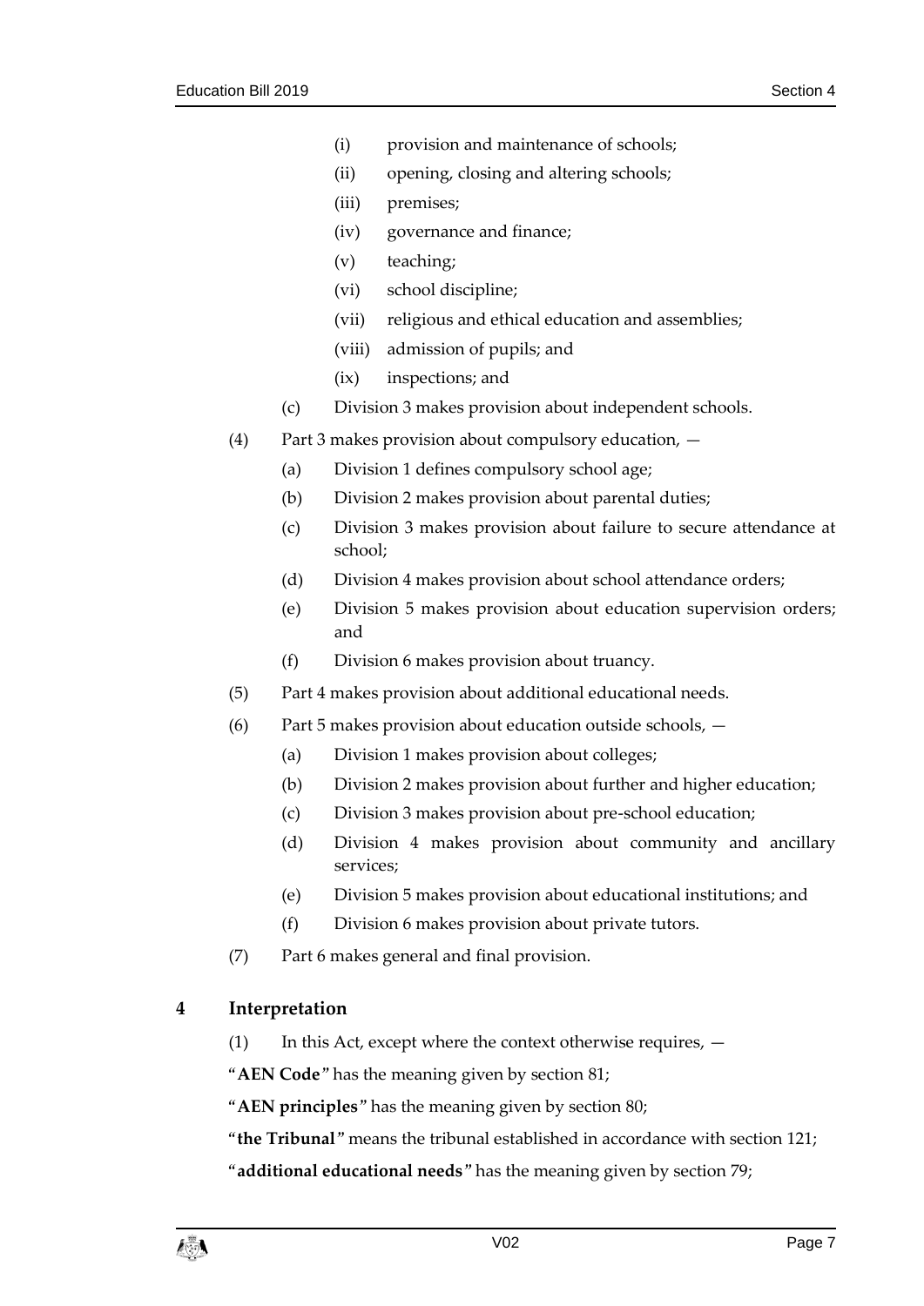(i) provision and maintenance of schools;

(ii) opening, closing and altering schools;

(iii) premises;

(iv) governance and finance;

(v) teaching;

(vi) school discipline;

(vii) religious and ethical education and assemblies;

(viii) admission of pupils; and

(ix) inspections; and

(c) Division 3 makes provision about independent schools.

(4) Part 3 makes provision about compulsory education, —

(a) Division 1 defines compulsory school age;

(b) Division 2 makes provision about parental duties;

(c) Division 3 makes provision about failure to secure attendance at school;

(d) Division 4 makes provision about school attendance orders;

(e) Division 5 makes provision about education supervision orders; and

(f) Division 6 makes provision about truancy.

(5) Part 4 makes provision about additional educational needs.

(6) Part 5 makes provision about education outside schools, —

(a) Division 1 makes provision about colleges;

(b) Division 2 makes provision about further and higher education;

(c) Division 3 makes provision about pre-school education;

(d) Division 4 makes provision about community and ancillary services;

(e) Division 5 makes provision about educational institutions; and

(f) Division 6 makes provision about private tutors.

(7) Part 6 makes general and final provision.

## 4 Interpretation

(1) In this Act, except where the context otherwise requires, —

"**AEN Code**" has the meaning given by section 81;

"**AEN principles**" has the meaning given by section 80;

"**the Tribunal**" means the tribunal established in accordance with section 121;

"**additional educational needs**" has the meaning given by section 79;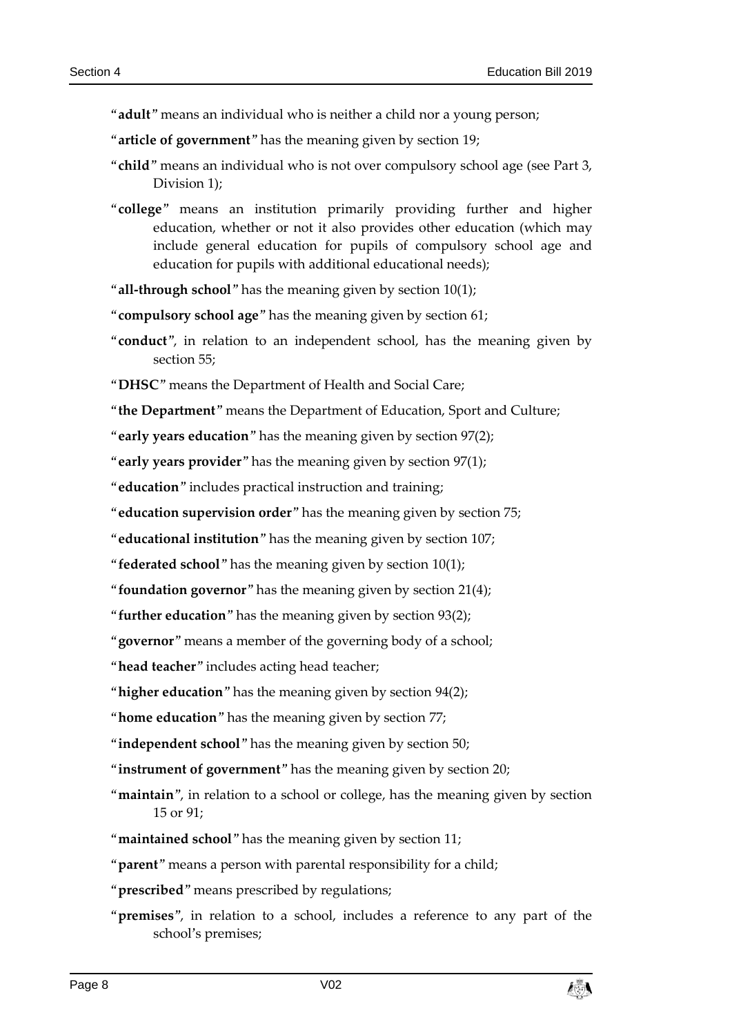"**adult**" means an individual who is neither a child nor a young person;

"**article of government**" has the meaning given by section 19;

"**child**" means an individual who is not over compulsory school age (see Part 3, Division 1);

"**college**" means an institution primarily providing further and higher education, whether or not it also provides other education (which may include general education for pupils of compulsory school age and education for pupils with additional educational needs);

"**all-through school**" has the meaning given by section 10(1);

"**compulsory school age**" has the meaning given by section 61;

"**conduct**", in relation to an independent school, has the meaning given by section 55;

"**DHSC**" means the Department of Health and Social Care;

"**the Department**" means the Department of Education, Sport and Culture;

"**early years education**" has the meaning given by section 97(2);

"**early years provider**" has the meaning given by section 97(1);

"**education**" includes practical instruction and training;

"**education supervision order**" has the meaning given by section 75;

"**educational institution**" has the meaning given by section 107;

"**federated school**" has the meaning given by section 10(1);

"**foundation governor**" has the meaning given by section 21(4);

"**further education**" has the meaning given by section 93(2);

"**governor**" means a member of the governing body of a school;

"**head teacher**" includes acting head teacher;

"**higher education**" has the meaning given by section 94(2);

"**home education**" has the meaning given by section 77;

"**independent school**" has the meaning given by section 50;

"**instrument of government**" has the meaning given by section 20;

"**maintain**", in relation to a school or college, has the meaning given by section 15 or 91;

"**maintained school**" has the meaning given by section 11;

"**parent**" means a person with parental responsibility for a child;

"**prescribed**" means prescribed by regulations;

"**premises**", in relation to a school, includes a reference to any part of the school's premises;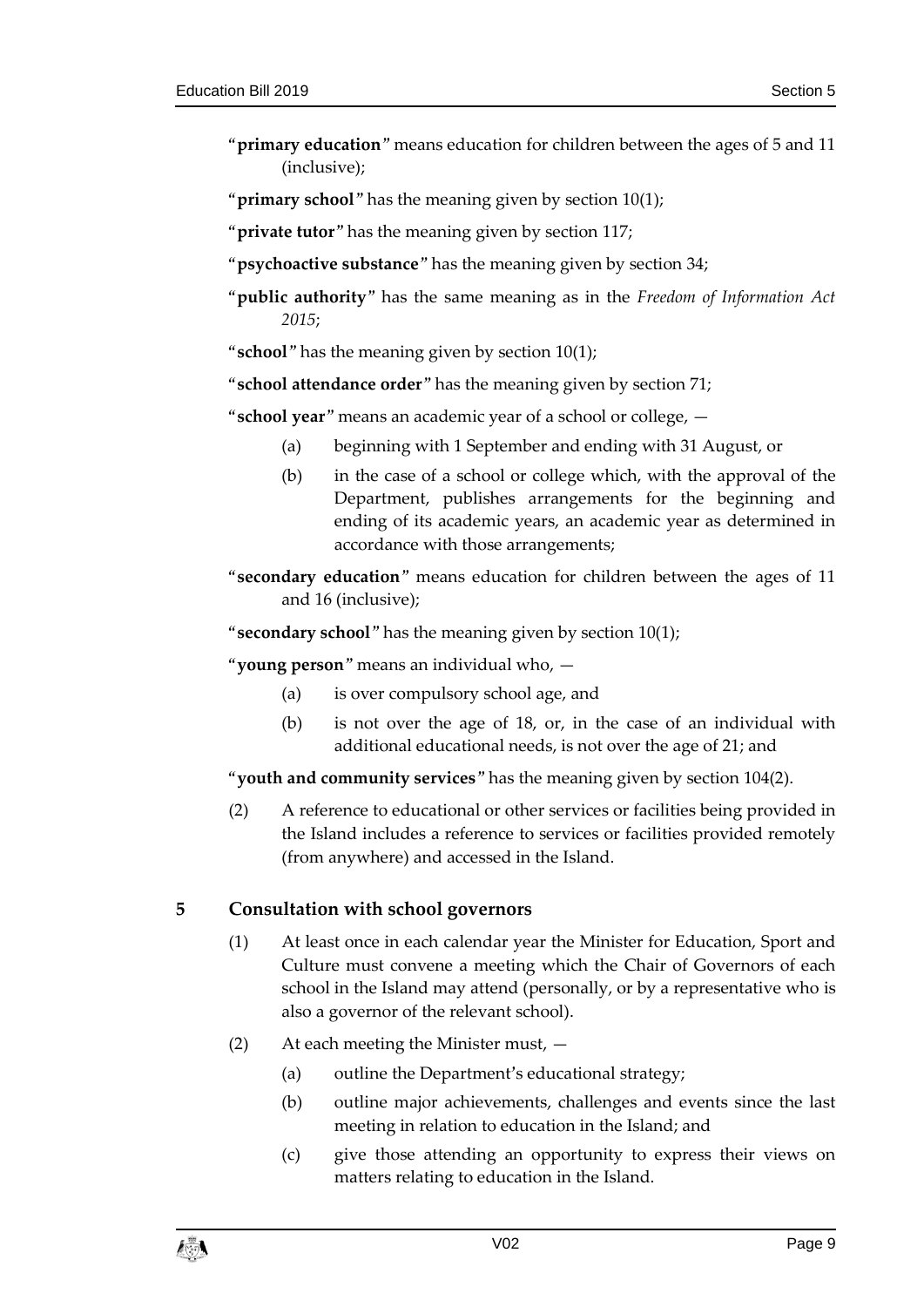"**primary education**" means education for children between the ages of 5 and 11 (inclusive);

"**primary school**" has the meaning given by section 10(1);

"**private tutor**" has the meaning given by section 117;

"**psychoactive substance**" has the meaning given by section 34;

"**public authority**" has the same meaning as in the *Freedom of Information Act 2015*;

"**school**" has the meaning given by section 10(1);

"**school attendance order**" has the meaning given by section 71;

"**school year**" means an academic year of a school or college, —

(a) beginning with 1 September and ending with 31 August, or

(b) in the case of a school or college which, with the approval of the Department, publishes arrangements for the beginning and ending of its academic years, an academic year as determined in accordance with those arrangements;

"**secondary education**" means education for children between the ages of 11 and 16 (inclusive);

"**secondary school**" has the meaning given by section 10(1);

"**young person**" means an individual who, —

(a) is over compulsory school age, and

(b) is not over the age of 18, or, in the case of an individual with additional educational needs, is not over the age of 21; and

"**youth and community services**" has the meaning given by section 104(2).

(2) A reference to educational or other services or facilities being provided in the Island includes a reference to services or facilities provided remotely (from anywhere) and accessed in the Island.

## 5 Consultation with school governors

(1) At least once in each calendar year the Minister for Education, Sport and Culture must convene a meeting which the Chair of Governors of each school in the Island may attend (personally, or by a representative who is also a governor of the relevant school).

(2) At each meeting the Minister must, —

(a) outline the Department's educational strategy;

(b) outline major achievements, challenges and events since the last meeting in relation to education in the Island; and

(c) give those attending an opportunity to express their views on matters relating to education in the Island.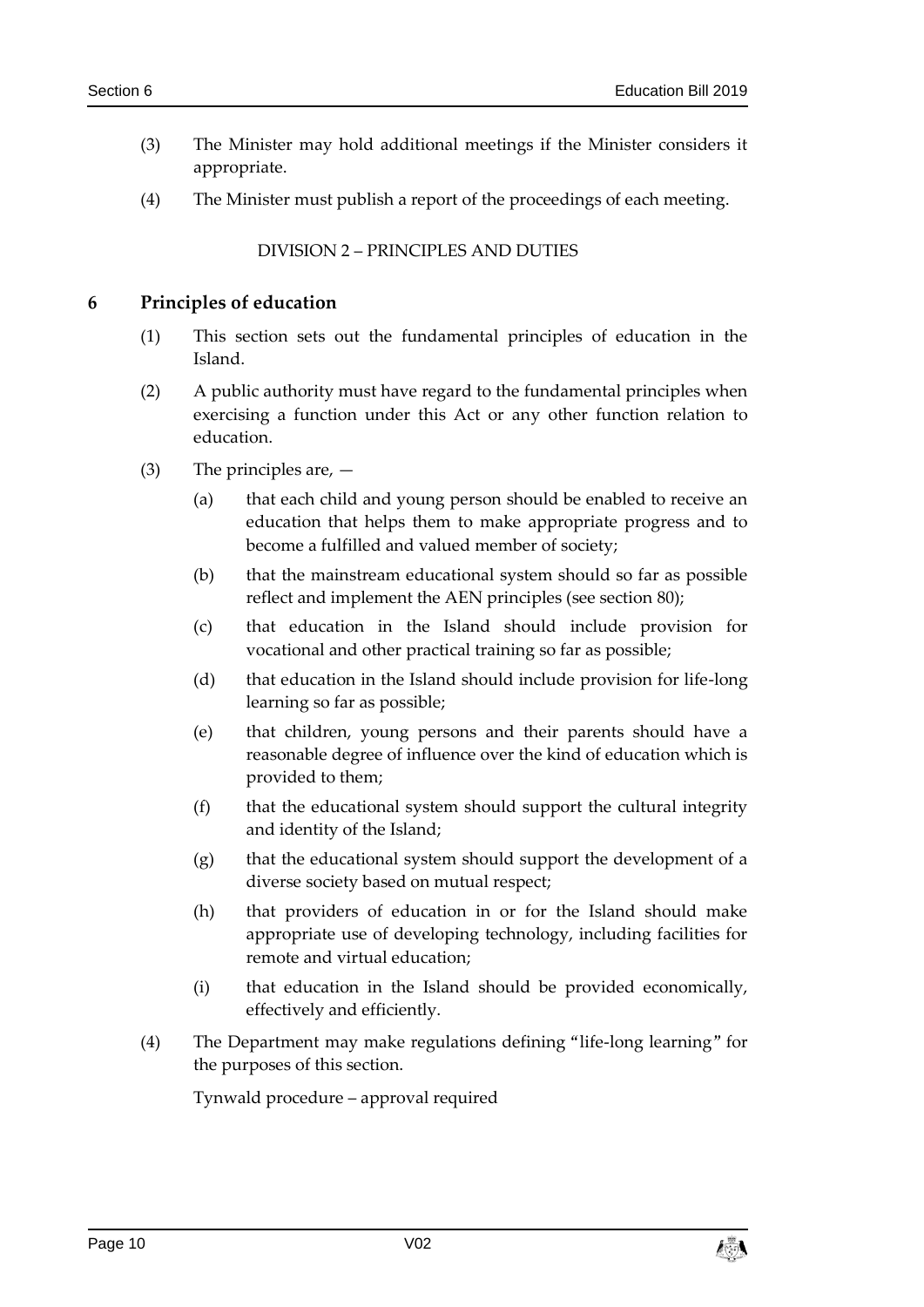(3) The Minister may hold additional meetings if the Minister considers it appropriate.

(4) The Minister must publish a report of the proceedings of each meeting.

DIVISION 2 – PRINCIPLES AND DUTIES

## 6 Principles of education

(1) This section sets out the fundamental principles of education in the Island.

(2) A public authority must have regard to the fundamental principles when exercising a function under this Act or any other function relation to education.

(3) The principles are, —

- (a) that each child and young person should be enabled to receive an education that helps them to make appropriate progress and to become a fulfilled and valued member of society;
- (b) that the mainstream educational system should so far as possible reflect and implement the AEN principles (see section 80);
- (c) that education in the Island should include provision for vocational and other practical training so far as possible;
- (d) that education in the Island should include provision for life-long learning so far as possible;
- (e) that children, young persons and their parents should have a reasonable degree of influence over the kind of education which is provided to them;
- (f) that the educational system should support the cultural integrity and identity of the Island;
- (g) that the educational system should support the development of a diverse society based on mutual respect;
- (h) that providers of education in or for the Island should make appropriate use of developing technology, including facilities for remote and virtual education;
- (i) that education in the Island should be provided economically, effectively and efficiently.

(4) The Department may make regulations defining "life-long learning" for the purposes of this section.

Tynwald procedure – approval required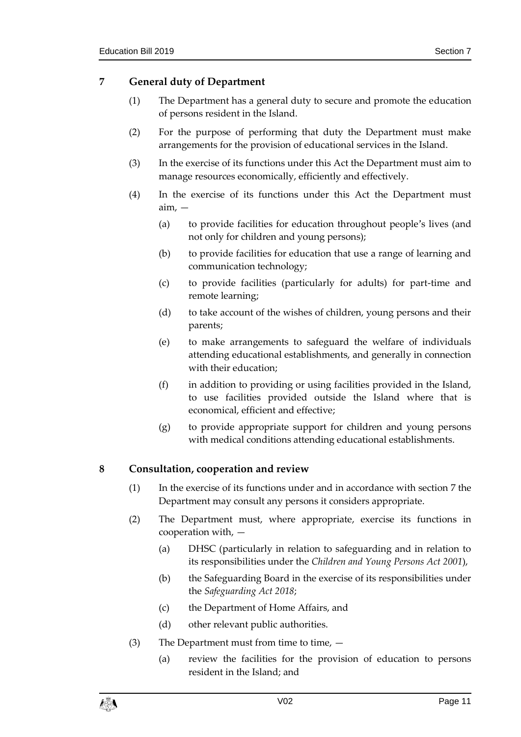## 7 General duty of Department

(1) The Department has a general duty to secure and promote the education of persons resident in the Island.

(2) For the purpose of performing that duty the Department must make arrangements for the provision of educational services in the Island.

(3) In the exercise of its functions under this Act the Department must aim to manage resources economically, efficiently and effectively.

(4) In the exercise of its functions under this Act the Department must aim, —

(a) to provide facilities for education throughout people's lives (and not only for children and young persons);

(b) to provide facilities for education that use a range of learning and communication technology;

(c) to provide facilities (particularly for adults) for part-time and remote learning;

(d) to take account of the wishes of children, young persons and their parents;

(e) to make arrangements to safeguard the welfare of individuals attending educational establishments, and generally in connection with their education;

(f) in addition to providing or using facilities provided in the Island, to use facilities provided outside the Island where that is economical, efficient and effective;

(g) to provide appropriate support for children and young persons with medical conditions attending educational establishments.

## 8 Consultation, cooperation and review

(1) In the exercise of its functions under and in accordance with section 7 the Department may consult any persons it considers appropriate.

(2) The Department must, where appropriate, exercise its functions in cooperation with, —

(a) DHSC (particularly in relation to safeguarding and in relation to its responsibilities under the *Children and Young Persons Act 2001*),

(b) the Safeguarding Board in the exercise of its responsibilities under the *Safeguarding Act 2018*;

(c) the Department of Home Affairs, and

(d) other relevant public authorities.

(3) The Department must from time to time, —

(a) review the facilities for the provision of education to persons resident in the Island; and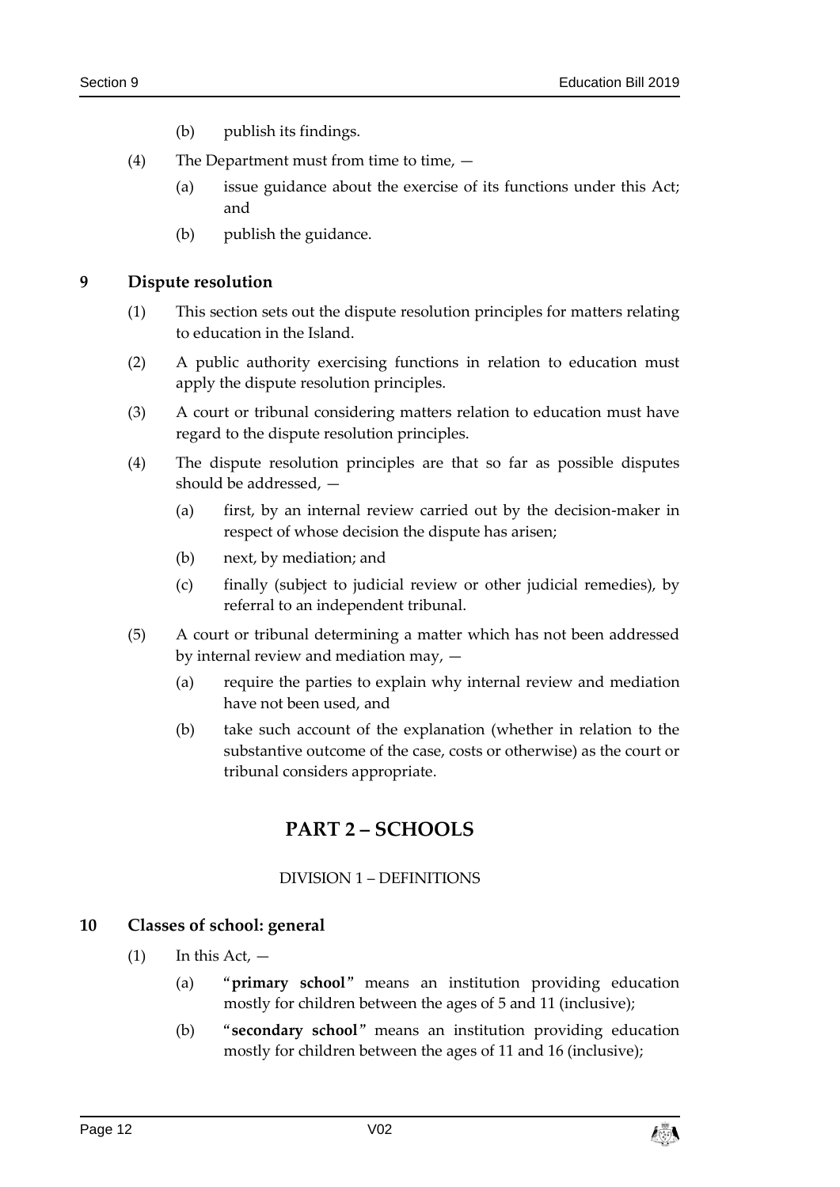(b) publish its findings.

(4) The Department must from time to time, —

(a) issue guidance about the exercise of its functions under this Act; and

(b) publish the guidance.

### 9 Dispute resolution

(1) This section sets out the dispute resolution principles for matters relating to education in the Island.

(2) A public authority exercising functions in relation to education must apply the dispute resolution principles.

(3) A court or tribunal considering matters relation to education must have regard to the dispute resolution principles.

(4) The dispute resolution principles are that so far as possible disputes should be addressed, —

(a) first, by an internal review carried out by the decision-maker in respect of whose decision the dispute has arisen;

(b) next, by mediation; and

(c) finally (subject to judicial review or other judicial remedies), by referral to an independent tribunal.

(5) A court or tribunal determining a matter which has not been addressed by internal review and mediation may, —

(a) require the parties to explain why internal review and mediation have not been used, and

(b) take such account of the explanation (whether in relation to the substantive outcome of the case, costs or otherwise) as the court or tribunal considers appropriate.

## PART 2 – SCHOOLS

DIVISION 1 – DEFINITIONS

### 10 Classes of school: general

(1) In this Act, —

(a) "**primary school**" means an institution providing education mostly for children between the ages of 5 and 11 (inclusive);

(b) "**secondary school**" means an institution providing education mostly for children between the ages of 11 and 16 (inclusive);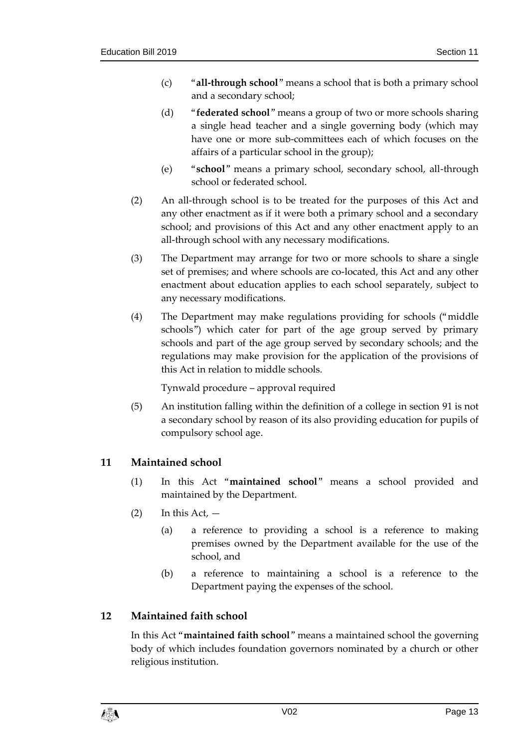(c) "**all-through school**" means a school that is both a primary school and a secondary school;

(d) "**federated school**" means a group of two or more schools sharing a single head teacher and a single governing body (which may have one or more sub-committees each of which focuses on the affairs of a particular school in the group);

(e) "**school**" means a primary school, secondary school, all-through school or federated school.

(2) An all-through school is to be treated for the purposes of this Act and any other enactment as if it were both a primary school and a secondary school; and provisions of this Act and any other enactment apply to an all-through school with any necessary modifications.

(3) The Department may arrange for two or more schools to share a single set of premises; and where schools are co-located, this Act and any other enactment about education applies to each school separately, subject to any necessary modifications.

(4) The Department may make regulations providing for schools ("middle schools") which cater for part of the age group served by primary schools and part of the age group served by secondary schools; and the regulations may make provision for the application of the provisions of this Act in relation to middle schools.

Tynwald procedure – approval required

(5) An institution falling within the definition of a college in section 91 is not a secondary school by reason of its also providing education for pupils of compulsory school age.

## 11 Maintained school

(1) In this Act "**maintained school**" means a school provided and maintained by the Department.

(2) In this Act, —

(a) a reference to providing a school is a reference to making premises owned by the Department available for the use of the school, and

(b) a reference to maintaining a school is a reference to the Department paying the expenses of the school.

## 12 Maintained faith school

In this Act "**maintained faith school**" means a maintained school the governing body of which includes foundation governors nominated by a church or other religious institution.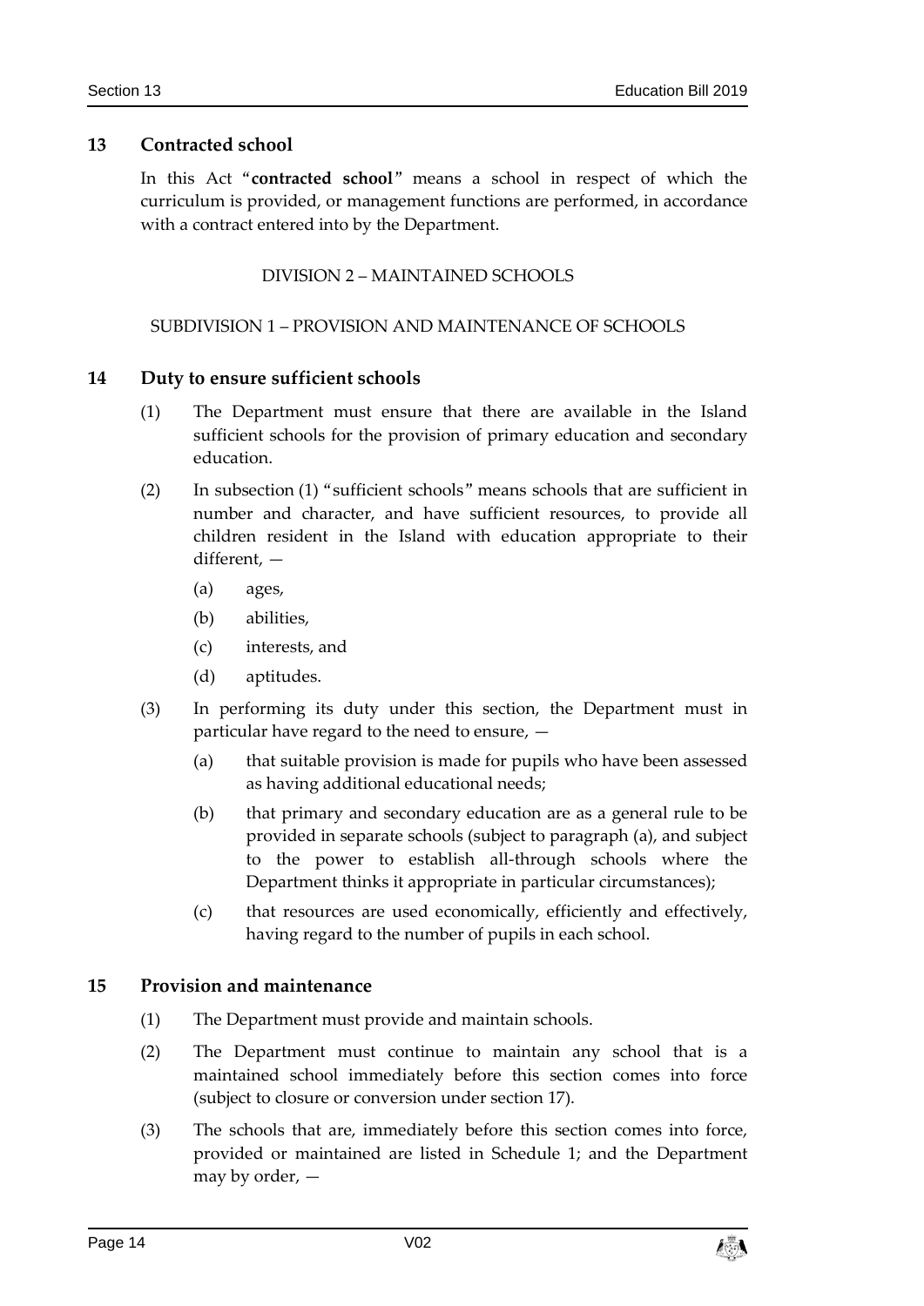## 13 Contracted school

In this Act "**contracted school**" means a school in respect of which the curriculum is provided, or management functions are performed, in accordance with a contract entered into by the Department.

DIVISION 2 – MAINTAINED SCHOOLS

SUBDIVISION 1 – PROVISION AND MAINTENANCE OF SCHOOLS

## 14 Duty to ensure sufficient schools

(1) The Department must ensure that there are available in the Island sufficient schools for the provision of primary education and secondary education.

(2) In subsection (1) "sufficient schools" means schools that are sufficient in number and character, and have sufficient resources, to provide all children resident in the Island with education appropriate to their different, —

(a) ages,

(b) abilities,

(c) interests, and

(d) aptitudes.

(3) In performing its duty under this section, the Department must in particular have regard to the need to ensure, —

(a) that suitable provision is made for pupils who have been assessed as having additional educational needs;

(b) that primary and secondary education are as a general rule to be provided in separate schools (subject to paragraph (a), and subject to the power to establish all-through schools where the Department thinks it appropriate in particular circumstances);

(c) that resources are used economically, efficiently and effectively, having regard to the number of pupils in each school.

## 15 Provision and maintenance

(1) The Department must provide and maintain schools.

(2) The Department must continue to maintain any school that is a maintained school immediately before this section comes into force (subject to closure or conversion under section 17).

(3) The schools that are, immediately before this section comes into force, provided or maintained are listed in Schedule 1; and the Department may by order, —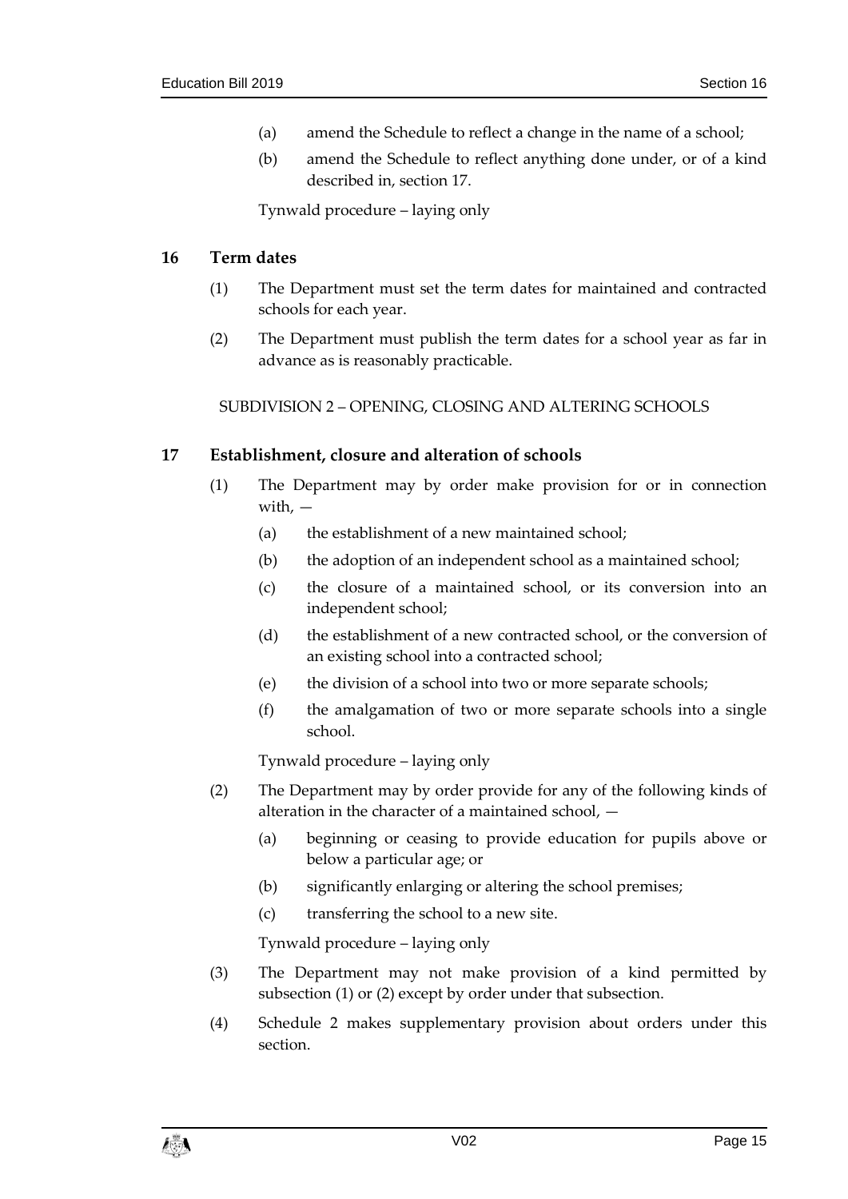(a) amend the Schedule to reflect a change in the name of a school;

(b) amend the Schedule to reflect anything done under, or of a kind described in, section 17.

Tynwald procedure – laying only

### 16 Term dates

(1) The Department must set the term dates for maintained and contracted schools for each year.

(2) The Department must publish the term dates for a school year as far in advance as is reasonably practicable.

SUBDIVISION 2 – OPENING, CLOSING AND ALTERING SCHOOLS

### 17 Establishment, closure and alteration of schools

(1) The Department may by order make provision for or in connection with, —

(a) the establishment of a new maintained school;

(b) the adoption of an independent school as a maintained school;

(c) the closure of a maintained school, or its conversion into an independent school;

(d) the establishment of a new contracted school, or the conversion of an existing school into a contracted school;

(e) the division of a school into two or more separate schools;

(f) the amalgamation of two or more separate schools into a single school.

Tynwald procedure – laying only

(2) The Department may by order provide for any of the following kinds of alteration in the character of a maintained school, —

(a) beginning or ceasing to provide education for pupils above or below a particular age; or

(b) significantly enlarging or altering the school premises;

(c) transferring the school to a new site.

Tynwald procedure – laying only

(3) The Department may not make provision of a kind permitted by subsection (1) or (2) except by order under that subsection.

(4) Schedule 2 makes supplementary provision about orders under this section.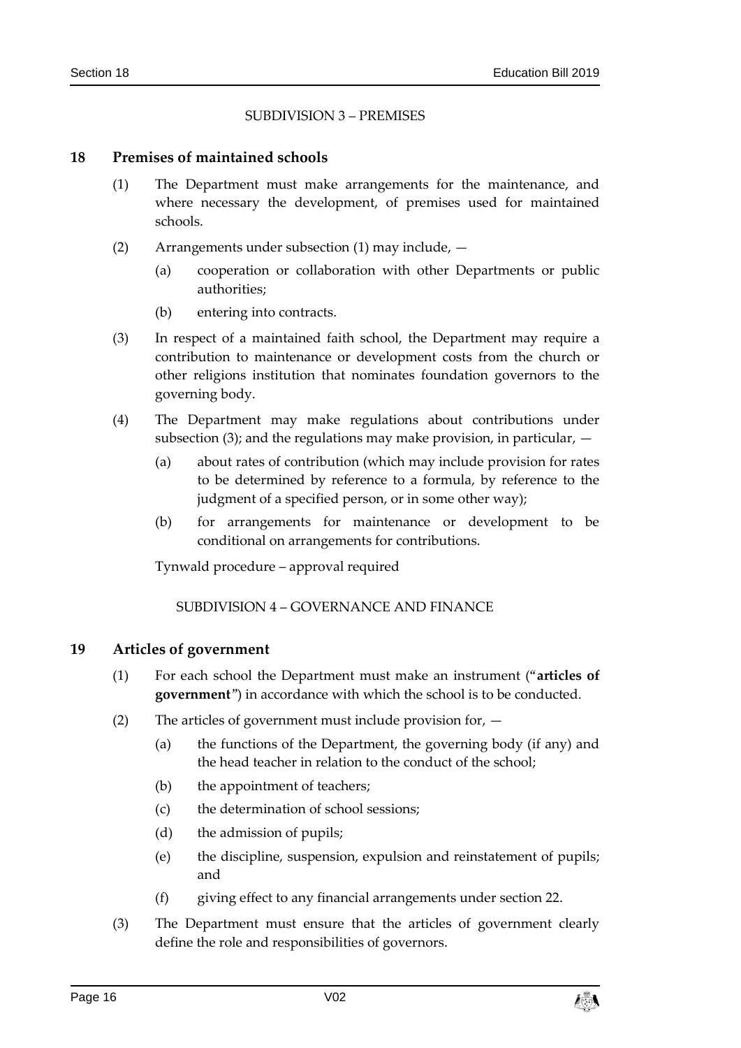SUBDIVISION 3 – PREMISES

## 18 Premises of maintained schools

(1) The Department must make arrangements for the maintenance, and where necessary the development, of premises used for maintained schools.

(2) Arrangements under subsection (1) may include, —

(a) cooperation or collaboration with other Departments or public authorities;

(b) entering into contracts.

(3) In respect of a maintained faith school, the Department may require a contribution to maintenance or development costs from the church or other religions institution that nominates foundation governors to the governing body.

(4) The Department may make regulations about contributions under subsection (3); and the regulations may make provision, in particular, —

(a) about rates of contribution (which may include provision for rates to be determined by reference to a formula, by reference to the judgment of a specified person, or in some other way);

(b) for arrangements for maintenance or development to be conditional on arrangements for contributions.

Tynwald procedure – approval required

SUBDIVISION 4 – GOVERNANCE AND FINANCE

## 19 Articles of government

(1) For each school the Department must make an instrument ("**articles of government**") in accordance with which the school is to be conducted.

(2) The articles of government must include provision for, —

(a) the functions of the Department, the governing body (if any) and the head teacher in relation to the conduct of the school;

(b) the appointment of teachers;

(c) the determination of school sessions;

(d) the admission of pupils;

(e) the discipline, suspension, expulsion and reinstatement of pupils; and

(f) giving effect to any financial arrangements under section 22.

(3) The Department must ensure that the articles of government clearly define the role and responsibilities of governors.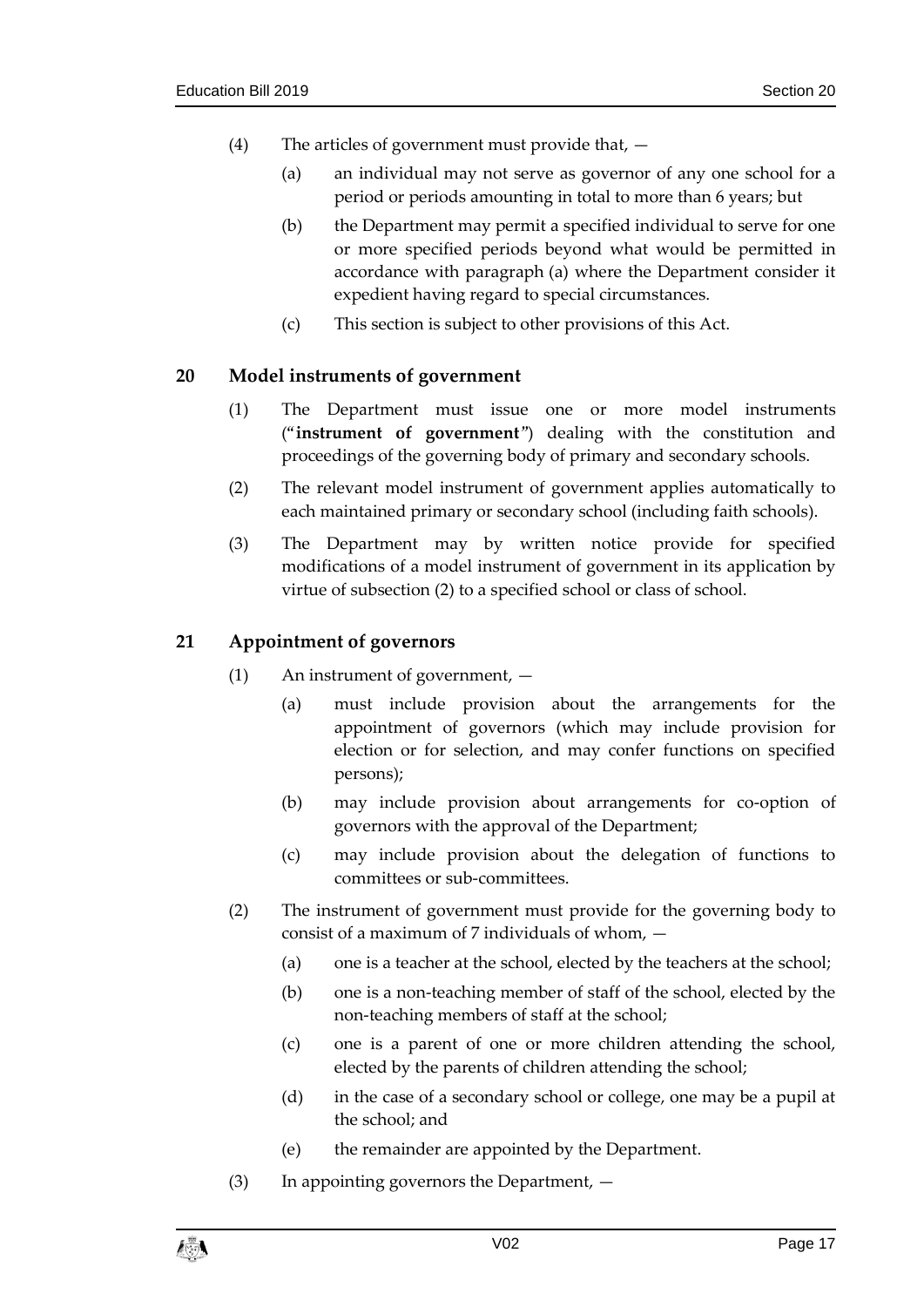(4) The articles of government must provide that, —

(a) an individual may not serve as governor of any one school for a period or periods amounting in total to more than 6 years; but

(b) the Department may permit a specified individual to serve for one or more specified periods beyond what would be permitted in accordance with paragraph (a) where the Department consider it expedient having regard to special circumstances.

(c) This section is subject to other provisions of this Act.

## 20 Model instruments of government

(1) The Department must issue one or more model instruments ("**instrument of government**") dealing with the constitution and proceedings of the governing body of primary and secondary schools.

(2) The relevant model instrument of government applies automatically to each maintained primary or secondary school (including faith schools).

(3) The Department may by written notice provide for specified modifications of a model instrument of government in its application by virtue of subsection (2) to a specified school or class of school.

## 21 Appointment of governors

(1) An instrument of government, —

(a) must include provision about the arrangements for the appointment of governors (which may include provision for election or for selection, and may confer functions on specified persons);

(b) may include provision about arrangements for co-option of governors with the approval of the Department;

(c) may include provision about the delegation of functions to committees or sub-committees.

(2) The instrument of government must provide for the governing body to consist of a maximum of 7 individuals of whom, —

(a) one is a teacher at the school, elected by the teachers at the school;

(b) one is a non-teaching member of staff of the school, elected by the non-teaching members of staff at the school;

(c) one is a parent of one or more children attending the school, elected by the parents of children attending the school;

(d) in the case of a secondary school or college, one may be a pupil at the school; and

(e) the remainder are appointed by the Department.

(3) In appointing governors the Department, —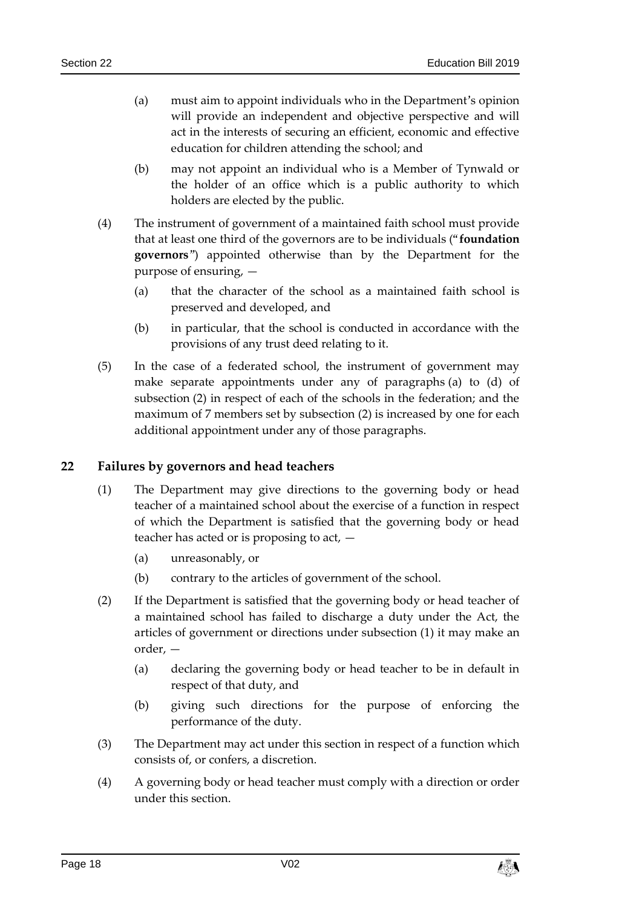(a) must aim to appoint individuals who in the Department's opinion will provide an independent and objective perspective and will act in the interests of securing an efficient, economic and effective education for children attending the school; and

(b) may not appoint an individual who is a Member of Tynwald or the holder of an office which is a public authority to which holders are elected by the public.

(4) The instrument of government of a maintained faith school must provide that at least one third of the governors are to be individuals ("**foundation governors**") appointed otherwise than by the Department for the purpose of ensuring, —

(a) that the character of the school as a maintained faith school is preserved and developed, and

(b) in particular, that the school is conducted in accordance with the provisions of any trust deed relating to it.

(5) In the case of a federated school, the instrument of government may make separate appointments under any of paragraphs (a) to (d) of subsection (2) in respect of each of the schools in the federation; and the maximum of 7 members set by subsection (2) is increased by one for each additional appointment under any of those paragraphs.

## 22 Failures by governors and head teachers

(1) The Department may give directions to the governing body or head teacher of a maintained school about the exercise of a function in respect of which the Department is satisfied that the governing body or head teacher has acted or is proposing to act, —

(a) unreasonably, or

(b) contrary to the articles of government of the school.

(2) If the Department is satisfied that the governing body or head teacher of a maintained school has failed to discharge a duty under the Act, the articles of government or directions under subsection (1) it may make an order, —

(a) declaring the governing body or head teacher to be in default in respect of that duty, and

(b) giving such directions for the purpose of enforcing the performance of the duty.

(3) The Department may act under this section in respect of a function which consists of, or confers, a discretion.

(4) A governing body or head teacher must comply with a direction or order under this section.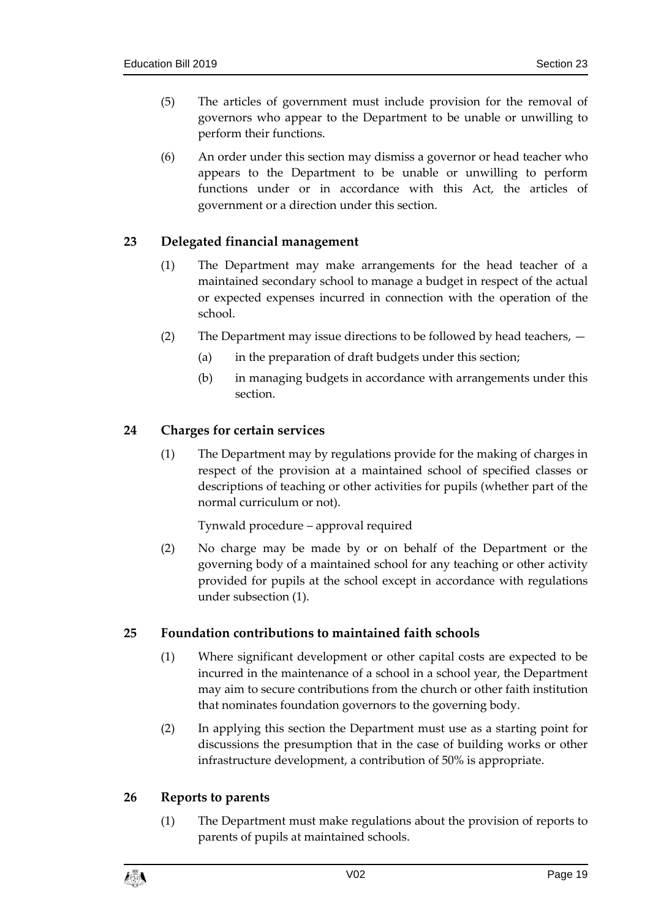(5) The articles of government must include provision for the removal of governors who appear to the Department to be unable or unwilling to perform their functions.

(6) An order under this section may dismiss a governor or head teacher who appears to the Department to be unable or unwilling to perform functions under or in accordance with this Act, the articles of government or a direction under this section.

## 23 Delegated financial management

(1) The Department may make arrangements for the head teacher of a maintained secondary school to manage a budget in respect of the actual or expected expenses incurred in connection with the operation of the school.

(2) The Department may issue directions to be followed by head teachers, —

(a) in the preparation of draft budgets under this section;

(b) in managing budgets in accordance with arrangements under this section.

## 24 Charges for certain services

(1) The Department may by regulations provide for the making of charges in respect of the provision at a maintained school of specified classes or descriptions of teaching or other activities for pupils (whether part of the normal curriculum or not).

Tynwald procedure – approval required

(2) No charge may be made by or on behalf of the Department or the governing body of a maintained school for any teaching or other activity provided for pupils at the school except in accordance with regulations under subsection (1).

## 25 Foundation contributions to maintained faith schools

(1) Where significant development or other capital costs are expected to be incurred in the maintenance of a school in a school year, the Department may aim to secure contributions from the church or other faith institution that nominates foundation governors to the governing body.

(2) In applying this section the Department must use as a starting point for discussions the presumption that in the case of building works or other infrastructure development, a contribution of 50% is appropriate.

## 26 Reports to parents

(1) The Department must make regulations about the provision of reports to parents of pupils at maintained schools.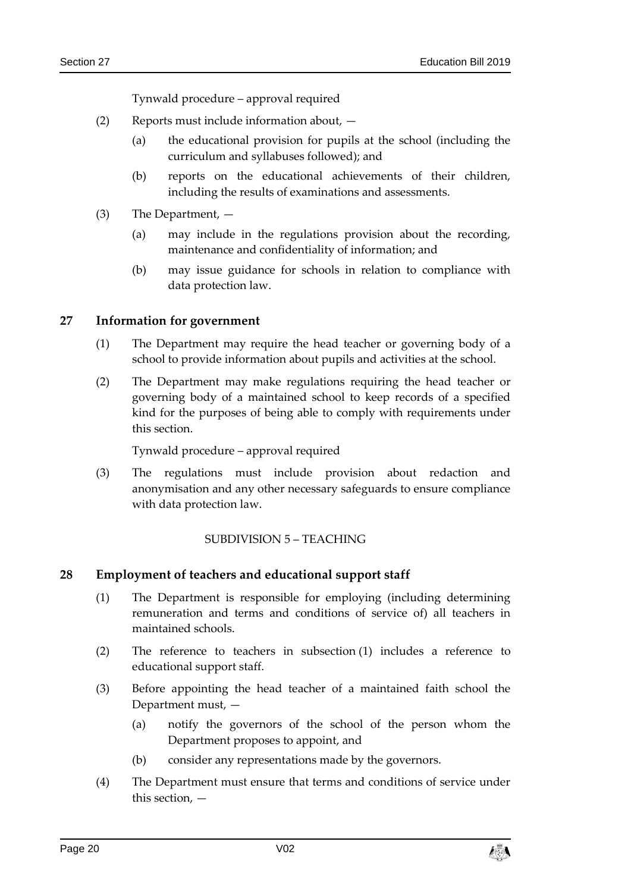Tynwald procedure – approval required

(2) Reports must include information about, —

(a) the educational provision for pupils at the school (including the curriculum and syllabuses followed); and

(b) reports on the educational achievements of their children, including the results of examinations and assessments.

(3) The Department, —

(a) may include in the regulations provision about the recording, maintenance and confidentiality of information; and

(b) may issue guidance for schools in relation to compliance with data protection law.

## 27 Information for government

(1) The Department may require the head teacher or governing body of a school to provide information about pupils and activities at the school.

(2) The Department may make regulations requiring the head teacher or governing body of a maintained school to keep records of a specified kind for the purposes of being able to comply with requirements under this section.

Tynwald procedure – approval required

(3) The regulations must include provision about redaction and anonymisation and any other necessary safeguards to ensure compliance with data protection law.

SUBDIVISION 5 – TEACHING

## 28 Employment of teachers and educational support staff

(1) The Department is responsible for employing (including determining remuneration and terms and conditions of service of) all teachers in maintained schools.

(2) The reference to teachers in subsection (1) includes a reference to educational support staff.

(3) Before appointing the head teacher of a maintained faith school the Department must, —

(a) notify the governors of the school of the person whom the Department proposes to appoint, and

(b) consider any representations made by the governors.

(4) The Department must ensure that terms and conditions of service under this section, —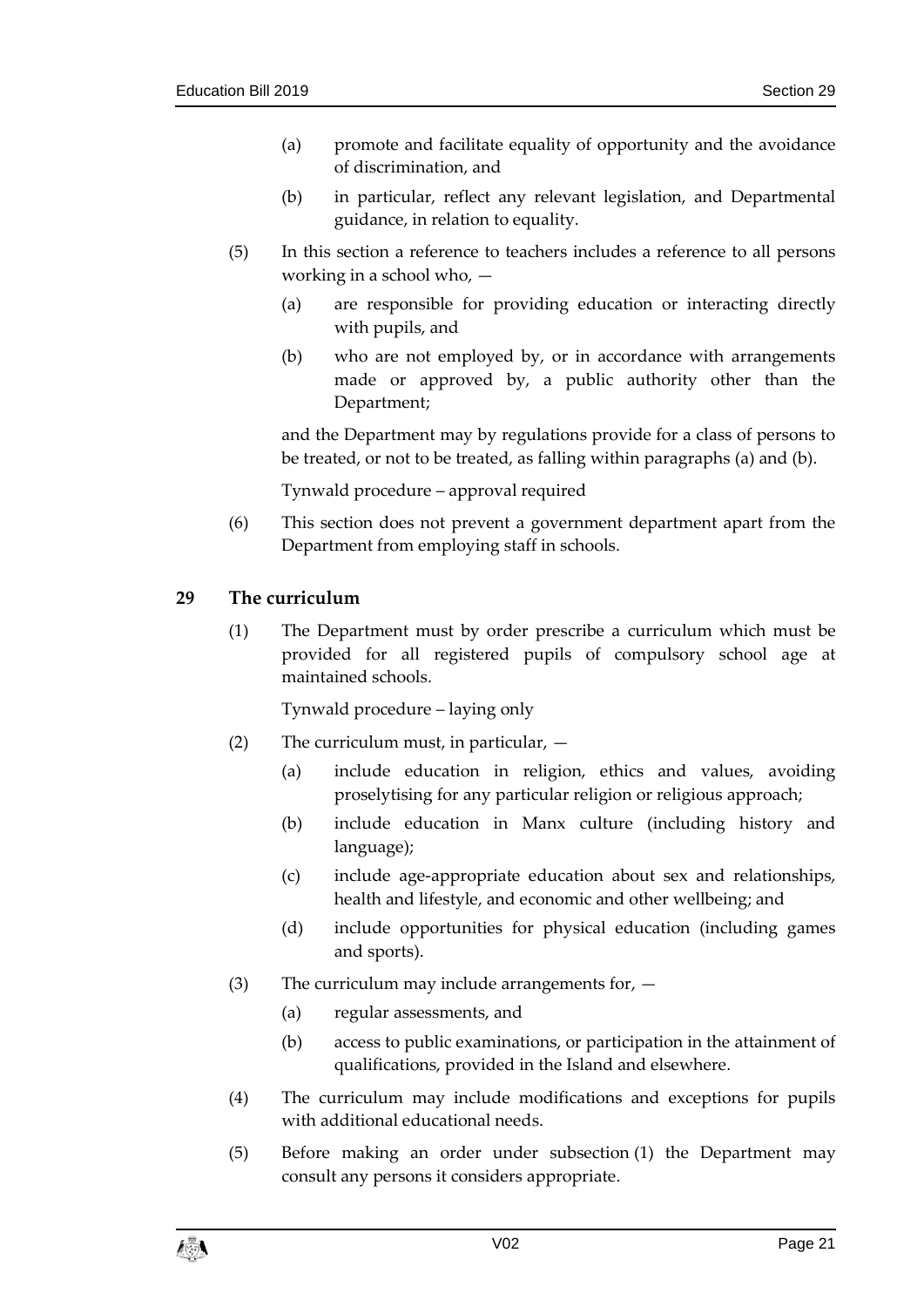(a) promote and facilitate equality of opportunity and the avoidance of discrimination, and

(b) in particular, reflect any relevant legislation, and Departmental guidance, in relation to equality.

(5) In this section a reference to teachers includes a reference to all persons working in a school who, —

(a) are responsible for providing education or interacting directly with pupils, and

(b) who are not employed by, or in accordance with arrangements made or approved by, a public authority other than the Department;

and the Department may by regulations provide for a class of persons to be treated, or not to be treated, as falling within paragraphs (a) and (b).

Tynwald procedure – approval required

(6) This section does not prevent a government department apart from the Department from employing staff in schools.

## 29 The curriculum

(1) The Department must by order prescribe a curriculum which must be provided for all registered pupils of compulsory school age at maintained schools.

Tynwald procedure – laying only

(2) The curriculum must, in particular, —

(a) include education in religion, ethics and values, avoiding proselytising for any particular religion or religious approach;

(b) include education in Manx culture (including history and language);

(c) include age-appropriate education about sex and relationships, health and lifestyle, and economic and other wellbeing; and

(d) include opportunities for physical education (including games and sports).

(3) The curriculum may include arrangements for, —

(a) regular assessments, and

(b) access to public examinations, or participation in the attainment of qualifications, provided in the Island and elsewhere.

(4) The curriculum may include modifications and exceptions for pupils with additional educational needs.

(5) Before making an order under subsection (1) the Department may consult any persons it considers appropriate.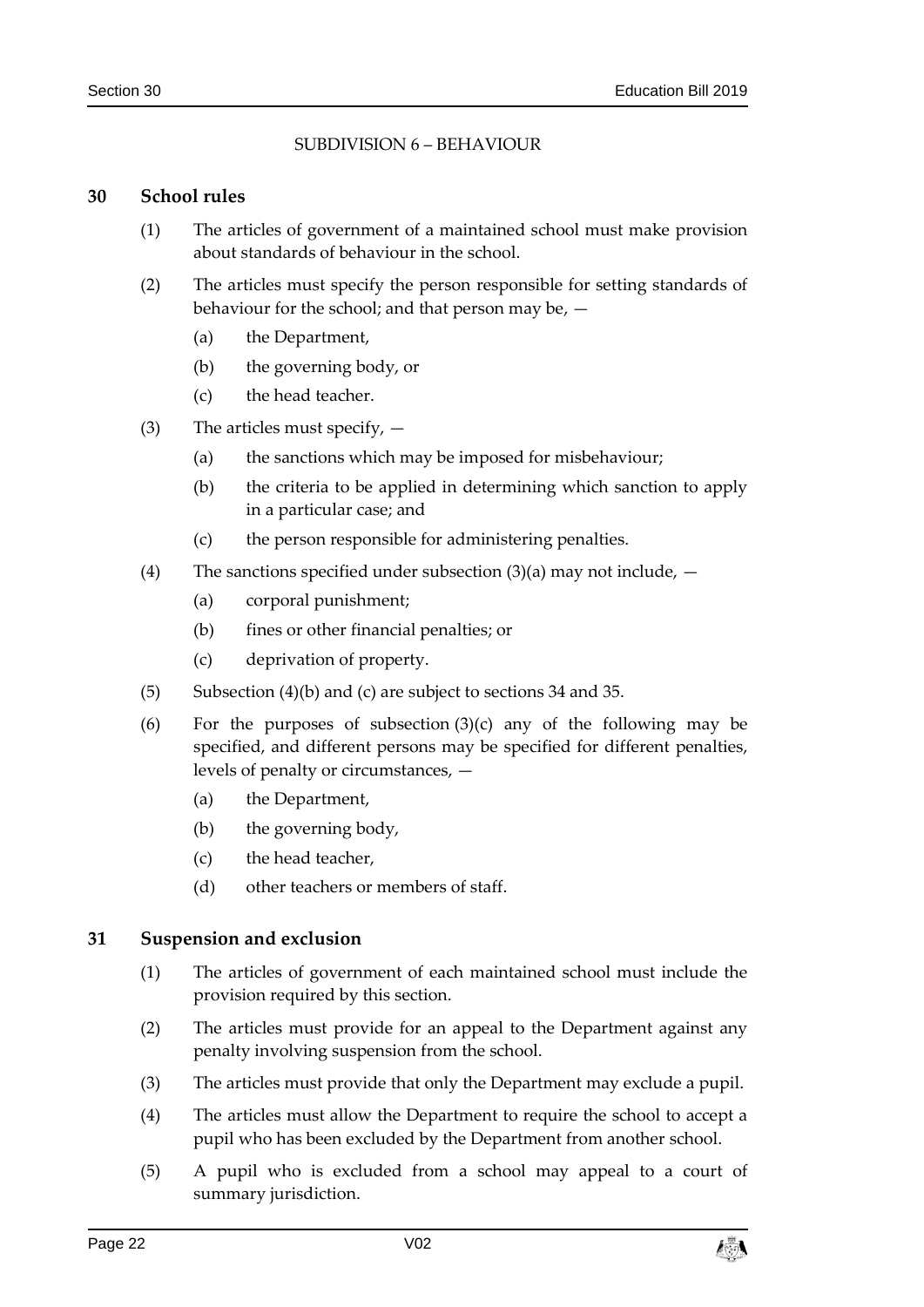SUBDIVISION 6 – BEHAVIOUR

### 30 School rules

(1) The articles of government of a maintained school must make provision about standards of behaviour in the school.

(2) The articles must specify the person responsible for setting standards of behaviour for the school; and that person may be, —

- (a) the Department,
- (b) the governing body, or
- (c) the head teacher.

(3) The articles must specify, —

- (a) the sanctions which may be imposed for misbehaviour;
- (b) the criteria to be applied in determining which sanction to apply in a particular case; and
- (c) the person responsible for administering penalties.

(4) The sanctions specified under subsection (3)(a) may not include, —

- (a) corporal punishment;
- (b) fines or other financial penalties; or
- (c) deprivation of property.

(5) Subsection (4)(b) and (c) are subject to sections 34 and 35.

(6) For the purposes of subsection (3)(c) any of the following may be specified, and different persons may be specified for different penalties, levels of penalty or circumstances, —

- (a) the Department,
- (b) the governing body,
- (c) the head teacher,
- (d) other teachers or members of staff.

### 31 Suspension and exclusion

(1) The articles of government of each maintained school must include the provision required by this section.

(2) The articles must provide for an appeal to the Department against any penalty involving suspension from the school.

(3) The articles must provide that only the Department may exclude a pupil.

(4) The articles must allow the Department to require the school to accept a pupil who has been excluded by the Department from another school.

(5) A pupil who is excluded from a school may appeal to a court of summary jurisdiction.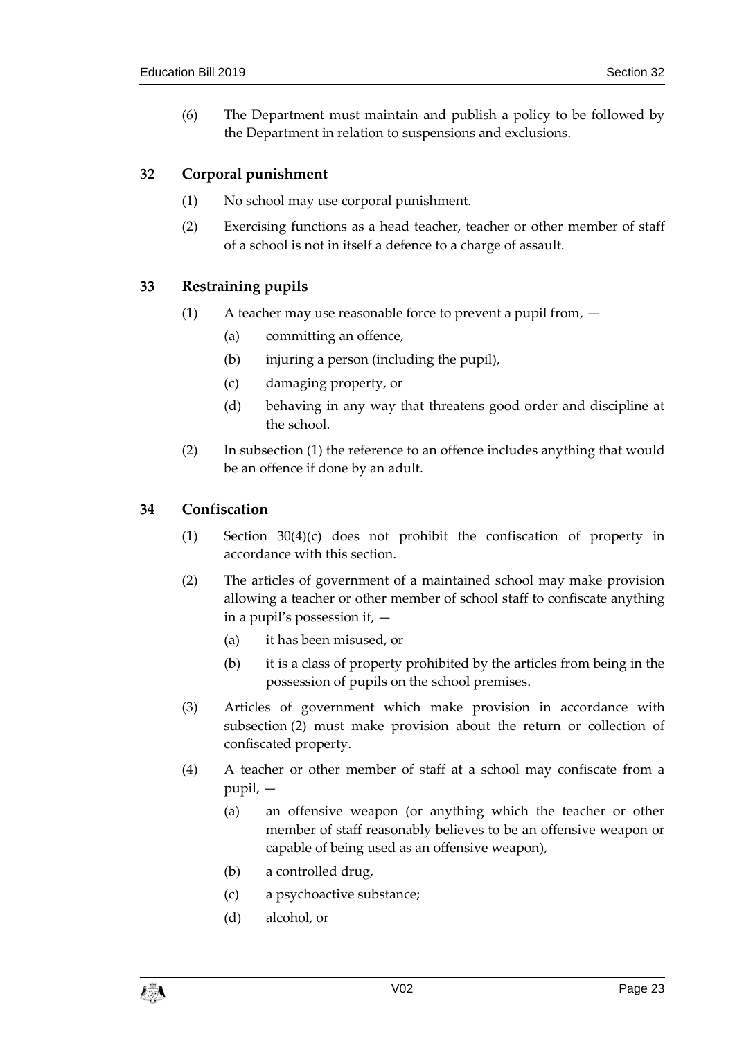(6) The Department must maintain and publish a policy to be followed by the Department in relation to suspensions and exclusions.

## 32 Corporal punishment

(1) No school may use corporal punishment.

(2) Exercising functions as a head teacher, teacher or other member of staff of a school is not in itself a defence to a charge of assault.

## 33 Restraining pupils

(1) A teacher may use reasonable force to prevent a pupil from, —

- (a) committing an offence,
- (b) injuring a person (including the pupil),
- (c) damaging property, or
- (d) behaving in any way that threatens good order and discipline at the school.

(2) In subsection (1) the reference to an offence includes anything that would be an offence if done by an adult.

## 34 Confiscation

(1) Section 30(4)(c) does not prohibit the confiscation of property in accordance with this section.

(2) The articles of government of a maintained school may make provision allowing a teacher or other member of school staff to confiscate anything in a pupil's possession if, —

- (a) it has been misused, or
- (b) it is a class of property prohibited by the articles from being in the possession of pupils on the school premises.

(3) Articles of government which make provision in accordance with subsection (2) must make provision about the return or collection of confiscated property.

(4) A teacher or other member of staff at a school may confiscate from a pupil, —

- (a) an offensive weapon (or anything which the teacher or other member of staff reasonably believes to be an offensive weapon or capable of being used as an offensive weapon),
- (b) a controlled drug,
- (c) a psychoactive substance;
- (d) alcohol, or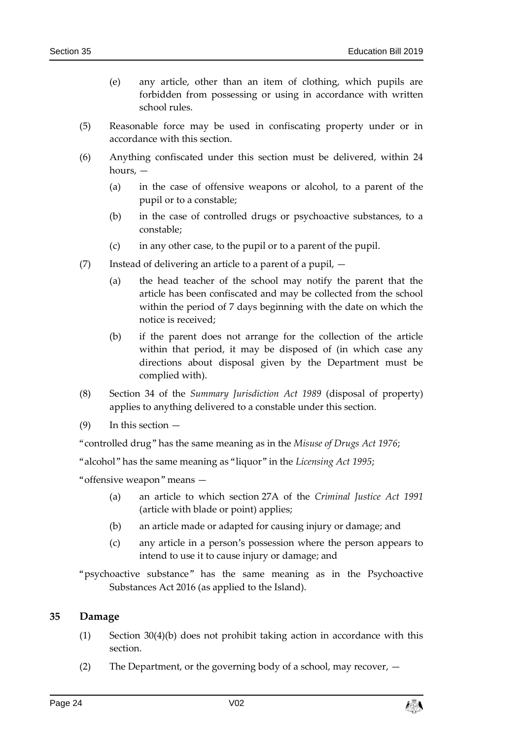(e) any article, other than an item of clothing, which pupils are forbidden from possessing or using in accordance with written school rules.

(5) Reasonable force may be used in confiscating property under or in accordance with this section.

(6) Anything confiscated under this section must be delivered, within 24 hours, —

(a) in the case of offensive weapons or alcohol, to a parent of the pupil or to a constable;

(b) in the case of controlled drugs or psychoactive substances, to a constable;

(c) in any other case, to the pupil or to a parent of the pupil.

(7) Instead of delivering an article to a parent of a pupil, —

(a) the head teacher of the school may notify the parent that the article has been confiscated and may be collected from the school within the period of 7 days beginning with the date on which the notice is received;

(b) if the parent does not arrange for the collection of the article within that period, it may be disposed of (in which case any directions about disposal given by the Department must be complied with).

(8) Section 34 of the *Summary Jurisdiction Act 1989* (disposal of property) applies to anything delivered to a constable under this section.

(9) In this section —

"controlled drug" has the same meaning as in the *Misuse of Drugs Act 1976*;

"alcohol" has the same meaning as "liquor" in the *Licensing Act 1995*;

"offensive weapon" means —

(a) an article to which section 27A of the *Criminal Justice Act 1991* (article with blade or point) applies;

(b) an article made or adapted for causing injury or damage; and

(c) any article in a person's possession where the person appears to intend to use it to cause injury or damage; and

"psychoactive substance" has the same meaning as in the Psychoactive Substances Act 2016 (as applied to the Island).

## 35 Damage

(1) Section 30(4)(b) does not prohibit taking action in accordance with this section.

(2) The Department, or the governing body of a school, may recover, —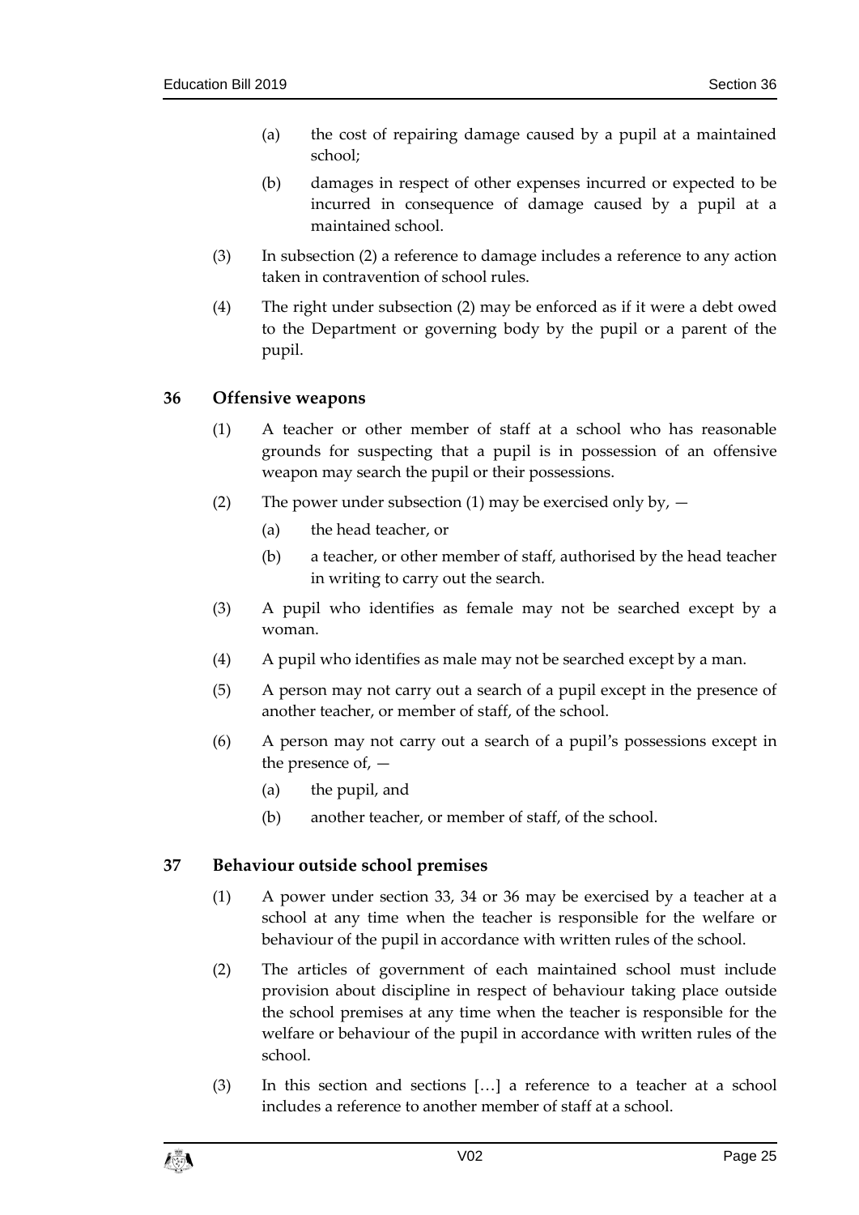(a) the cost of repairing damage caused by a pupil at a maintained school;

(b) damages in respect of other expenses incurred or expected to be incurred in consequence of damage caused by a pupil at a maintained school.

(3) In subsection (2) a reference to damage includes a reference to any action taken in contravention of school rules.

(4) The right under subsection (2) may be enforced as if it were a debt owed to the Department or governing body by the pupil or a parent of the pupil.

## 36 Offensive weapons

(1) A teacher or other member of staff at a school who has reasonable grounds for suspecting that a pupil is in possession of an offensive weapon may search the pupil or their possessions.

(2) The power under subsection (1) may be exercised only by, —

(a) the head teacher, or

(b) a teacher, or other member of staff, authorised by the head teacher in writing to carry out the search.

(3) A pupil who identifies as female may not be searched except by a woman.

(4) A pupil who identifies as male may not be searched except by a man.

(5) A person may not carry out a search of a pupil except in the presence of another teacher, or member of staff, of the school.

(6) A person may not carry out a search of a pupil's possessions except in the presence of, —

(a) the pupil, and

(b) another teacher, or member of staff, of the school.

## 37 Behaviour outside school premises

(1) A power under section 33, 34 or 36 may be exercised by a teacher at a school at any time when the teacher is responsible for the welfare or behaviour of the pupil in accordance with written rules of the school.

(2) The articles of government of each maintained school must include provision about discipline in respect of behaviour taking place outside the school premises at any time when the teacher is responsible for the welfare or behaviour of the pupil in accordance with written rules of the school.

(3) In this section and sections […] a reference to a teacher at a school includes a reference to another member of staff at a school.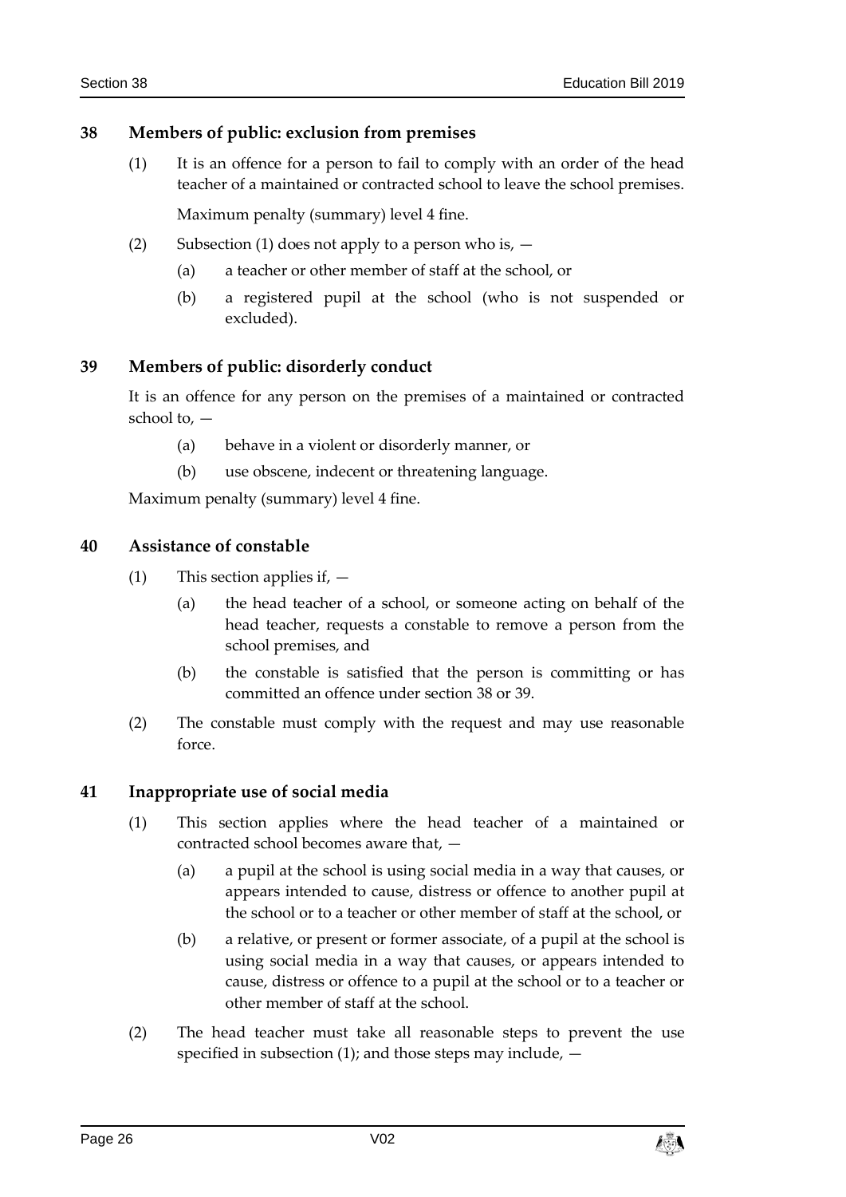## 38 Members of public: exclusion from premises

(1) It is an offence for a person to fail to comply with an order of the head teacher of a maintained or contracted school to leave the school premises.

Maximum penalty (summary) level 4 fine.

(2) Subsection (1) does not apply to a person who is, —

- (a) a teacher or other member of staff at the school, or
- (b) a registered pupil at the school (who is not suspended or excluded).

## 39 Members of public: disorderly conduct

It is an offence for any person on the premises of a maintained or contracted school to, —

- (a) behave in a violent or disorderly manner, or
- (b) use obscene, indecent or threatening language.

Maximum penalty (summary) level 4 fine.

## 40 Assistance of constable

(1) This section applies if, —

- (a) the head teacher of a school, or someone acting on behalf of the head teacher, requests a constable to remove a person from the school premises, and
- (b) the constable is satisfied that the person is committing or has committed an offence under section 38 or 39.

(2) The constable must comply with the request and may use reasonable force.

## 41 Inappropriate use of social media

(1) This section applies where the head teacher of a maintained or contracted school becomes aware that, —

- (a) a pupil at the school is using social media in a way that causes, or appears intended to cause, distress or offence to another pupil at the school or to a teacher or other member of staff at the school, or
- (b) a relative, or present or former associate, of a pupil at the school is using social media in a way that causes, or appears intended to cause, distress or offence to a pupil at the school or to a teacher or other member of staff at the school.

(2) The head teacher must take all reasonable steps to prevent the use specified in subsection (1); and those steps may include, —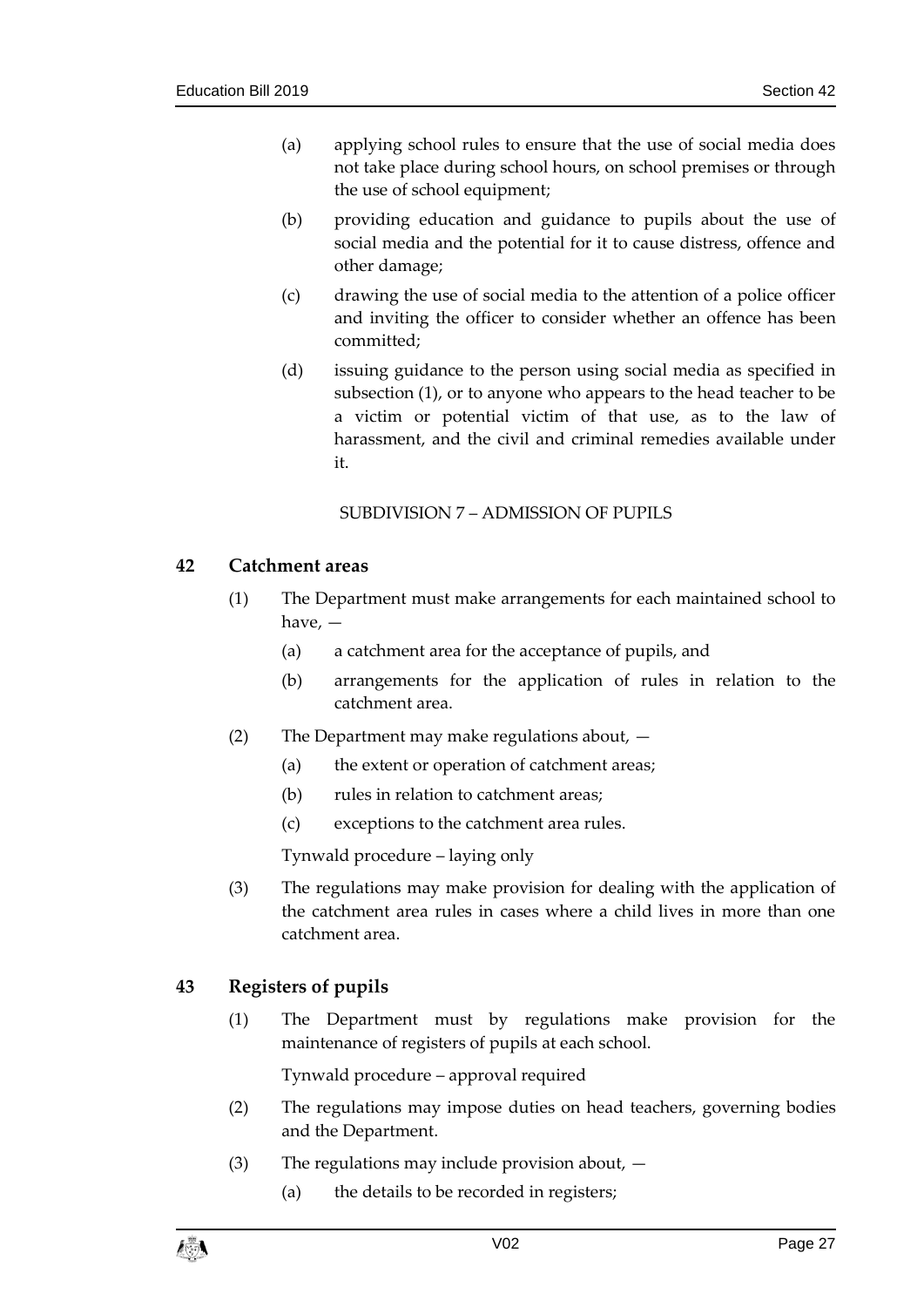(a) applying school rules to ensure that the use of social media does not take place during school hours, on school premises or through the use of school equipment;

(b) providing education and guidance to pupils about the use of social media and the potential for it to cause distress, offence and other damage;

(c) drawing the use of social media to the attention of a police officer and inviting the officer to consider whether an offence has been committed;

(d) issuing guidance to the person using social media as specified in subsection (1), or to anyone who appears to the head teacher to be a victim or potential victim of that use, as to the law of harassment, and the civil and criminal remedies available under it.

SUBDIVISION 7 – ADMISSION OF PUPILS

## 42 Catchment areas

(1) The Department must make arrangements for each maintained school to have, —

(a) a catchment area for the acceptance of pupils, and

(b) arrangements for the application of rules in relation to the catchment area.

(2) The Department may make regulations about, —

(a) the extent or operation of catchment areas;

(b) rules in relation to catchment areas;

(c) exceptions to the catchment area rules.

Tynwald procedure – laying only

(3) The regulations may make provision for dealing with the application of the catchment area rules in cases where a child lives in more than one catchment area.

## 43 Registers of pupils

(1) The Department must by regulations make provision for the maintenance of registers of pupils at each school.

Tynwald procedure – approval required

(2) The regulations may impose duties on head teachers, governing bodies and the Department.

(3) The regulations may include provision about, —

(a) the details to be recorded in registers;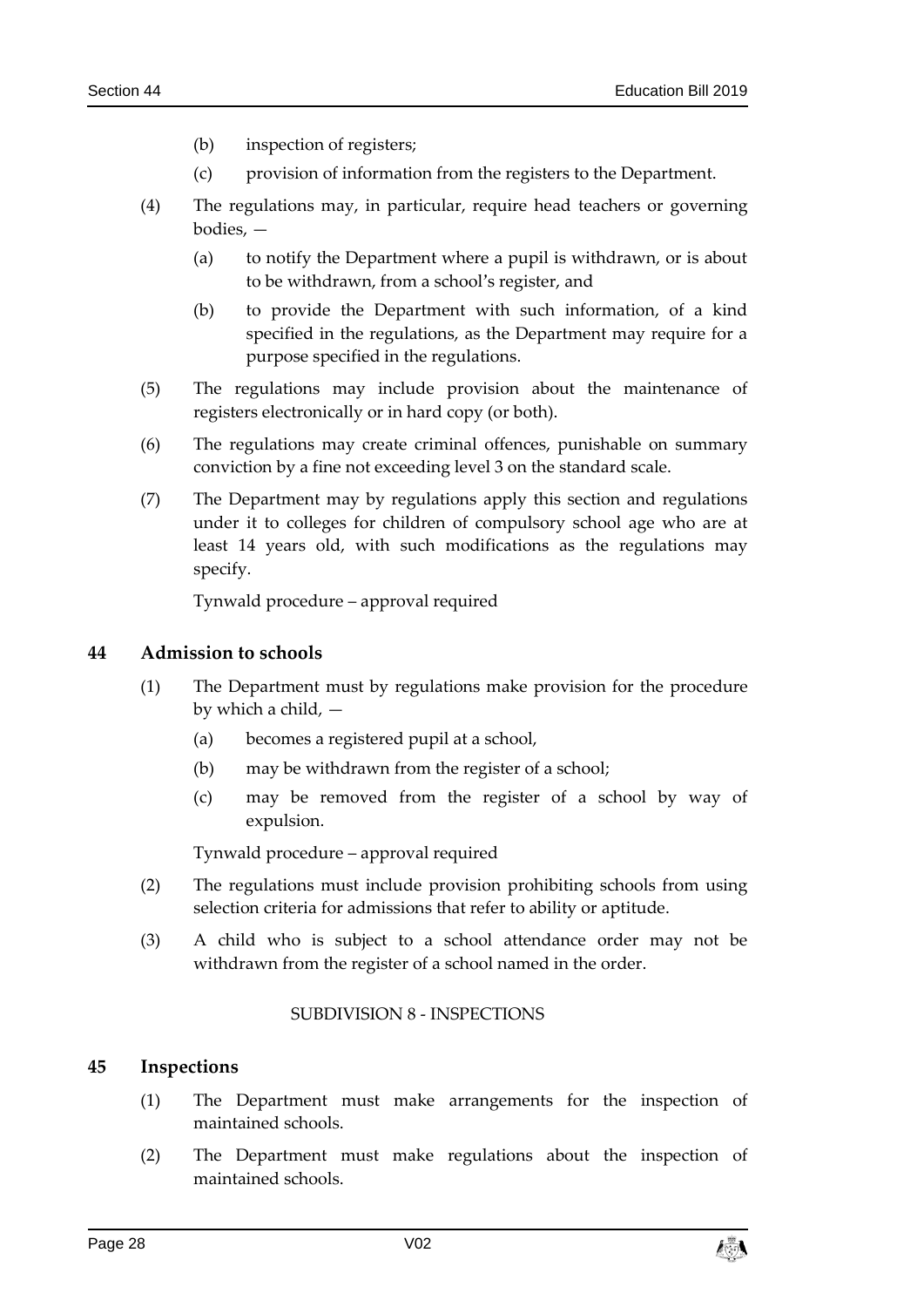(b) inspection of registers;

(c) provision of information from the registers to the Department.

(4) The regulations may, in particular, require head teachers or governing bodies, —

(a) to notify the Department where a pupil is withdrawn, or is about to be withdrawn, from a school's register, and

(b) to provide the Department with such information, of a kind specified in the regulations, as the Department may require for a purpose specified in the regulations.

(5) The regulations may include provision about the maintenance of registers electronically or in hard copy (or both).

(6) The regulations may create criminal offences, punishable on summary conviction by a fine not exceeding level 3 on the standard scale.

(7) The Department may by regulations apply this section and regulations under it to colleges for children of compulsory school age who are at least 14 years old, with such modifications as the regulations may specify.

Tynwald procedure – approval required

## 44 Admission to schools

(1) The Department must by regulations make provision for the procedure by which a child, —

(a) becomes a registered pupil at a school,

(b) may be withdrawn from the register of a school;

(c) may be removed from the register of a school by way of expulsion.

Tynwald procedure – approval required

(2) The regulations must include provision prohibiting schools from using selection criteria for admissions that refer to ability or aptitude.

(3) A child who is subject to a school attendance order may not be withdrawn from the register of a school named in the order.

SUBDIVISION 8 - INSPECTIONS

## 45 Inspections

(1) The Department must make arrangements for the inspection of maintained schools.

(2) The Department must make regulations about the inspection of maintained schools.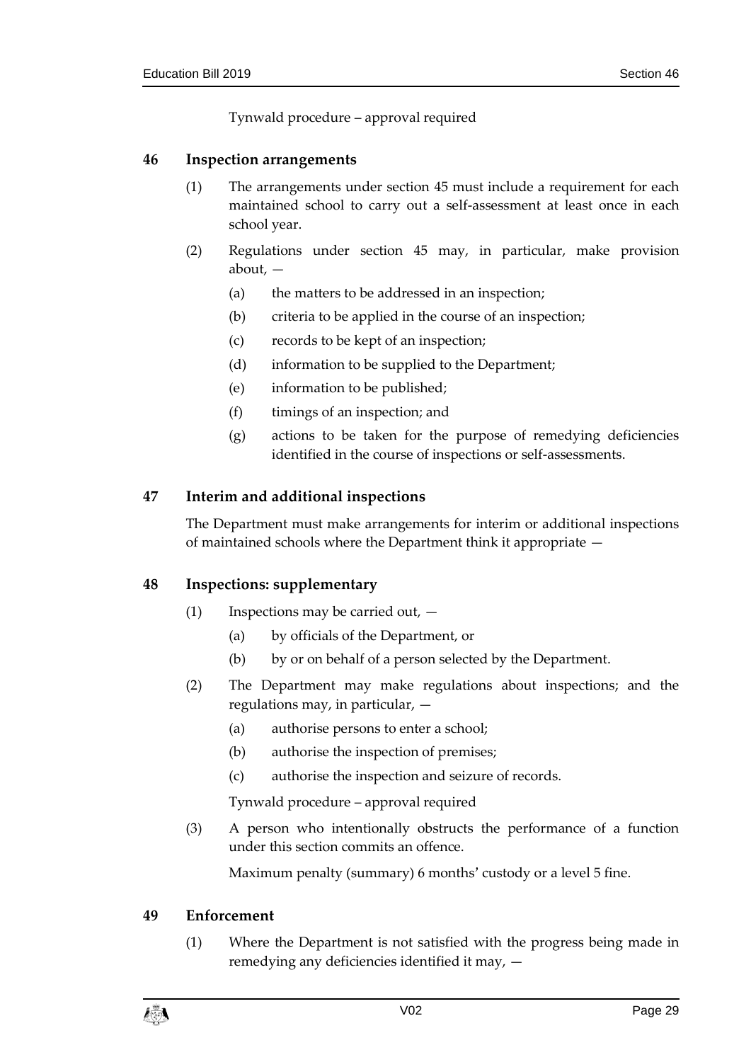Tynwald procedure – approval required

## 46 Inspection arrangements

(1) The arrangements under section 45 must include a requirement for each maintained school to carry out a self-assessment at least once in each school year.

(2) Regulations under section 45 may, in particular, make provision about, —

(a) the matters to be addressed in an inspection;

(b) criteria to be applied in the course of an inspection;

(c) records to be kept of an inspection;

(d) information to be supplied to the Department;

(e) information to be published;

(f) timings of an inspection; and

(g) actions to be taken for the purpose of remedying deficiencies identified in the course of inspections or self-assessments.

## 47 Interim and additional inspections

The Department must make arrangements for interim or additional inspections of maintained schools where the Department think it appropriate —

## 48 Inspections: supplementary

(1) Inspections may be carried out, —

(a) by officials of the Department, or

(b) by or on behalf of a person selected by the Department.

(2) The Department may make regulations about inspections; and the regulations may, in particular, —

(a) authorise persons to enter a school;

(b) authorise the inspection of premises;

(c) authorise the inspection and seizure of records.

Tynwald procedure – approval required

(3) A person who intentionally obstructs the performance of a function under this section commits an offence.

Maximum penalty (summary) 6 months' custody or a level 5 fine.

## 49 Enforcement

(1) Where the Department is not satisfied with the progress being made in remedying any deficiencies identified it may, —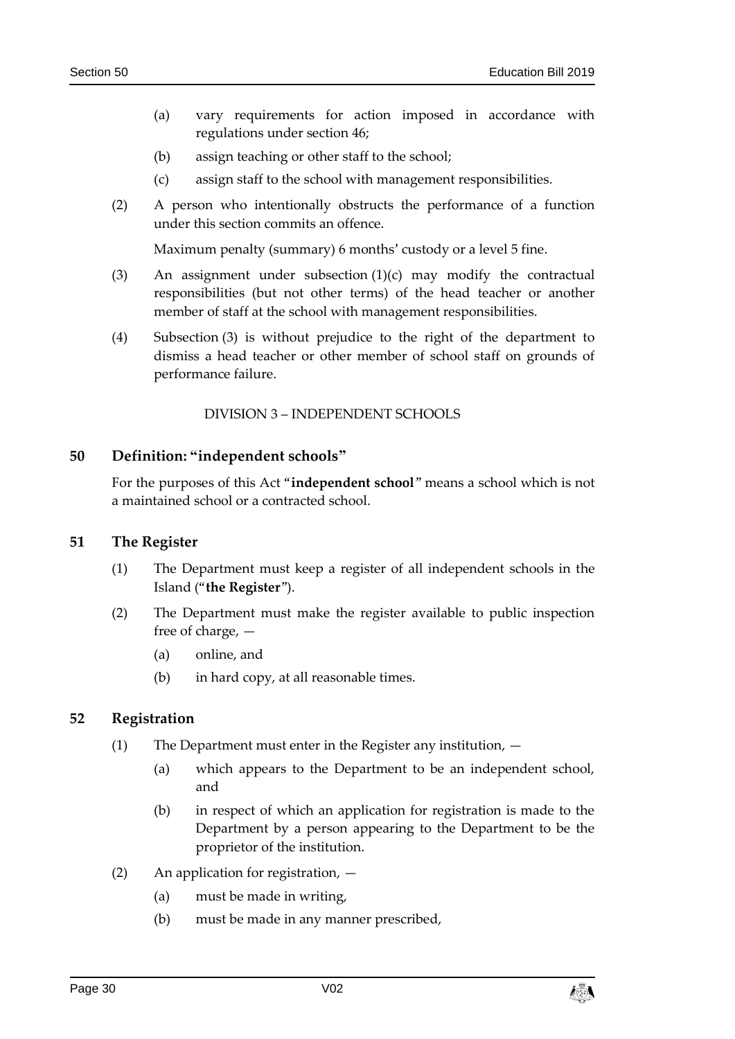(a) vary requirements for action imposed in accordance with regulations under section 46;

(b) assign teaching or other staff to the school;

(c) assign staff to the school with management responsibilities.

(2) A person who intentionally obstructs the performance of a function under this section commits an offence.

Maximum penalty (summary) 6 months' custody or a level 5 fine.

(3) An assignment under subsection (1)(c) may modify the contractual responsibilities (but not other terms) of the head teacher or another member of staff at the school with management responsibilities.

(4) Subsection (3) is without prejudice to the right of the department to dismiss a head teacher or other member of school staff on grounds of performance failure.

DIVISION 3 – INDEPENDENT SCHOOLS

## 50 Definition: "independent schools"

For the purposes of this Act "**independent school**" means a school which is not a maintained school or a contracted school.

## 51 The Register

(1) The Department must keep a register of all independent schools in the Island ("**the Register**").

(2) The Department must make the register available to public inspection free of charge, —

(a) online, and

(b) in hard copy, at all reasonable times.

## 52 Registration

(1) The Department must enter in the Register any institution, —

(a) which appears to the Department to be an independent school, and

(b) in respect of which an application for registration is made to the Department by a person appearing to the Department to be the proprietor of the institution.

(2) An application for registration, —

(a) must be made in writing,

(b) must be made in any manner prescribed,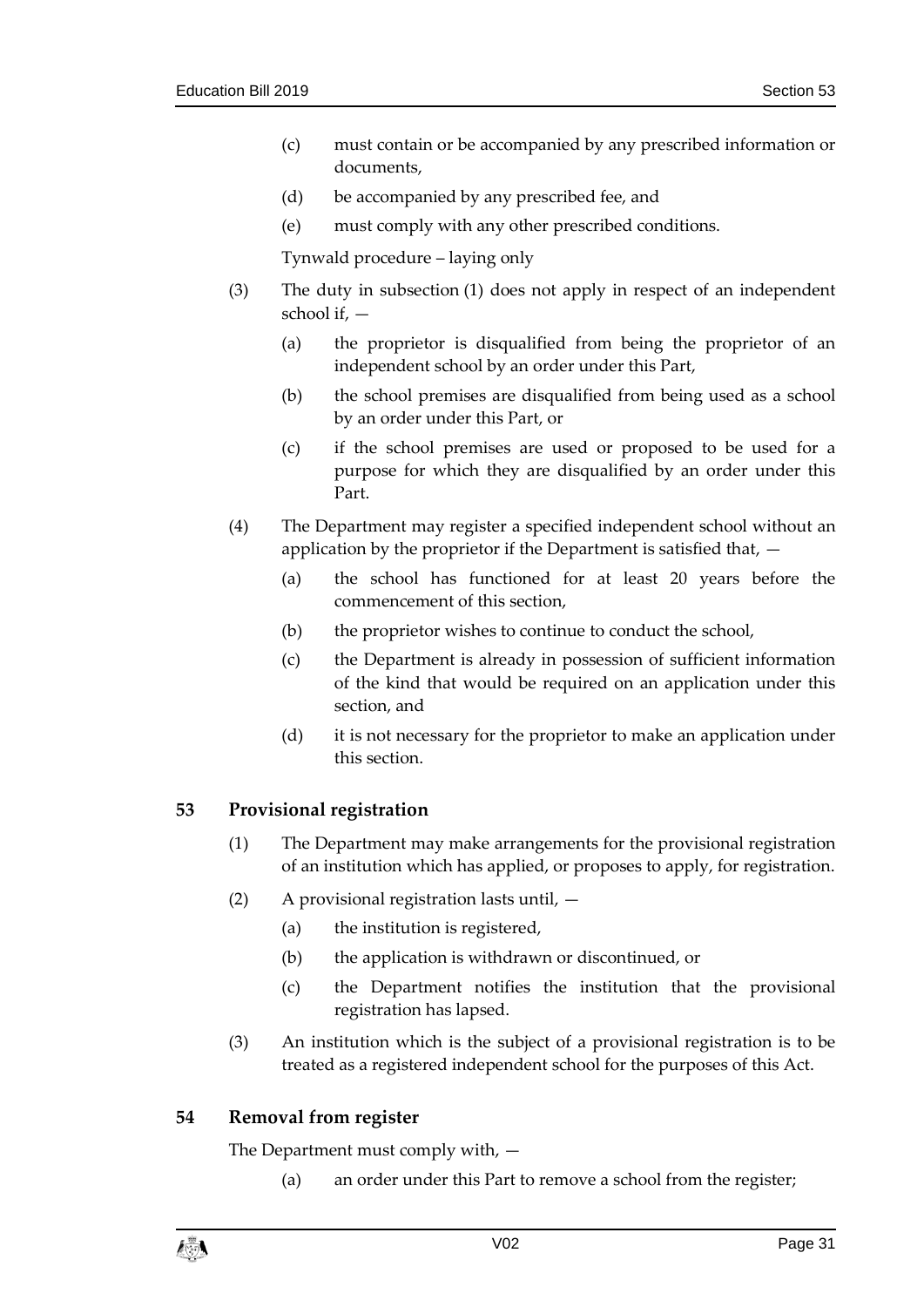(c) must contain or be accompanied by any prescribed information or documents,

(d) be accompanied by any prescribed fee, and

(e) must comply with any other prescribed conditions.

Tynwald procedure – laying only

(3) The duty in subsection (1) does not apply in respect of an independent school if, —

(a) the proprietor is disqualified from being the proprietor of an independent school by an order under this Part,

(b) the school premises are disqualified from being used as a school by an order under this Part, or

(c) if the school premises are used or proposed to be used for a purpose for which they are disqualified by an order under this Part.

(4) The Department may register a specified independent school without an application by the proprietor if the Department is satisfied that, —

(a) the school has functioned for at least 20 years before the commencement of this section,

(b) the proprietor wishes to continue to conduct the school,

(c) the Department is already in possession of sufficient information of the kind that would be required on an application under this section, and

(d) it is not necessary for the proprietor to make an application under this section.

### 53 Provisional registration

(1) The Department may make arrangements for the provisional registration of an institution which has applied, or proposes to apply, for registration.

(2) A provisional registration lasts until, —

(a) the institution is registered,

(b) the application is withdrawn or discontinued, or

(c) the Department notifies the institution that the provisional registration has lapsed.

(3) An institution which is the subject of a provisional registration is to be treated as a registered independent school for the purposes of this Act.

### 54 Removal from register

The Department must comply with, —

(a) an order under this Part to remove a school from the register;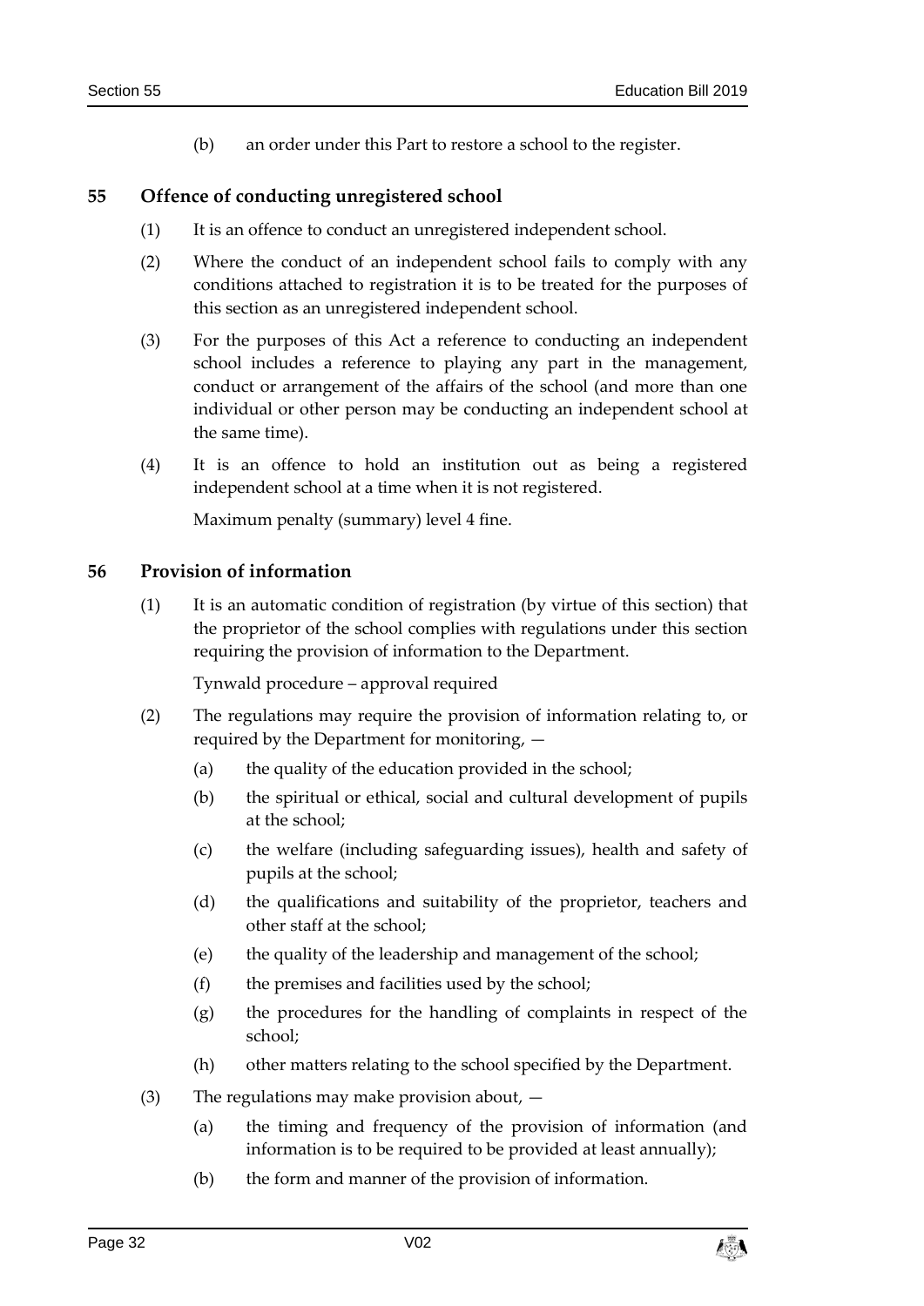(b) an order under this Part to restore a school to the register.

## 55 Offence of conducting unregistered school

(1) It is an offence to conduct an unregistered independent school.

(2) Where the conduct of an independent school fails to comply with any conditions attached to registration it is to be treated for the purposes of this section as an unregistered independent school.

(3) For the purposes of this Act a reference to conducting an independent school includes a reference to playing any part in the management, conduct or arrangement of the affairs of the school (and more than one individual or other person may be conducting an independent school at the same time).

(4) It is an offence to hold an institution out as being a registered independent school at a time when it is not registered.

Maximum penalty (summary) level 4 fine.

## 56 Provision of information

(1) It is an automatic condition of registration (by virtue of this section) that the proprietor of the school complies with regulations under this section requiring the provision of information to the Department.

Tynwald procedure – approval required

(2) The regulations may require the provision of information relating to, or required by the Department for monitoring, —

(a) the quality of the education provided in the school;

(b) the spiritual or ethical, social and cultural development of pupils at the school;

(c) the welfare (including safeguarding issues), health and safety of pupils at the school;

(d) the qualifications and suitability of the proprietor, teachers and other staff at the school;

(e) the quality of the leadership and management of the school;

(f) the premises and facilities used by the school;

(g) the procedures for the handling of complaints in respect of the school;

(h) other matters relating to the school specified by the Department.

(3) The regulations may make provision about, —

(a) the timing and frequency of the provision of information (and information is to be required to be provided at least annually);

(b) the form and manner of the provision of information.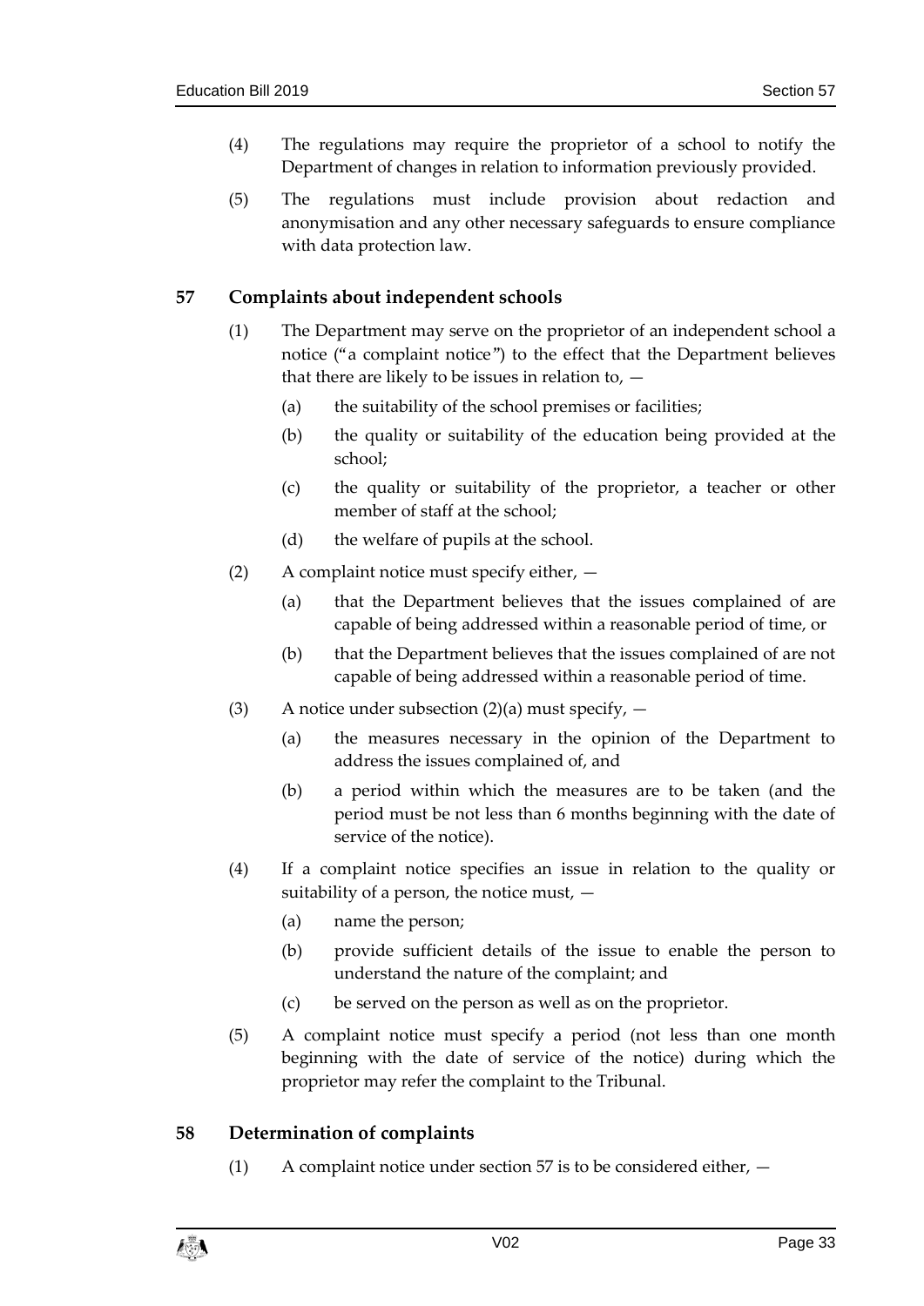(4) The regulations may require the proprietor of a school to notify the Department of changes in relation to information previously provided.

(5) The regulations must include provision about redaction and anonymisation and any other necessary safeguards to ensure compliance with data protection law.

## 57 Complaints about independent schools

(1) The Department may serve on the proprietor of an independent school a notice ("a complaint notice") to the effect that the Department believes that there are likely to be issues in relation to, —

(a) the suitability of the school premises or facilities;

(b) the quality or suitability of the education being provided at the school;

(c) the quality or suitability of the proprietor, a teacher or other member of staff at the school;

(d) the welfare of pupils at the school.

(2) A complaint notice must specify either, —

(a) that the Department believes that the issues complained of are capable of being addressed within a reasonable period of time, or

(b) that the Department believes that the issues complained of are not capable of being addressed within a reasonable period of time.

(3) A notice under subsection (2)(a) must specify, —

(a) the measures necessary in the opinion of the Department to address the issues complained of, and

(b) a period within which the measures are to be taken (and the period must be not less than 6 months beginning with the date of service of the notice).

(4) If a complaint notice specifies an issue in relation to the quality or suitability of a person, the notice must, —

(a) name the person;

(b) provide sufficient details of the issue to enable the person to understand the nature of the complaint; and

(c) be served on the person as well as on the proprietor.

(5) A complaint notice must specify a period (not less than one month beginning with the date of service of the notice) during which the proprietor may refer the complaint to the Tribunal.

## 58 Determination of complaints

(1) A complaint notice under section 57 is to be considered either, —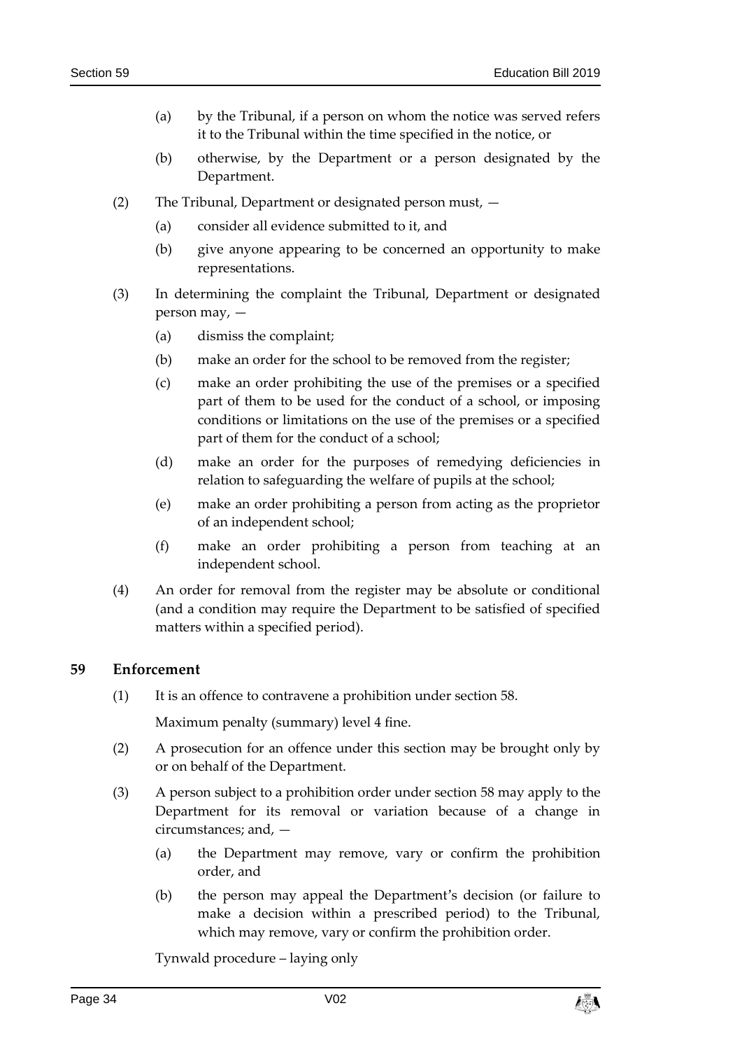(a) by the Tribunal, if a person on whom the notice was served refers it to the Tribunal within the time specified in the notice, or

(b) otherwise, by the Department or a person designated by the Department.

(2) The Tribunal, Department or designated person must, —

(a) consider all evidence submitted to it, and

(b) give anyone appearing to be concerned an opportunity to make representations.

(3) In determining the complaint the Tribunal, Department or designated person may, —

(a) dismiss the complaint;

(b) make an order for the school to be removed from the register;

(c) make an order prohibiting the use of the premises or a specified part of them to be used for the conduct of a school, or imposing conditions or limitations on the use of the premises or a specified part of them for the conduct of a school;

(d) make an order for the purposes of remedying deficiencies in relation to safeguarding the welfare of pupils at the school;

(e) make an order prohibiting a person from acting as the proprietor of an independent school;

(f) make an order prohibiting a person from teaching at an independent school.

(4) An order for removal from the register may be absolute or conditional (and a condition may require the Department to be satisfied of specified matters within a specified period).

## 59 Enforcement

(1) It is an offence to contravene a prohibition under section 58.

Maximum penalty (summary) level 4 fine.

(2) A prosecution for an offence under this section may be brought only by or on behalf of the Department.

(3) A person subject to a prohibition order under section 58 may apply to the Department for its removal or variation because of a change in circumstances; and, —

(a) the Department may remove, vary or confirm the prohibition order, and

(b) the person may appeal the Department's decision (or failure to make a decision within a prescribed period) to the Tribunal, which may remove, vary or confirm the prohibition order.

Tynwald procedure – laying only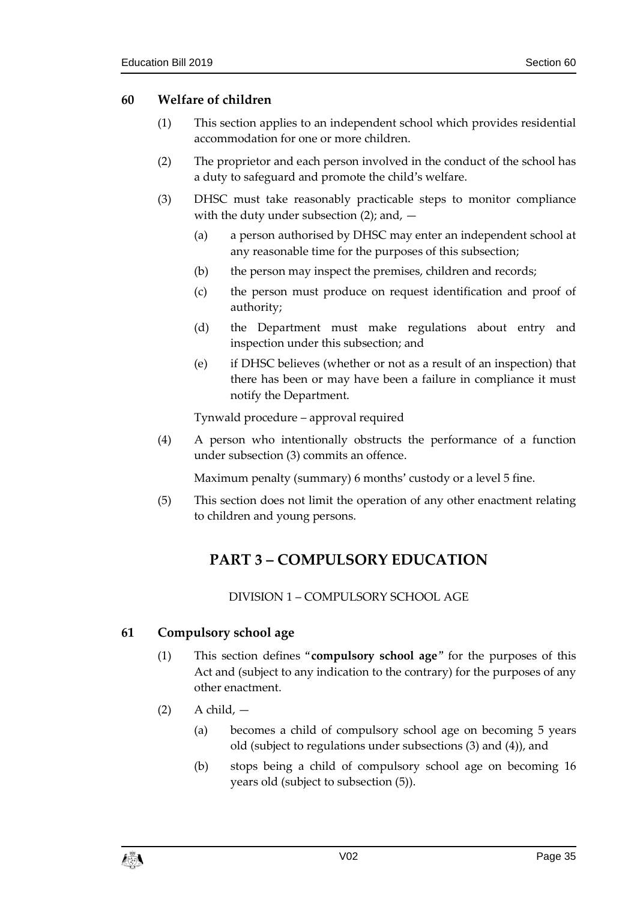### 60 Welfare of children

(1) This section applies to an independent school which provides residential accommodation for one or more children.

(2) The proprietor and each person involved in the conduct of the school has a duty to safeguard and promote the child's welfare.

(3) DHSC must take reasonably practicable steps to monitor compliance with the duty under subsection (2); and, —

- (a) a person authorised by DHSC may enter an independent school at any reasonable time for the purposes of this subsection;
- (b) the person may inspect the premises, children and records;
- (c) the person must produce on request identification and proof of authority;
- (d) the Department must make regulations about entry and inspection under this subsection; and
- (e) if DHSC believes (whether or not as a result of an inspection) that there has been or may have been a failure in compliance it must notify the Department.

Tynwald procedure – approval required

(4) A person who intentionally obstructs the performance of a function under subsection (3) commits an offence.

Maximum penalty (summary) 6 months' custody or a level 5 fine.

(5) This section does not limit the operation of any other enactment relating to children and young persons.

# PART 3 – COMPULSORY EDUCATION

DIVISION 1 – COMPULSORY SCHOOL AGE

### 61 Compulsory school age

(1) This section defines "**compulsory school age**" for the purposes of this Act and (subject to any indication to the contrary) for the purposes of any other enactment.

(2) A child, —

- (a) becomes a child of compulsory school age on becoming 5 years old (subject to regulations under subsections (3) and (4)), and
- (b) stops being a child of compulsory school age on becoming 16 years old (subject to subsection (5)).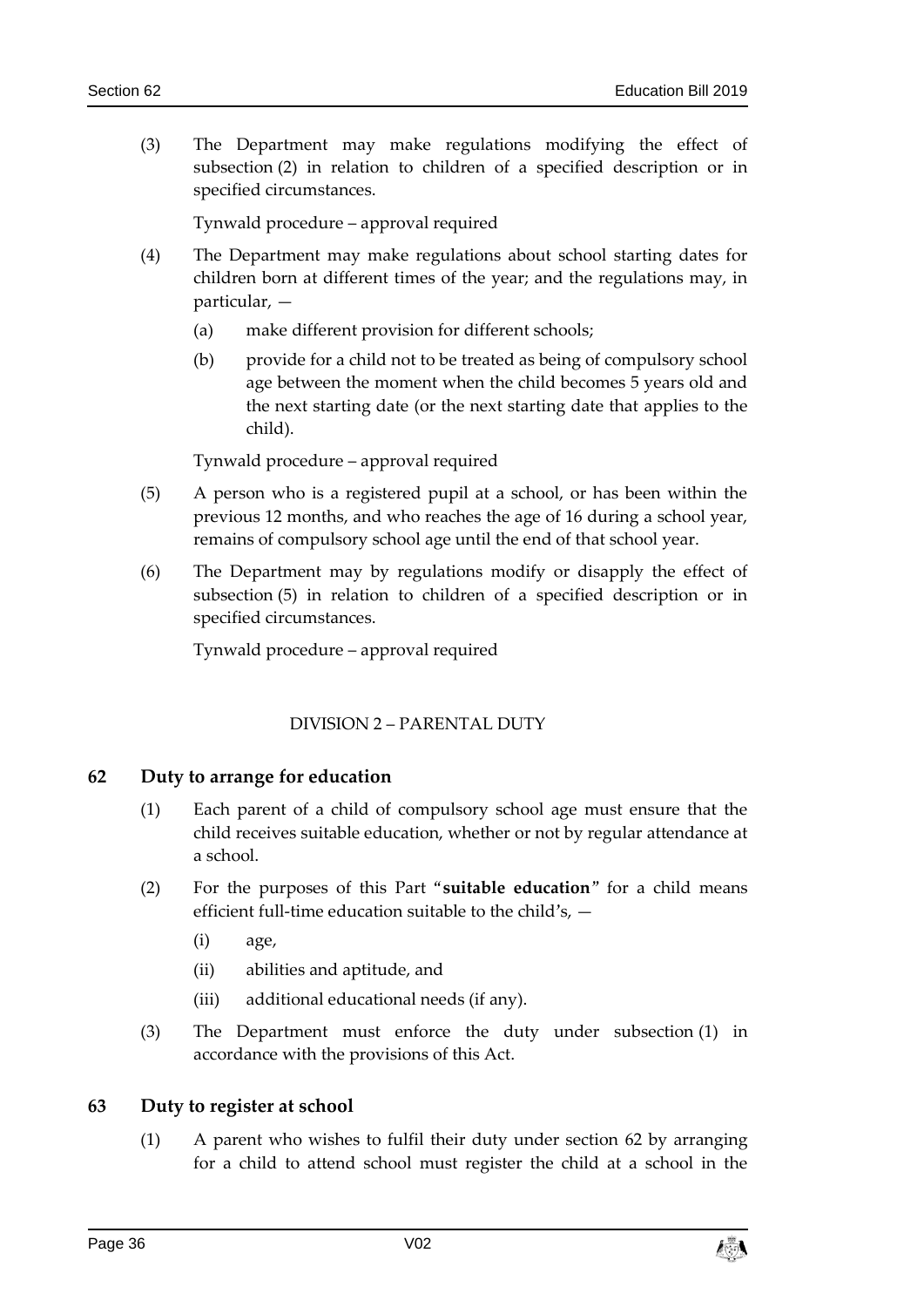(3) The Department may make regulations modifying the effect of subsection (2) in relation to children of a specified description or in specified circumstances.

Tynwald procedure – approval required

(4) The Department may make regulations about school starting dates for children born at different times of the year; and the regulations may, in particular, —

(a) make different provision for different schools;

(b) provide for a child not to be treated as being of compulsory school age between the moment when the child becomes 5 years old and the next starting date (or the next starting date that applies to the child).

Tynwald procedure – approval required

(5) A person who is a registered pupil at a school, or has been within the previous 12 months, and who reaches the age of 16 during a school year, remains of compulsory school age until the end of that school year.

(6) The Department may by regulations modify or disapply the effect of subsection (5) in relation to children of a specified description or in specified circumstances.

Tynwald procedure – approval required

DIVISION 2 – PARENTAL DUTY

## 62 Duty to arrange for education

(1) Each parent of a child of compulsory school age must ensure that the child receives suitable education, whether or not by regular attendance at a school.

(2) For the purposes of this Part "**suitable education**" for a child means efficient full-time education suitable to the child's, —

(i) age,

(ii) abilities and aptitude, and

(iii) additional educational needs (if any).

(3) The Department must enforce the duty under subsection (1) in accordance with the provisions of this Act.

## 63 Duty to register at school

(1) A parent who wishes to fulfil their duty under section 62 by arranging for a child to attend school must register the child at a school in the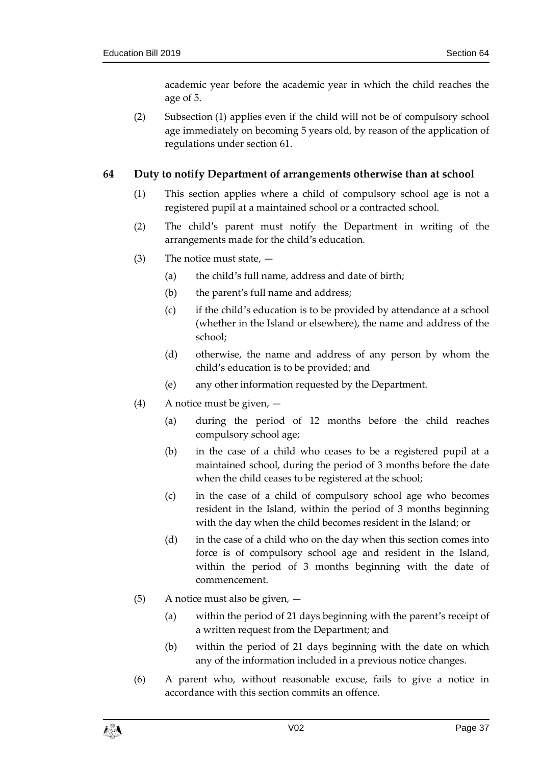academic year before the academic year in which the child reaches the age of 5.

(2) Subsection (1) applies even if the child will not be of compulsory school age immediately on becoming 5 years old, by reason of the application of regulations under section 61.

### 64 Duty to notify Department of arrangements otherwise than at school

(1) This section applies where a child of compulsory school age is not a registered pupil at a maintained school or a contracted school.

(2) The child's parent must notify the Department in writing of the arrangements made for the child's education.

(3) The notice must state, —

(a) the child's full name, address and date of birth;

(b) the parent's full name and address;

(c) if the child's education is to be provided by attendance at a school (whether in the Island or elsewhere), the name and address of the school;

(d) otherwise, the name and address of any person by whom the child's education is to be provided; and

(e) any other information requested by the Department.

(4) A notice must be given, —

(a) during the period of 12 months before the child reaches compulsory school age;

(b) in the case of a child who ceases to be a registered pupil at a maintained school, during the period of 3 months before the date when the child ceases to be registered at the school;

(c) in the case of a child of compulsory school age who becomes resident in the Island, within the period of 3 months beginning with the day when the child becomes resident in the Island; or

(d) in the case of a child who on the day when this section comes into force is of compulsory school age and resident in the Island, within the period of 3 months beginning with the date of commencement.

(5) A notice must also be given, —

(a) within the period of 21 days beginning with the parent's receipt of a written request from the Department; and

(b) within the period of 21 days beginning with the date on which any of the information included in a previous notice changes.

(6) A parent who, without reasonable excuse, fails to give a notice in accordance with this section commits an offence.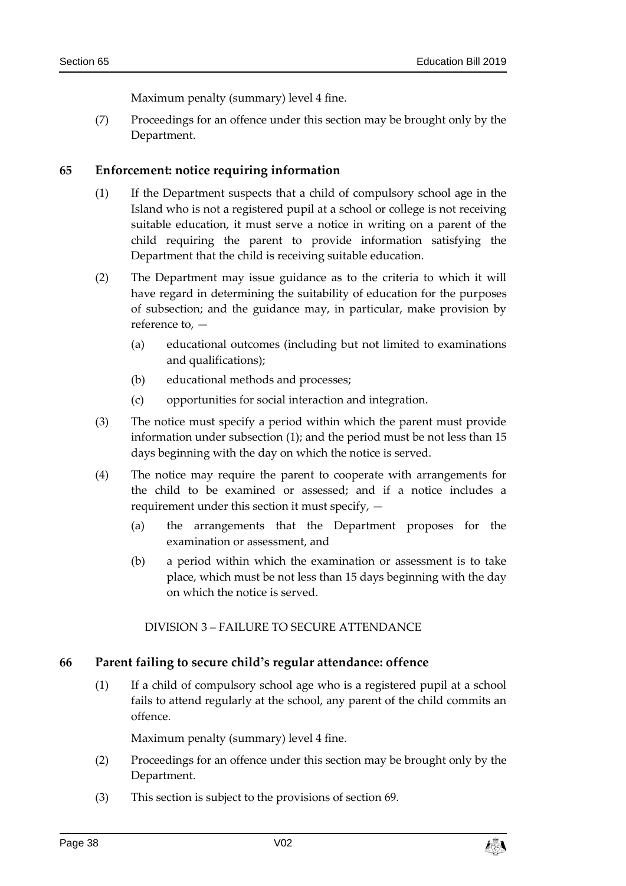Maximum penalty (summary) level 4 fine.

(7) Proceedings for an offence under this section may be brought only by the Department.

## 65 Enforcement: notice requiring information

(1) If the Department suspects that a child of compulsory school age in the Island who is not a registered pupil at a school or college is not receiving suitable education, it must serve a notice in writing on a parent of the child requiring the parent to provide information satisfying the Department that the child is receiving suitable education.

(2) The Department may issue guidance as to the criteria to which it will have regard in determining the suitability of education for the purposes of subsection; and the guidance may, in particular, make provision by reference to, —

(a) educational outcomes (including but not limited to examinations and qualifications);

(b) educational methods and processes;

(c) opportunities for social interaction and integration.

(3) The notice must specify a period within which the parent must provide information under subsection (1); and the period must be not less than 15 days beginning with the day on which the notice is served.

(4) The notice may require the parent to cooperate with arrangements for the child to be examined or assessed; and if a notice includes a requirement under this section it must specify, —

(a) the arrangements that the Department proposes for the examination or assessment, and

(b) a period within which the examination or assessment is to take place, which must be not less than 15 days beginning with the day on which the notice is served.

DIVISION 3 – FAILURE TO SECURE ATTENDANCE

## 66 Parent failing to secure child's regular attendance: offence

(1) If a child of compulsory school age who is a registered pupil at a school fails to attend regularly at the school, any parent of the child commits an offence.

Maximum penalty (summary) level 4 fine.

(2) Proceedings for an offence under this section may be brought only by the Department.

(3) This section is subject to the provisions of section 69.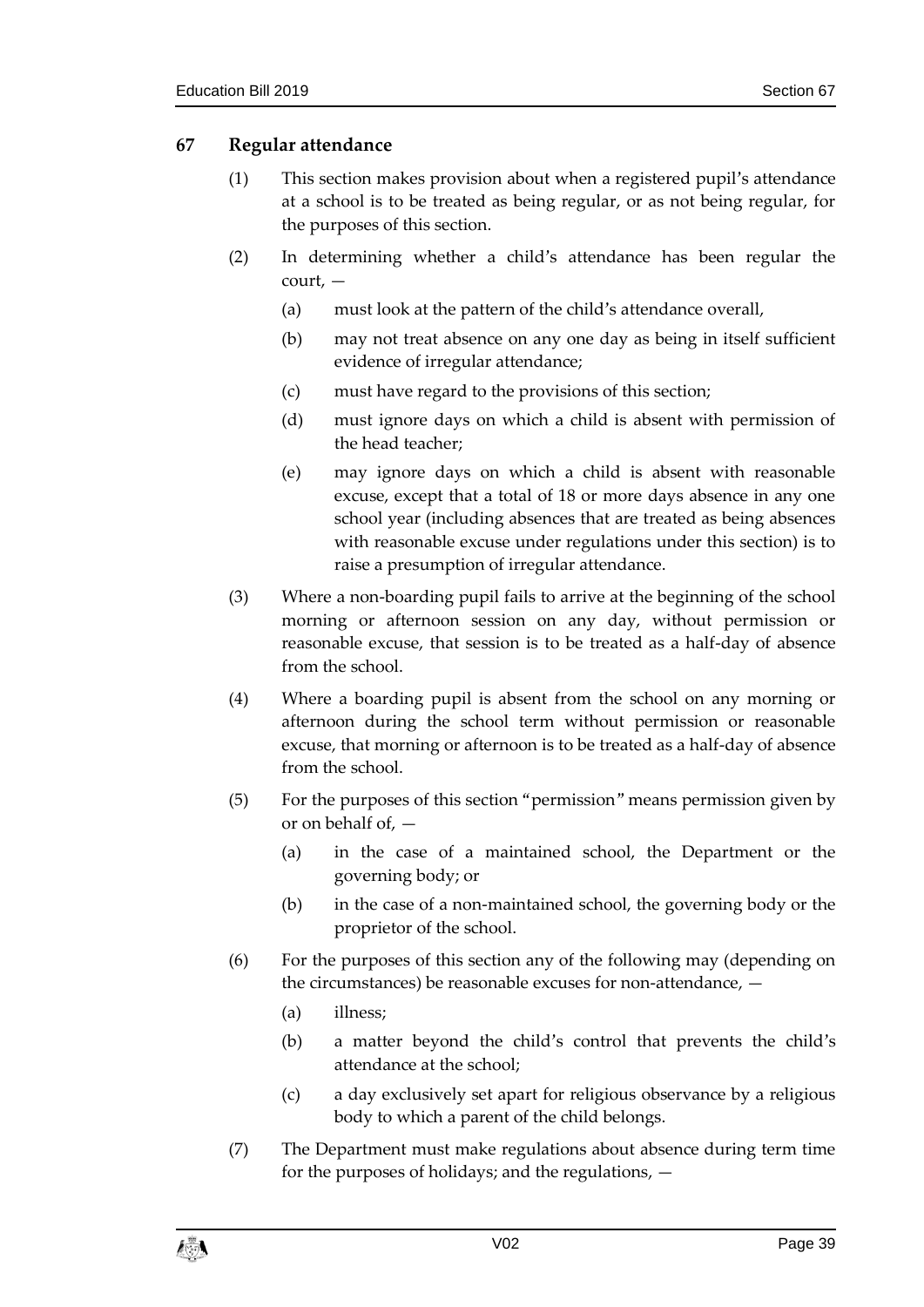## 67 Regular attendance

(1) This section makes provision about when a registered pupil's attendance at a school is to be treated as being regular, or as not being regular, for the purposes of this section.

(2) In determining whether a child's attendance has been regular the court, —

- (a) must look at the pattern of the child's attendance overall,
- (b) may not treat absence on any one day as being in itself sufficient evidence of irregular attendance;
- (c) must have regard to the provisions of this section;
- (d) must ignore days on which a child is absent with permission of the head teacher;
- (e) may ignore days on which a child is absent with reasonable excuse, except that a total of 18 or more days absence in any one school year (including absences that are treated as being absences with reasonable excuse under regulations under this section) is to raise a presumption of irregular attendance.

(3) Where a non-boarding pupil fails to arrive at the beginning of the school morning or afternoon session on any day, without permission or reasonable excuse, that session is to be treated as a half-day of absence from the school.

(4) Where a boarding pupil is absent from the school on any morning or afternoon during the school term without permission or reasonable excuse, that morning or afternoon is to be treated as a half-day of absence from the school.

(5) For the purposes of this section "permission" means permission given by or on behalf of, —

- (a) in the case of a maintained school, the Department or the governing body; or
- (b) in the case of a non-maintained school, the governing body or the proprietor of the school.

(6) For the purposes of this section any of the following may (depending on the circumstances) be reasonable excuses for non-attendance, —

- (a) illness;
- (b) a matter beyond the child's control that prevents the child's attendance at the school;
- (c) a day exclusively set apart for religious observance by a religious body to which a parent of the child belongs.

(7) The Department must make regulations about absence during term time for the purposes of holidays; and the regulations, —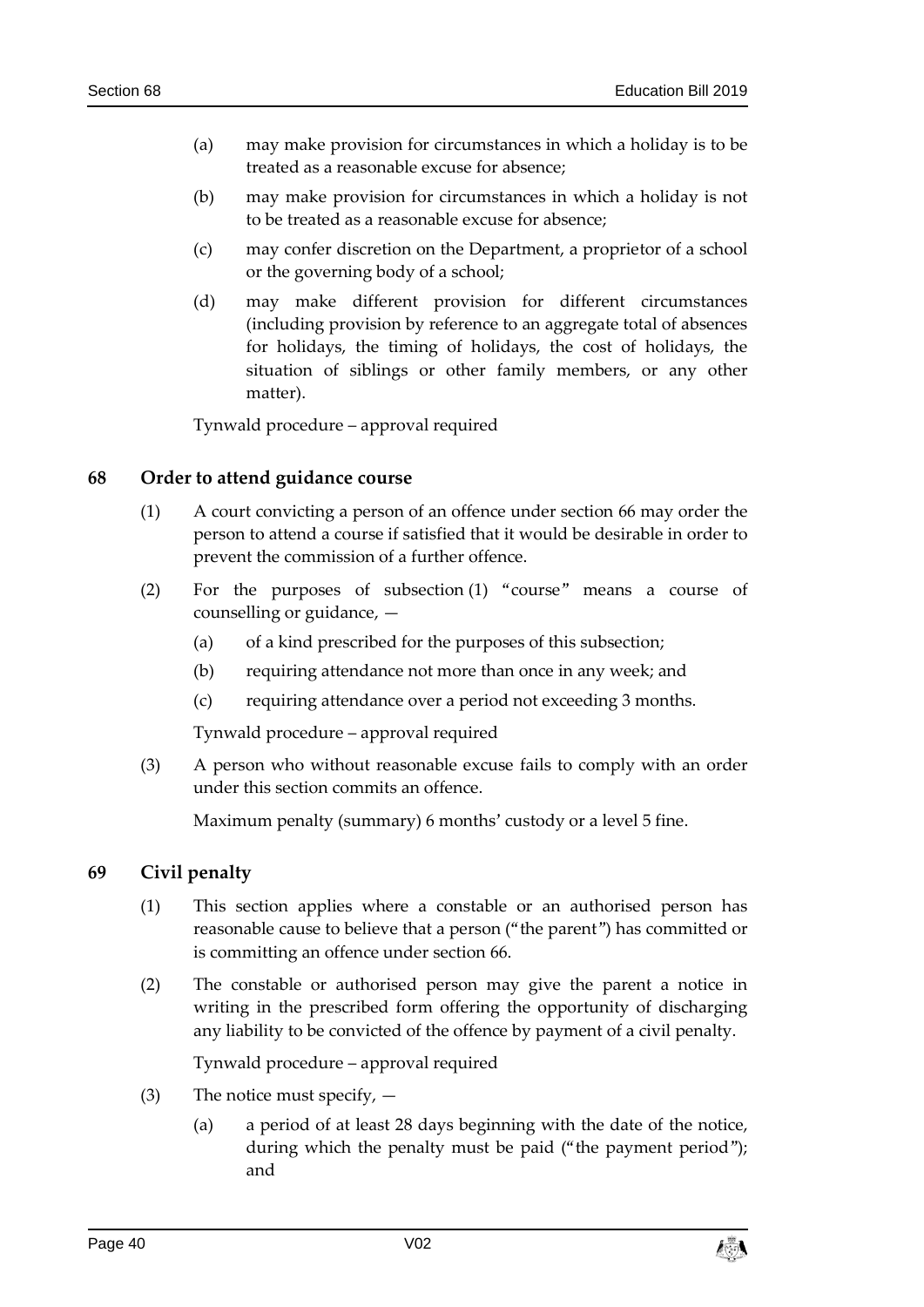(a) may make provision for circumstances in which a holiday is to be treated as a reasonable excuse for absence;

(b) may make provision for circumstances in which a holiday is not to be treated as a reasonable excuse for absence;

(c) may confer discretion on the Department, a proprietor of a school or the governing body of a school;

(d) may make different provision for different circumstances (including provision by reference to an aggregate total of absences for holidays, the timing of holidays, the cost of holidays, the situation of siblings or other family members, or any other matter).

Tynwald procedure – approval required

### 68 Order to attend guidance course

(1) A court convicting a person of an offence under section 66 may order the person to attend a course if satisfied that it would be desirable in order to prevent the commission of a further offence.

(2) For the purposes of subsection (1) "course" means a course of counselling or guidance, —

(a) of a kind prescribed for the purposes of this subsection;

(b) requiring attendance not more than once in any week; and

(c) requiring attendance over a period not exceeding 3 months.

Tynwald procedure – approval required

(3) A person who without reasonable excuse fails to comply with an order under this section commits an offence.

Maximum penalty (summary) 6 months' custody or a level 5 fine.

### 69 Civil penalty

(1) This section applies where a constable or an authorised person has reasonable cause to believe that a person ("the parent") has committed or is committing an offence under section 66.

(2) The constable or authorised person may give the parent a notice in writing in the prescribed form offering the opportunity of discharging any liability to be convicted of the offence by payment of a civil penalty.

Tynwald procedure – approval required

(3) The notice must specify, —

(a) a period of at least 28 days beginning with the date of the notice, during which the penalty must be paid ("the payment period"); and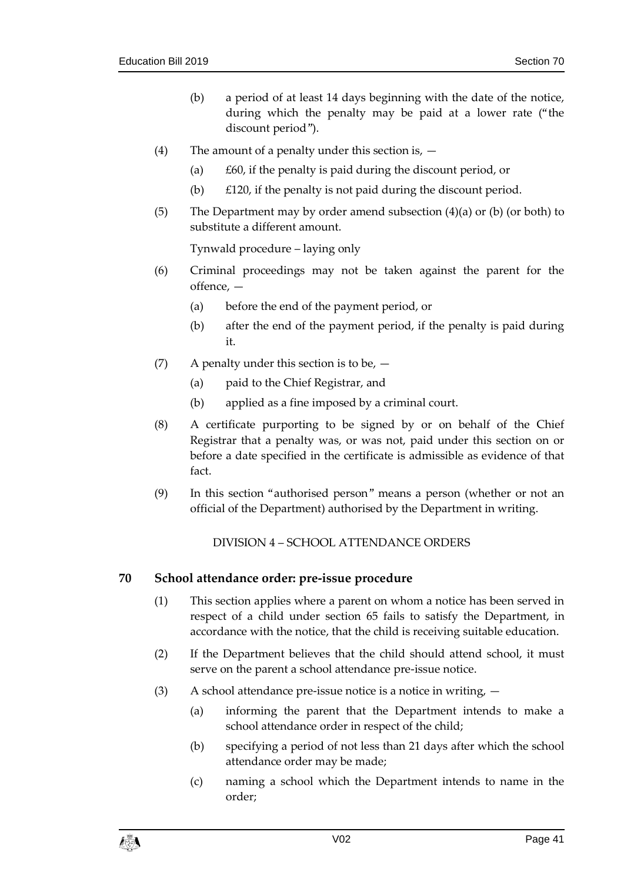(b) a period of at least 14 days beginning with the date of the notice, during which the penalty may be paid at a lower rate ("the discount period").

(4) The amount of a penalty under this section is, —

(a) £60, if the penalty is paid during the discount period, or

(b) £120, if the penalty is not paid during the discount period.

(5) The Department may by order amend subsection (4)(a) or (b) (or both) to substitute a different amount.

Tynwald procedure – laying only

(6) Criminal proceedings may not be taken against the parent for the offence, —

(a) before the end of the payment period, or

(b) after the end of the payment period, if the penalty is paid during it.

(7) A penalty under this section is to be, —

(a) paid to the Chief Registrar, and

(b) applied as a fine imposed by a criminal court.

(8) A certificate purporting to be signed by or on behalf of the Chief Registrar that a penalty was, or was not, paid under this section on or before a date specified in the certificate is admissible as evidence of that fact.

(9) In this section "authorised person" means a person (whether or not an official of the Department) authorised by the Department in writing.

DIVISION 4 – SCHOOL ATTENDANCE ORDERS

## 70 School attendance order: pre-issue procedure

(1) This section applies where a parent on whom a notice has been served in respect of a child under section 65 fails to satisfy the Department, in accordance with the notice, that the child is receiving suitable education.

(2) If the Department believes that the child should attend school, it must serve on the parent a school attendance pre-issue notice.

(3) A school attendance pre-issue notice is a notice in writing, —

(a) informing the parent that the Department intends to make a school attendance order in respect of the child;

(b) specifying a period of not less than 21 days after which the school attendance order may be made;

(c) naming a school which the Department intends to name in the order;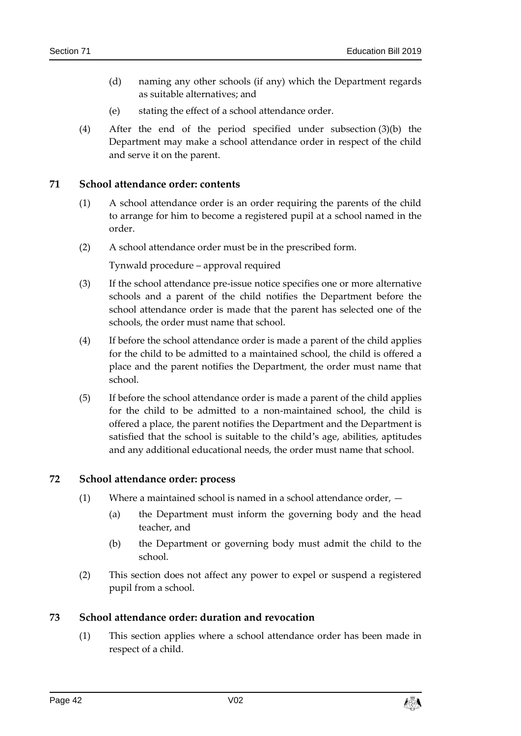(d) naming any other schools (if any) which the Department regards as suitable alternatives; and

(e) stating the effect of a school attendance order.

(4) After the end of the period specified under subsection (3)(b) the Department may make a school attendance order in respect of the child and serve it on the parent.

## 71 School attendance order: contents

(1) A school attendance order is an order requiring the parents of the child to arrange for him to become a registered pupil at a school named in the order.

(2) A school attendance order must be in the prescribed form.

Tynwald procedure – approval required

(3) If the school attendance pre-issue notice specifies one or more alternative schools and a parent of the child notifies the Department before the school attendance order is made that the parent has selected one of the schools, the order must name that school.

(4) If before the school attendance order is made a parent of the child applies for the child to be admitted to a maintained school, the child is offered a place and the parent notifies the Department, the order must name that school.

(5) If before the school attendance order is made a parent of the child applies for the child to be admitted to a non-maintained school, the child is offered a place, the parent notifies the Department and the Department is satisfied that the school is suitable to the child's age, abilities, aptitudes and any additional educational needs, the order must name that school.

## 72 School attendance order: process

(1) Where a maintained school is named in a school attendance order, —

(a) the Department must inform the governing body and the head teacher, and

(b) the Department or governing body must admit the child to the school.

(2) This section does not affect any power to expel or suspend a registered pupil from a school.

## 73 School attendance order: duration and revocation

(1) This section applies where a school attendance order has been made in respect of a child.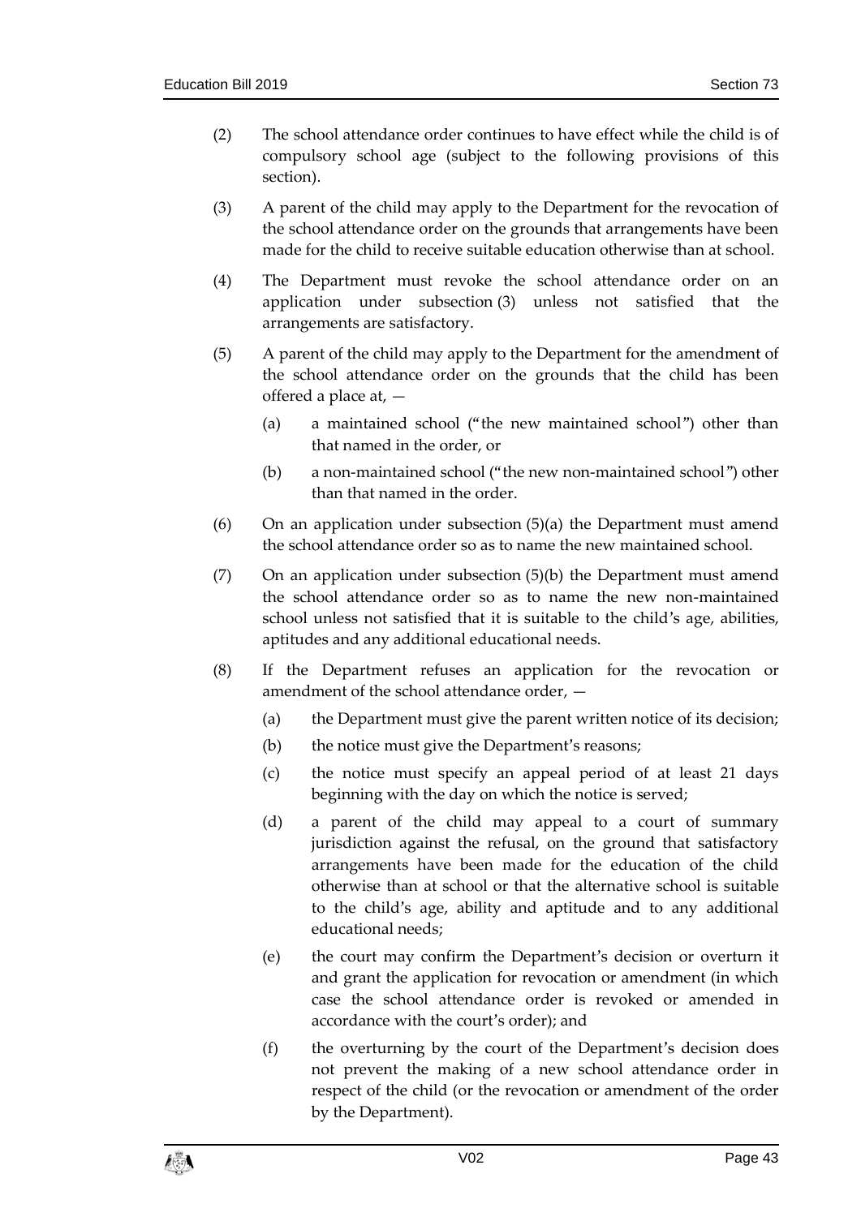(2) The school attendance order continues to have effect while the child is of compulsory school age (subject to the following provisions of this section).

(3) A parent of the child may apply to the Department for the revocation of the school attendance order on the grounds that arrangements have been made for the child to receive suitable education otherwise than at school.

(4) The Department must revoke the school attendance order on an application under subsection (3) unless not satisfied that the arrangements are satisfactory.

(5) A parent of the child may apply to the Department for the amendment of the school attendance order on the grounds that the child has been offered a place at, —

   (a) a maintained school ("the new maintained school") other than that named in the order, or

   (b) a non-maintained school ("the new non-maintained school") other than that named in the order.

(6) On an application under subsection (5)(a) the Department must amend the school attendance order so as to name the new maintained school.

(7) On an application under subsection (5)(b) the Department must amend the school attendance order so as to name the new non-maintained school unless not satisfied that it is suitable to the child's age, abilities, aptitudes and any additional educational needs.

(8) If the Department refuses an application for the revocation or amendment of the school attendance order, —

   (a) the Department must give the parent written notice of its decision;

   (b) the notice must give the Department's reasons;

   (c) the notice must specify an appeal period of at least 21 days beginning with the day on which the notice is served;

   (d) a parent of the child may appeal to a court of summary jurisdiction against the refusal, on the ground that satisfactory arrangements have been made for the education of the child otherwise than at school or that the alternative school is suitable to the child's age, ability and aptitude and to any additional educational needs;

   (e) the court may confirm the Department's decision or overturn it and grant the application for revocation or amendment (in which case the school attendance order is revoked or amended in accordance with the court's order); and

   (f) the overturning by the court of the Department's decision does not prevent the making of a new school attendance order in respect of the child (or the revocation or amendment of the order by the Department).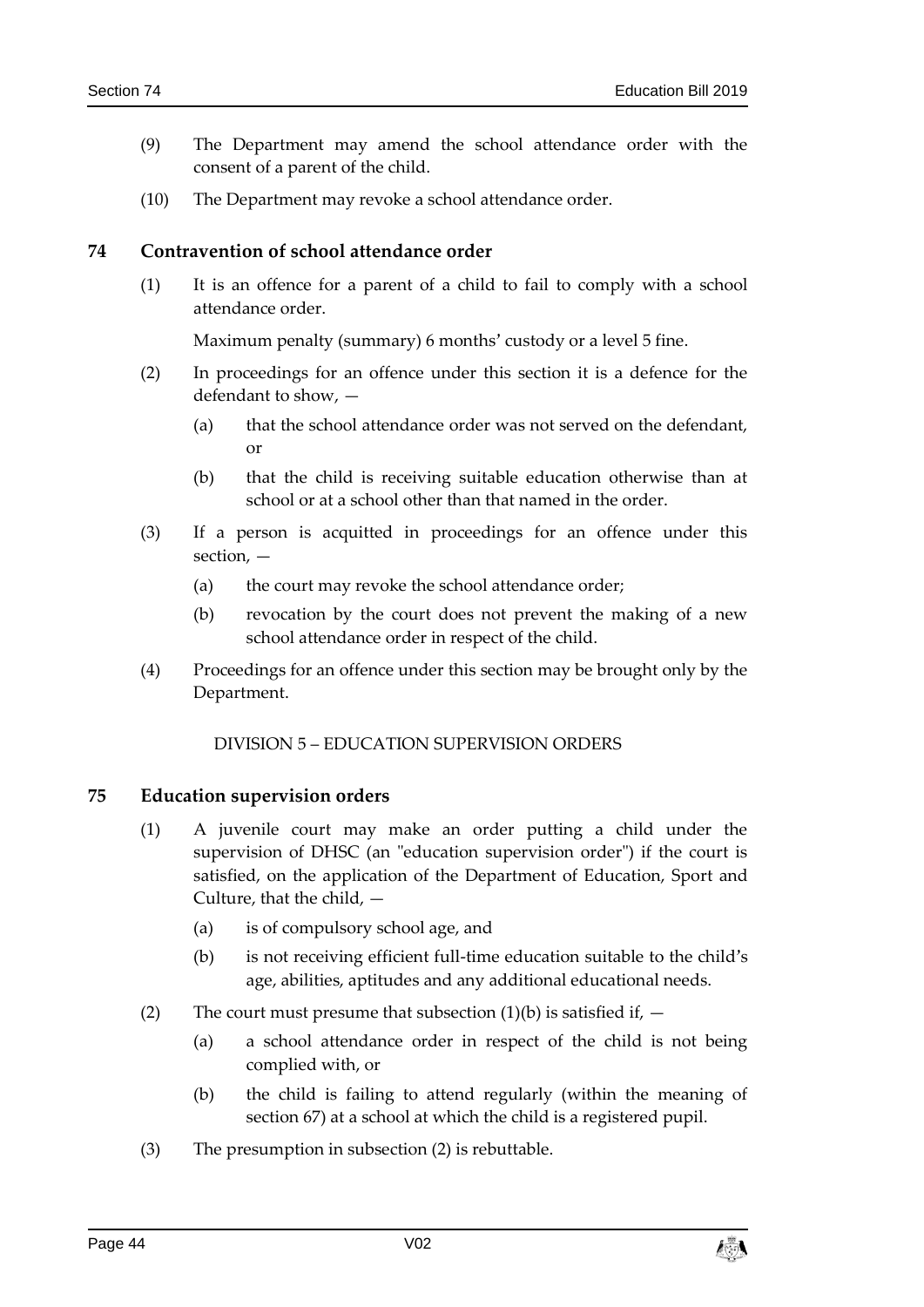(9) The Department may amend the school attendance order with the consent of a parent of the child.

(10) The Department may revoke a school attendance order.

## 74 Contravention of school attendance order

(1) It is an offence for a parent of a child to fail to comply with a school attendance order.

Maximum penalty (summary) 6 months' custody or a level 5 fine.

(2) In proceedings for an offence under this section it is a defence for the defendant to show, —

(a) that the school attendance order was not served on the defendant, or

(b) that the child is receiving suitable education otherwise than at school or at a school other than that named in the order.

(3) If a person is acquitted in proceedings for an offence under this section, —

(a) the court may revoke the school attendance order;

(b) revocation by the court does not prevent the making of a new school attendance order in respect of the child.

(4) Proceedings for an offence under this section may be brought only by the Department.

DIVISION 5 – EDUCATION SUPERVISION ORDERS

## 75 Education supervision orders

(1) A juvenile court may make an order putting a child under the supervision of DHSC (an "education supervision order") if the court is satisfied, on the application of the Department of Education, Sport and Culture, that the child, —

(a) is of compulsory school age, and

(b) is not receiving efficient full-time education suitable to the child's age, abilities, aptitudes and any additional educational needs.

(2) The court must presume that subsection (1)(b) is satisfied if, —

(a) a school attendance order in respect of the child is not being complied with, or

(b) the child is failing to attend regularly (within the meaning of section 67) at a school at which the child is a registered pupil.

(3) The presumption in subsection (2) is rebuttable.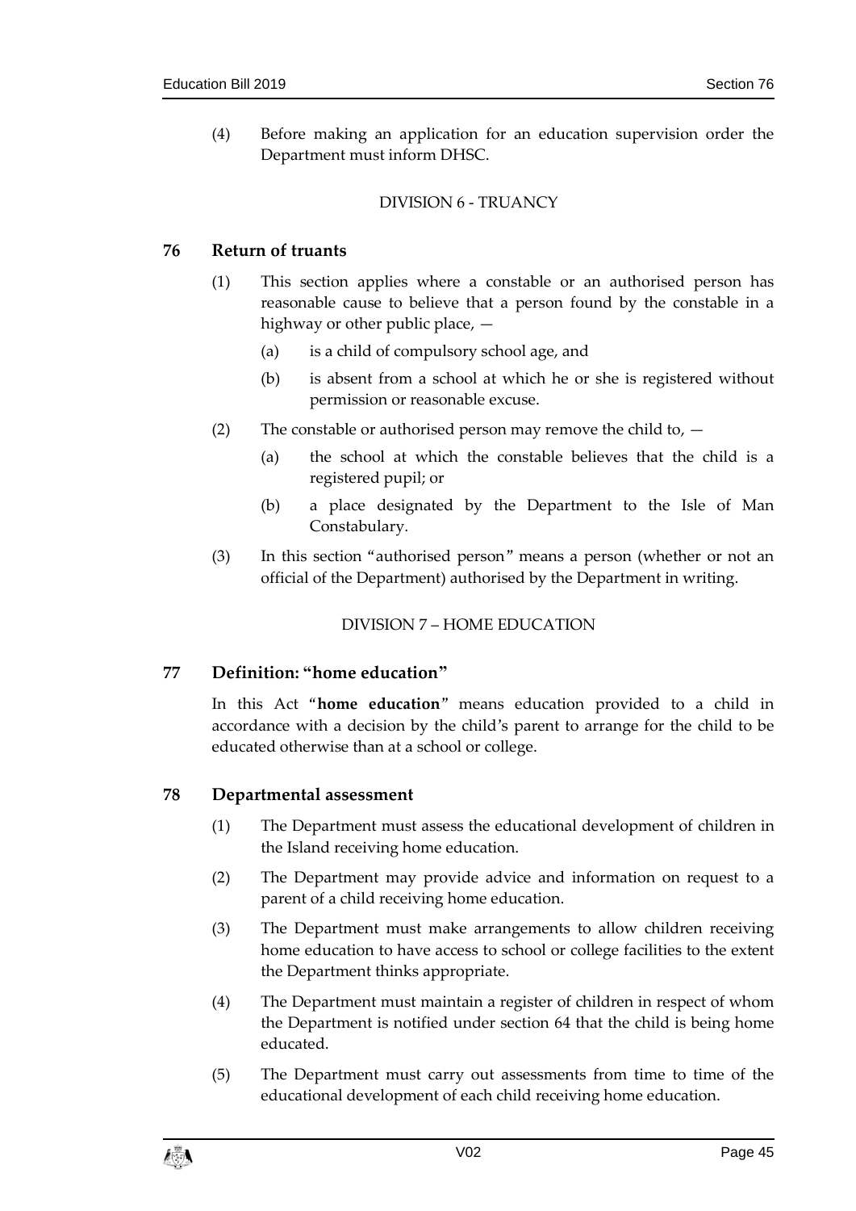(4) Before making an application for an education supervision order the Department must inform DHSC.

DIVISION 6 - TRUANCY

## 76 Return of truants

(1) This section applies where a constable or an authorised person has reasonable cause to believe that a person found by the constable in a highway or other public place, —

(a) is a child of compulsory school age, and

(b) is absent from a school at which he or she is registered without permission or reasonable excuse.

(2) The constable or authorised person may remove the child to, —

(a) the school at which the constable believes that the child is a registered pupil; or

(b) a place designated by the Department to the Isle of Man Constabulary.

(3) In this section "authorised person" means a person (whether or not an official of the Department) authorised by the Department in writing.

DIVISION 7 – HOME EDUCATION

## 77 Definition: "home education"

In this Act "**home education**" means education provided to a child in accordance with a decision by the child's parent to arrange for the child to be educated otherwise than at a school or college.

## 78 Departmental assessment

(1) The Department must assess the educational development of children in the Island receiving home education.

(2) The Department may provide advice and information on request to a parent of a child receiving home education.

(3) The Department must make arrangements to allow children receiving home education to have access to school or college facilities to the extent the Department thinks appropriate.

(4) The Department must maintain a register of children in respect of whom the Department is notified under section 64 that the child is being home educated.

(5) The Department must carry out assessments from time to time of the educational development of each child receiving home education.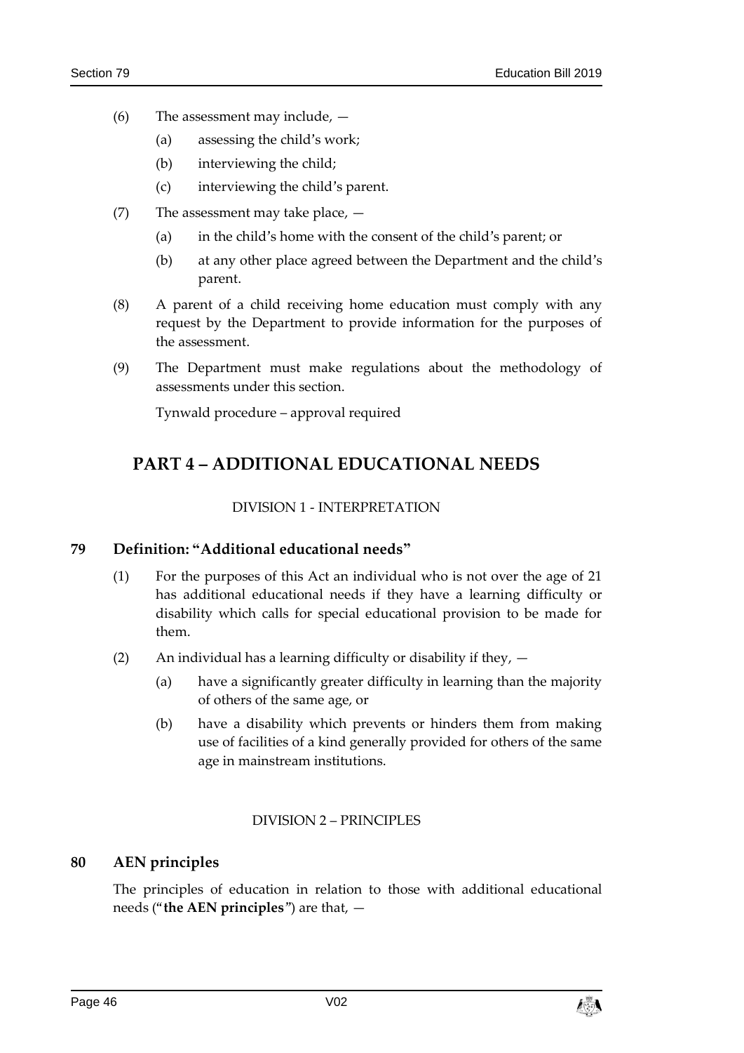(6) The assessment may include, —

   (a) assessing the child's work;

   (b) interviewing the child;

   (c) interviewing the child's parent.

(7) The assessment may take place, —

   (a) in the child's home with the consent of the child's parent; or

   (b) at any other place agreed between the Department and the child's parent.

(8) A parent of a child receiving home education must comply with any request by the Department to provide information for the purposes of the assessment.

(9) The Department must make regulations about the methodology of assessments under this section.

Tynwald procedure – approval required

# PART 4 – ADDITIONAL EDUCATIONAL NEEDS

## DIVISION 1 - INTERPRETATION

### 79 Definition: "Additional educational needs"

(1) For the purposes of this Act an individual who is not over the age of 21 has additional educational needs if they have a learning difficulty or disability which calls for special educational provision to be made for them.

(2) An individual has a learning difficulty or disability if they, —

   (a) have a significantly greater difficulty in learning than the majority of others of the same age, or

   (b) have a disability which prevents or hinders them from making use of facilities of a kind generally provided for others of the same age in mainstream institutions.

## DIVISION 2 – PRINCIPLES

### 80 AEN principles

The principles of education in relation to those with additional educational needs ("**the AEN principles**") are that, —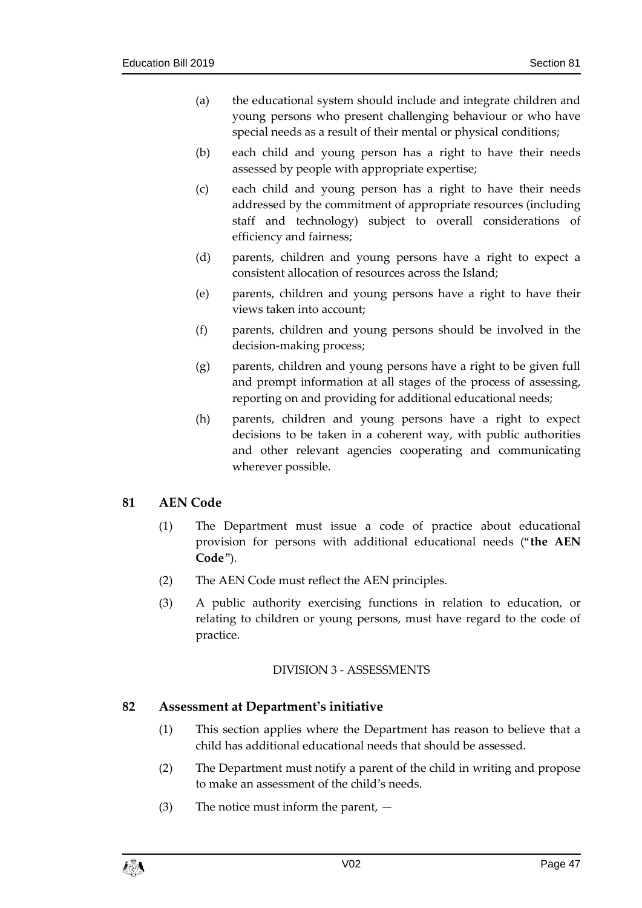(a) the educational system should include and integrate children and young persons who present challenging behaviour or who have special needs as a result of their mental or physical conditions;

(b) each child and young person has a right to have their needs assessed by people with appropriate expertise;

(c) each child and young person has a right to have their needs addressed by the commitment of appropriate resources (including staff and technology) subject to overall considerations of efficiency and fairness;

(d) parents, children and young persons have a right to expect a consistent allocation of resources across the Island;

(e) parents, children and young persons have a right to have their views taken into account;

(f) parents, children and young persons should be involved in the decision-making process;

(g) parents, children and young persons have a right to be given full and prompt information at all stages of the process of assessing, reporting on and providing for additional educational needs;

(h) parents, children and young persons have a right to expect decisions to be taken in a coherent way, with public authorities and other relevant agencies cooperating and communicating wherever possible.

## 81 AEN Code

(1) The Department must issue a code of practice about educational provision for persons with additional educational needs ("**the AEN Code**").

(2) The AEN Code must reflect the AEN principles.

(3) A public authority exercising functions in relation to education, or relating to children or young persons, must have regard to the code of practice.

DIVISION 3 - ASSESSMENTS

## 82 Assessment at Department's initiative

(1) This section applies where the Department has reason to believe that a child has additional educational needs that should be assessed.

(2) The Department must notify a parent of the child in writing and propose to make an assessment of the child's needs.

(3) The notice must inform the parent, —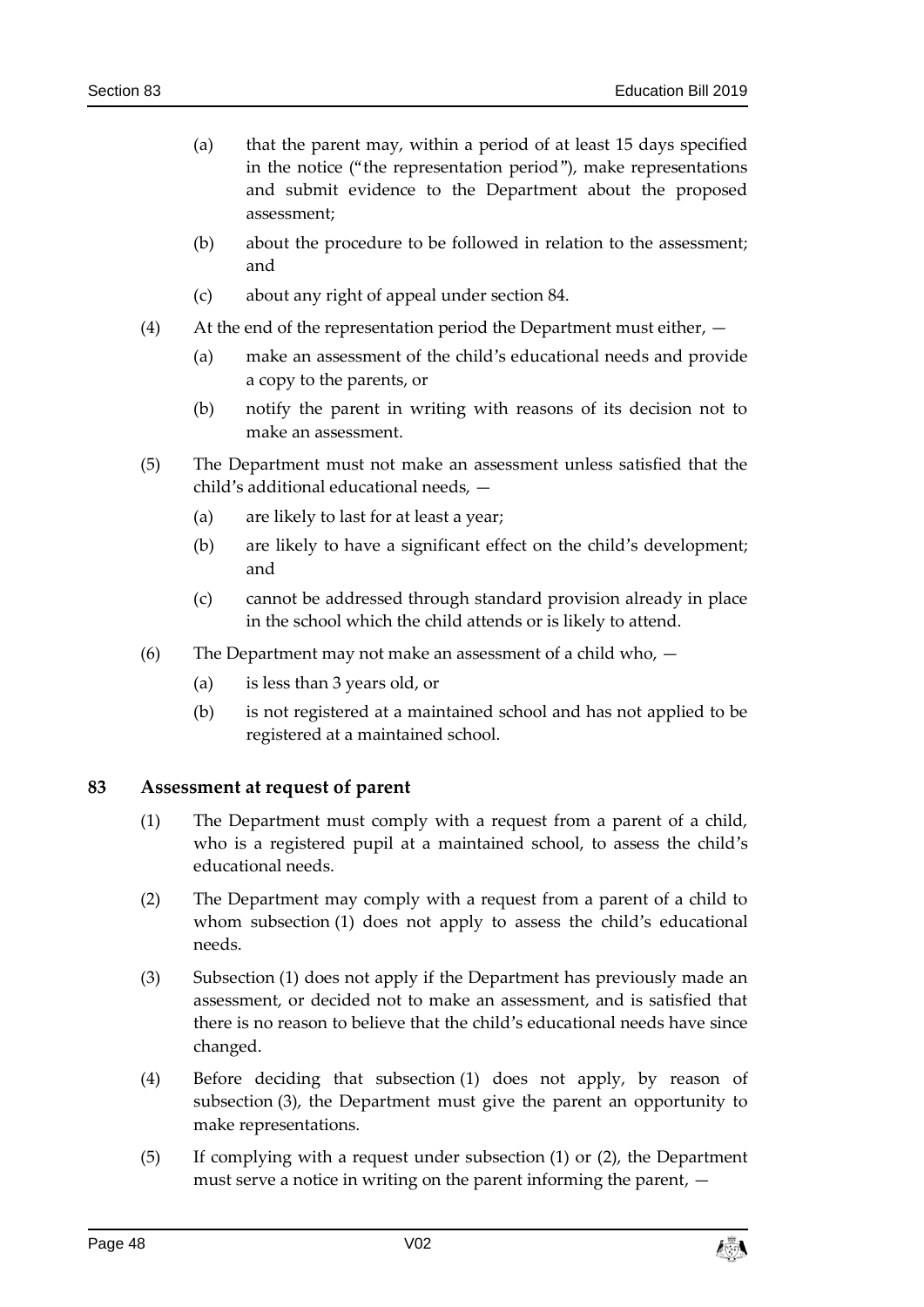(a) that the parent may, within a period of at least 15 days specified in the notice ("the representation period"), make representations and submit evidence to the Department about the proposed assessment;

(b) about the procedure to be followed in relation to the assessment; and

(c) about any right of appeal under section 84.

(4) At the end of the representation period the Department must either, —

(a) make an assessment of the child's educational needs and provide a copy to the parents, or

(b) notify the parent in writing with reasons of its decision not to make an assessment.

(5) The Department must not make an assessment unless satisfied that the child's additional educational needs, —

(a) are likely to last for at least a year;

(b) are likely to have a significant effect on the child's development; and

(c) cannot be addressed through standard provision already in place in the school which the child attends or is likely to attend.

(6) The Department may not make an assessment of a child who, —

(a) is less than 3 years old, or

(b) is not registered at a maintained school and has not applied to be registered at a maintained school.

### 83 Assessment at request of parent

(1) The Department must comply with a request from a parent of a child, who is a registered pupil at a maintained school, to assess the child's educational needs.

(2) The Department may comply with a request from a parent of a child to whom subsection (1) does not apply to assess the child's educational needs.

(3) Subsection (1) does not apply if the Department has previously made an assessment, or decided not to make an assessment, and is satisfied that there is no reason to believe that the child's educational needs have since changed.

(4) Before deciding that subsection (1) does not apply, by reason of subsection (3), the Department must give the parent an opportunity to make representations.

(5) If complying with a request under subsection (1) or (2), the Department must serve a notice in writing on the parent informing the parent, —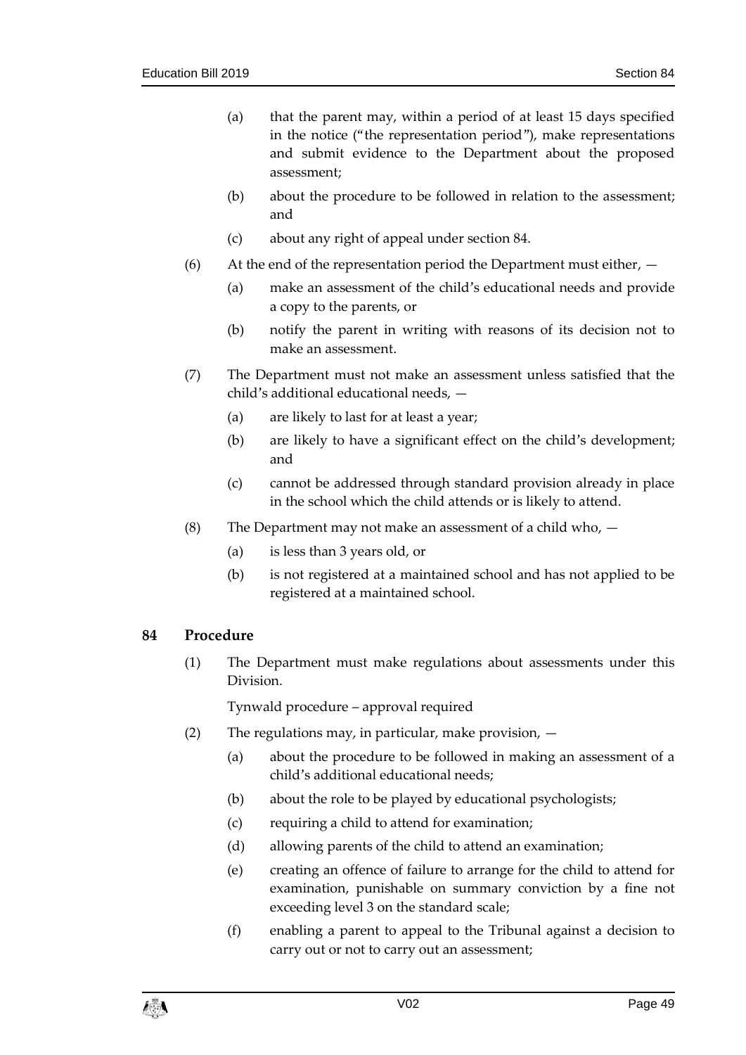(a) that the parent may, within a period of at least 15 days specified in the notice ("the representation period"), make representations and submit evidence to the Department about the proposed assessment;

(b) about the procedure to be followed in relation to the assessment; and

(c) about any right of appeal under section 84.

(6) At the end of the representation period the Department must either, —

(a) make an assessment of the child's educational needs and provide a copy to the parents, or

(b) notify the parent in writing with reasons of its decision not to make an assessment.

(7) The Department must not make an assessment unless satisfied that the child's additional educational needs, —

(a) are likely to last for at least a year;

(b) are likely to have a significant effect on the child's development; and

(c) cannot be addressed through standard provision already in place in the school which the child attends or is likely to attend.

(8) The Department may not make an assessment of a child who, —

(a) is less than 3 years old, or

(b) is not registered at a maintained school and has not applied to be registered at a maintained school.

## 84 Procedure

(1) The Department must make regulations about assessments under this Division.

Tynwald procedure – approval required

(2) The regulations may, in particular, make provision, —

(a) about the procedure to be followed in making an assessment of a child's additional educational needs;

(b) about the role to be played by educational psychologists;

(c) requiring a child to attend for examination;

(d) allowing parents of the child to attend an examination;

(e) creating an offence of failure to arrange for the child to attend for examination, punishable on summary conviction by a fine not exceeding level 3 on the standard scale;

(f) enabling a parent to appeal to the Tribunal against a decision to carry out or not to carry out an assessment;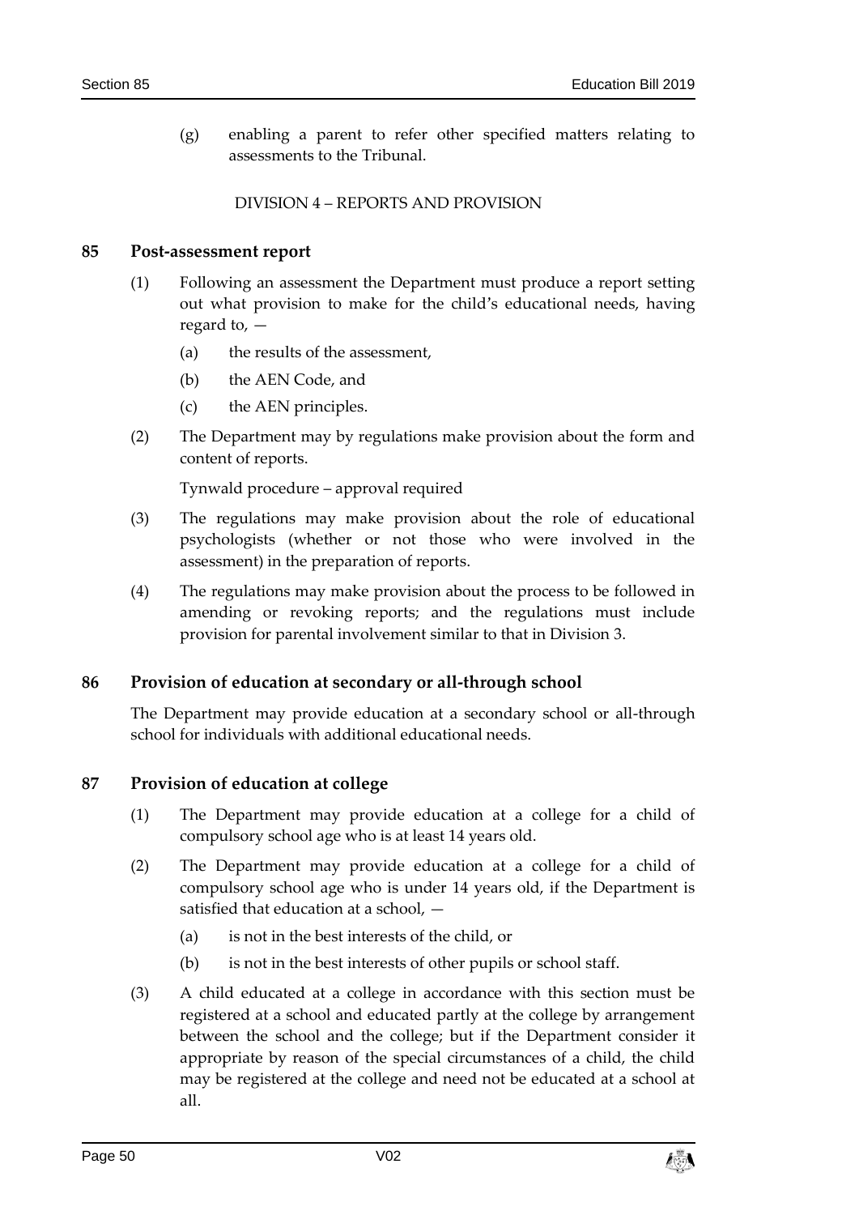(g) enabling a parent to refer other specified matters relating to assessments to the Tribunal.

DIVISION 4 – REPORTS AND PROVISION

## 85 Post-assessment report

(1) Following an assessment the Department must produce a report setting out what provision to make for the child's educational needs, having regard to, —

(a) the results of the assessment,

(b) the AEN Code, and

(c) the AEN principles.

(2) The Department may by regulations make provision about the form and content of reports.

Tynwald procedure – approval required

(3) The regulations may make provision about the role of educational psychologists (whether or not those who were involved in the assessment) in the preparation of reports.

(4) The regulations may make provision about the process to be followed in amending or revoking reports; and the regulations must include provision for parental involvement similar to that in Division 3.

## 86 Provision of education at secondary or all-through school

The Department may provide education at a secondary school or all-through school for individuals with additional educational needs.

## 87 Provision of education at college

(1) The Department may provide education at a college for a child of compulsory school age who is at least 14 years old.

(2) The Department may provide education at a college for a child of compulsory school age who is under 14 years old, if the Department is satisfied that education at a school, —

(a) is not in the best interests of the child, or

(b) is not in the best interests of other pupils or school staff.

(3) A child educated at a college in accordance with this section must be registered at a school and educated partly at the college by arrangement between the school and the college; but if the Department consider it appropriate by reason of the special circumstances of a child, the child may be registered at the college and need not be educated at a school at all.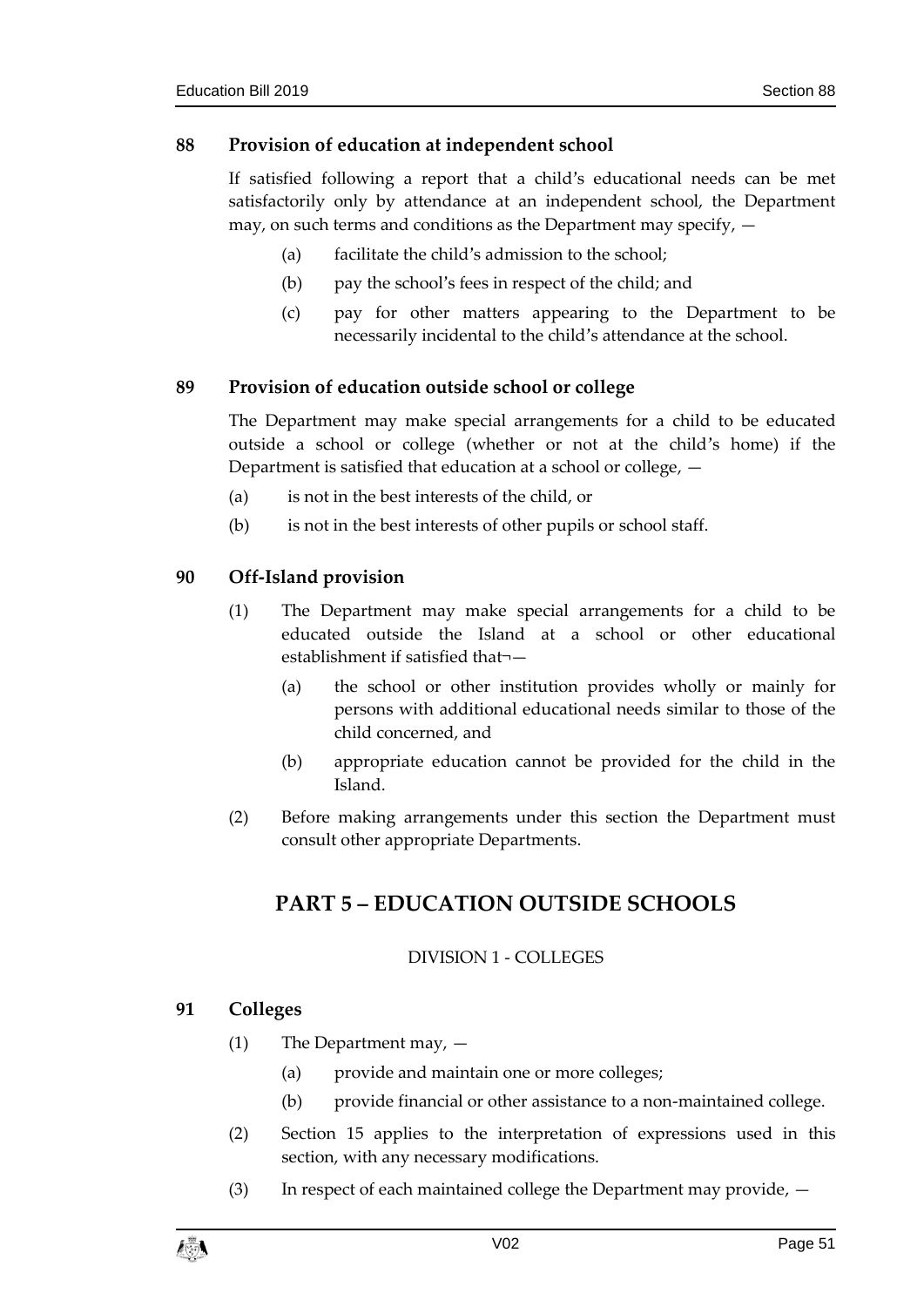### 88 Provision of education at independent school

If satisfied following a report that a child's educational needs can be met satisfactorily only by attendance at an independent school, the Department may, on such terms and conditions as the Department may specify, —

- (a) facilitate the child's admission to the school;
- (b) pay the school's fees in respect of the child; and
- (c) pay for other matters appearing to the Department to be necessarily incidental to the child's attendance at the school.

### 89 Provision of education outside school or college

The Department may make special arrangements for a child to be educated outside a school or college (whether or not at the child's home) if the Department is satisfied that education at a school or college, —

- (a) is not in the best interests of the child, or
- (b) is not in the best interests of other pupils or school staff.

### 90 Off-Island provision

(1) The Department may make special arrangements for a child to be educated outside the Island at a school or other educational establishment if satisfied that¬—

- (a) the school or other institution provides wholly or mainly for persons with additional educational needs similar to those of the child concerned, and
- (b) appropriate education cannot be provided for the child in the Island.

(2) Before making arrangements under this section the Department must consult other appropriate Departments.

## PART 5 – EDUCATION OUTSIDE SCHOOLS

DIVISION 1 - COLLEGES

### 91 Colleges

(1) The Department may, —

- (a) provide and maintain one or more colleges;
- (b) provide financial or other assistance to a non-maintained college.

(2) Section 15 applies to the interpretation of expressions used in this section, with any necessary modifications.

(3) In respect of each maintained college the Department may provide, —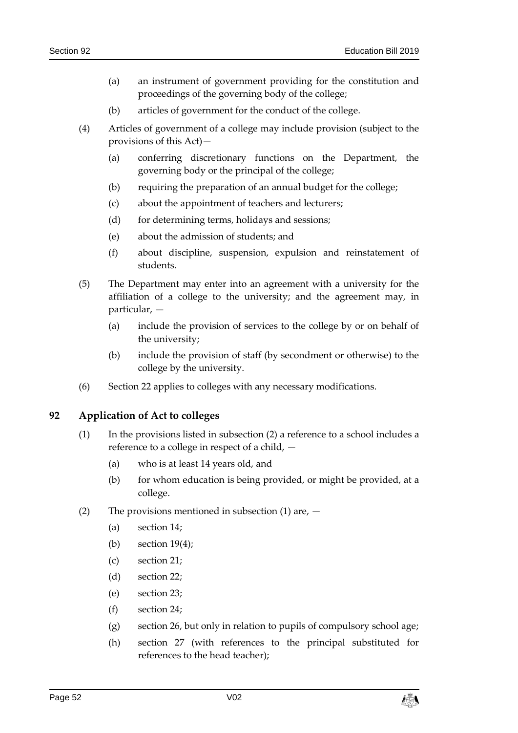(a) an instrument of government providing for the constitution and proceedings of the governing body of the college;

(b) articles of government for the conduct of the college.

(4) Articles of government of a college may include provision (subject to the provisions of this Act)—

(a) conferring discretionary functions on the Department, the governing body or the principal of the college;

(b) requiring the preparation of an annual budget for the college;

(c) about the appointment of teachers and lecturers;

(d) for determining terms, holidays and sessions;

(e) about the admission of students; and

(f) about discipline, suspension, expulsion and reinstatement of students.

(5) The Department may enter into an agreement with a university for the affiliation of a college to the university; and the agreement may, in particular, —

(a) include the provision of services to the college by or on behalf of the university;

(b) include the provision of staff (by secondment or otherwise) to the college by the university.

(6) Section 22 applies to colleges with any necessary modifications.

## 92 Application of Act to colleges

(1) In the provisions listed in subsection (2) a reference to a school includes a reference to a college in respect of a child, —

(a) who is at least 14 years old, and

(b) for whom education is being provided, or might be provided, at a college.

(2) The provisions mentioned in subsection (1) are, —

(a) section 14;

(b) section 19(4);

(c) section 21;

(d) section 22;

(e) section 23;

(f) section 24;

(g) section 26, but only in relation to pupils of compulsory school age;

(h) section 27 (with references to the principal substituted for references to the head teacher);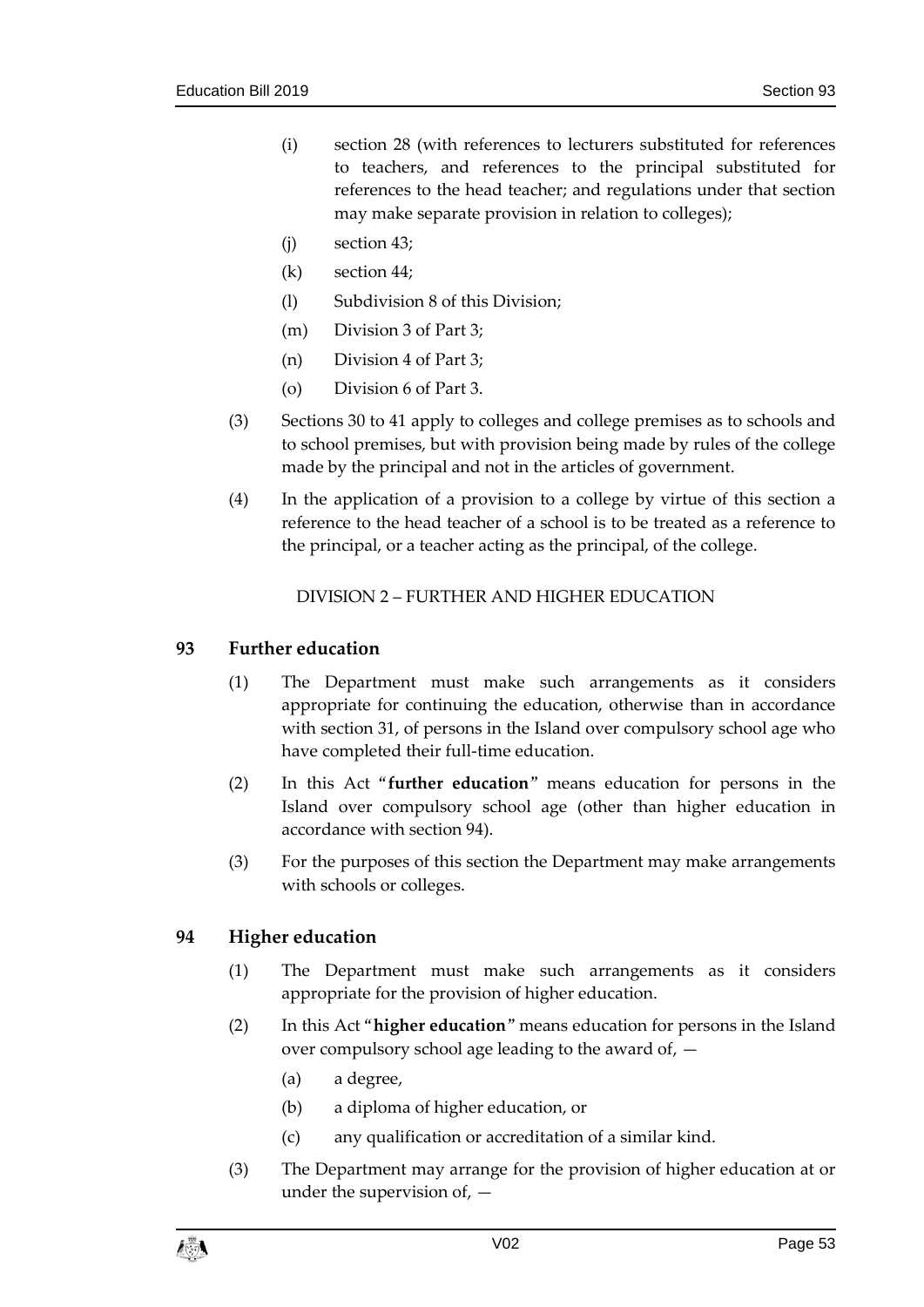(i) section 28 (with references to lecturers substituted for references to teachers, and references to the principal substituted for references to the head teacher; and regulations under that section may make separate provision in relation to colleges);

(j) section 43;

(k) section 44;

(l) Subdivision 8 of this Division;

(m) Division 3 of Part 3;

(n) Division 4 of Part 3;

(o) Division 6 of Part 3.

(3) Sections 30 to 41 apply to colleges and college premises as to schools and to school premises, but with provision being made by rules of the college made by the principal and not in the articles of government.

(4) In the application of a provision to a college by virtue of this section a reference to the head teacher of a school is to be treated as a reference to the principal, or a teacher acting as the principal, of the college.

DIVISION 2 – FURTHER AND HIGHER EDUCATION

## 93 Further education

(1) The Department must make such arrangements as it considers appropriate for continuing the education, otherwise than in accordance with section 31, of persons in the Island over compulsory school age who have completed their full-time education.

(2) In this Act "**further education**" means education for persons in the Island over compulsory school age (other than higher education in accordance with section 94).

(3) For the purposes of this section the Department may make arrangements with schools or colleges.

## 94 Higher education

(1) The Department must make such arrangements as it considers appropriate for the provision of higher education.

(2) In this Act "**higher education**" means education for persons in the Island over compulsory school age leading to the award of, —

(a) a degree,

(b) a diploma of higher education, or

(c) any qualification or accreditation of a similar kind.

(3) The Department may arrange for the provision of higher education at or under the supervision of, —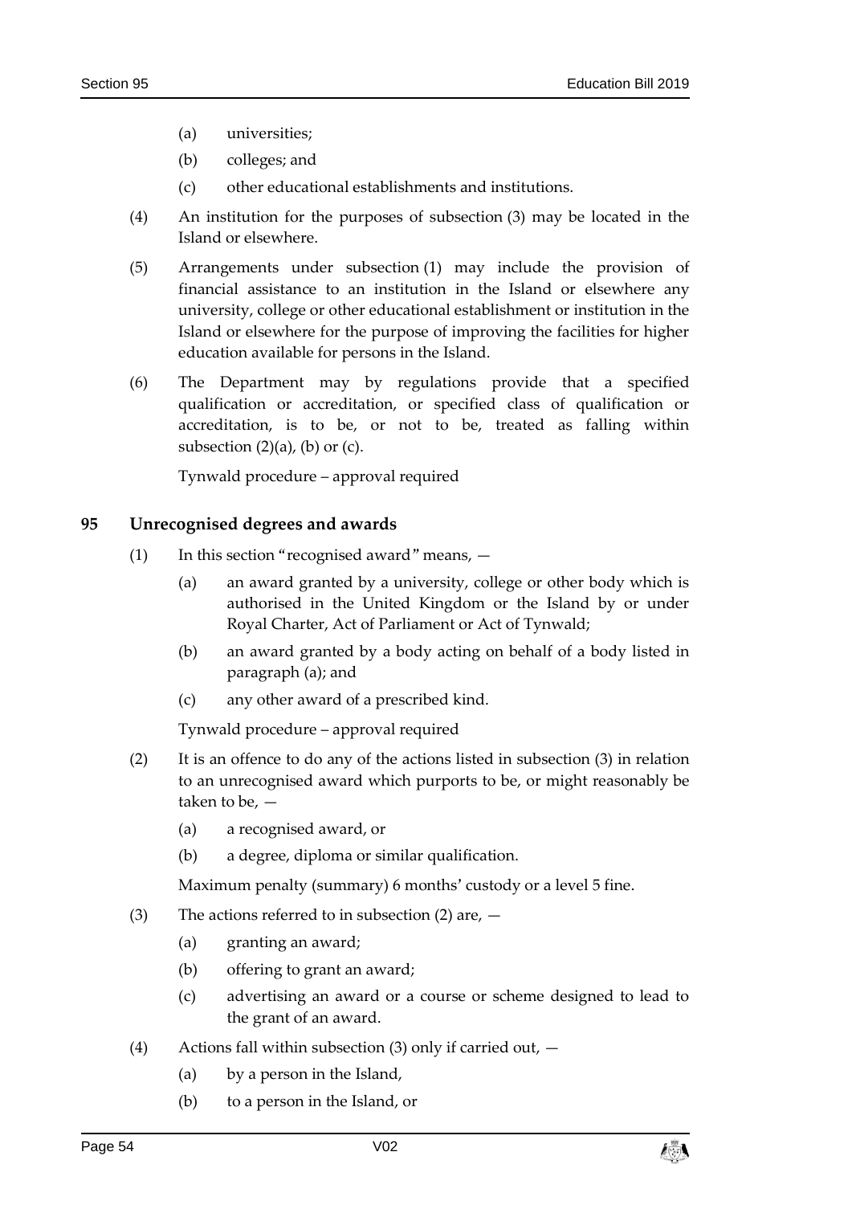(a) universities;

(b) colleges; and

(c) other educational establishments and institutions.

(4) An institution for the purposes of subsection (3) may be located in the Island or elsewhere.

(5) Arrangements under subsection (1) may include the provision of financial assistance to an institution in the Island or elsewhere any university, college or other educational establishment or institution in the Island or elsewhere for the purpose of improving the facilities for higher education available for persons in the Island.

(6) The Department may by regulations provide that a specified qualification or accreditation, or specified class of qualification or accreditation, is to be, or not to be, treated as falling within subsection (2)(a), (b) or (c).

Tynwald procedure – approval required

## 95 Unrecognised degrees and awards

(1) In this section "recognised award" means, —

(a) an award granted by a university, college or other body which is authorised in the United Kingdom or the Island by or under Royal Charter, Act of Parliament or Act of Tynwald;

(b) an award granted by a body acting on behalf of a body listed in paragraph (a); and

(c) any other award of a prescribed kind.

Tynwald procedure – approval required

(2) It is an offence to do any of the actions listed in subsection (3) in relation to an unrecognised award which purports to be, or might reasonably be taken to be, —

(a) a recognised award, or

(b) a degree, diploma or similar qualification.

Maximum penalty (summary) 6 months' custody or a level 5 fine.

(3) The actions referred to in subsection (2) are, —

(a) granting an award;

(b) offering to grant an award;

(c) advertising an award or a course or scheme designed to lead to the grant of an award.

(4) Actions fall within subsection (3) only if carried out, —

(a) by a person in the Island,

(b) to a person in the Island, or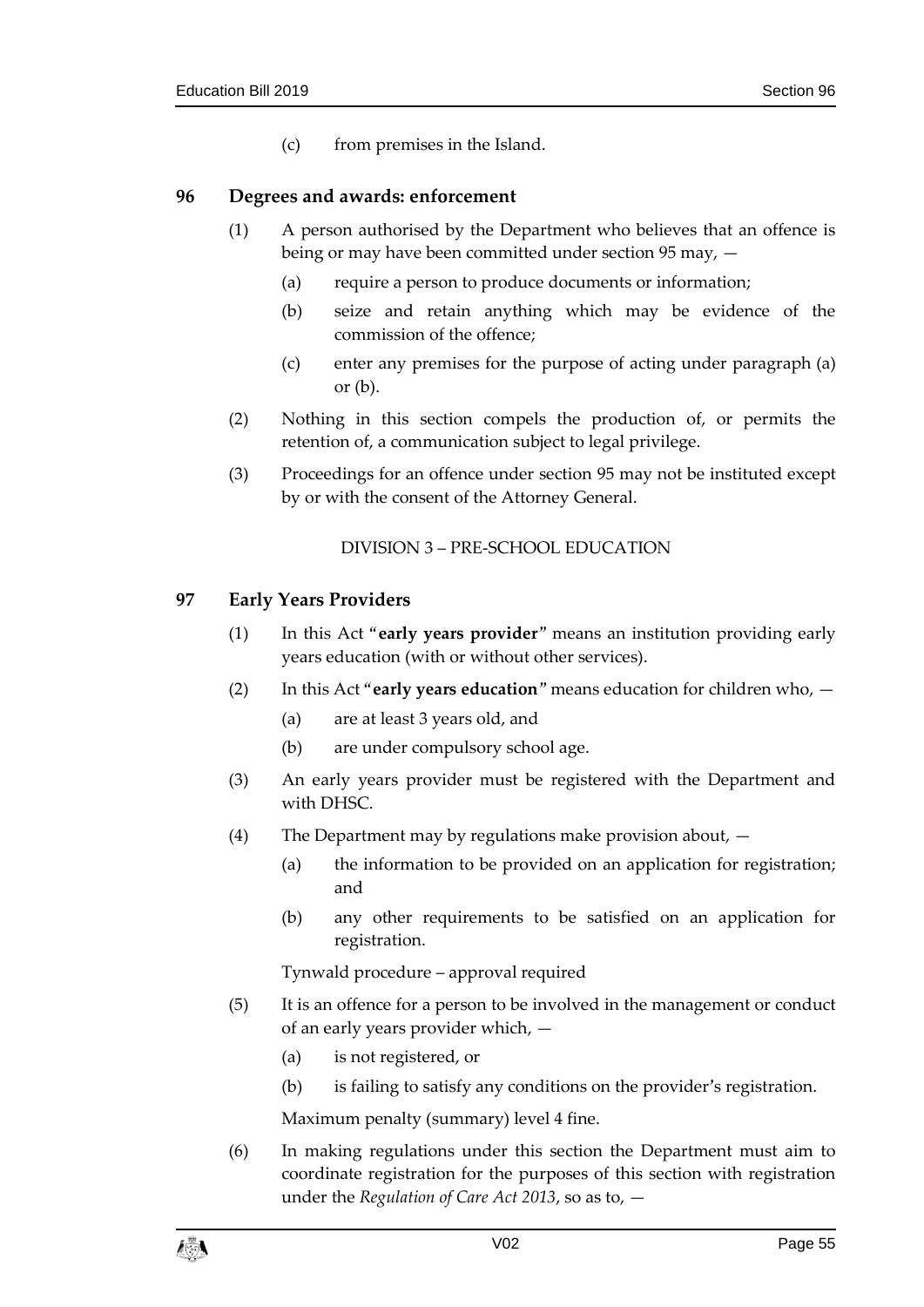(c) from premises in the Island.

## 96 Degrees and awards: enforcement

(1) A person authorised by the Department who believes that an offence is being or may have been committed under section 95 may, —

(a) require a person to produce documents or information;

(b) seize and retain anything which may be evidence of the commission of the offence;

(c) enter any premises for the purpose of acting under paragraph (a) or (b).

(2) Nothing in this section compels the production of, or permits the retention of, a communication subject to legal privilege.

(3) Proceedings for an offence under section 95 may not be instituted except by or with the consent of the Attorney General.

DIVISION 3 – PRE-SCHOOL EDUCATION

## 97 Early Years Providers

(1) In this Act "**early years provider**" means an institution providing early years education (with or without other services).

(2) In this Act "**early years education**" means education for children who, —

(a) are at least 3 years old, and

(b) are under compulsory school age.

(3) An early years provider must be registered with the Department and with DHSC.

(4) The Department may by regulations make provision about, —

(a) the information to be provided on an application for registration; and

(b) any other requirements to be satisfied on an application for registration.

Tynwald procedure – approval required

(5) It is an offence for a person to be involved in the management or conduct of an early years provider which, —

(a) is not registered, or

(b) is failing to satisfy any conditions on the provider's registration.

Maximum penalty (summary) level 4 fine.

(6) In making regulations under this section the Department must aim to coordinate registration for the purposes of this section with registration under the *Regulation of Care Act 2013*, so as to, —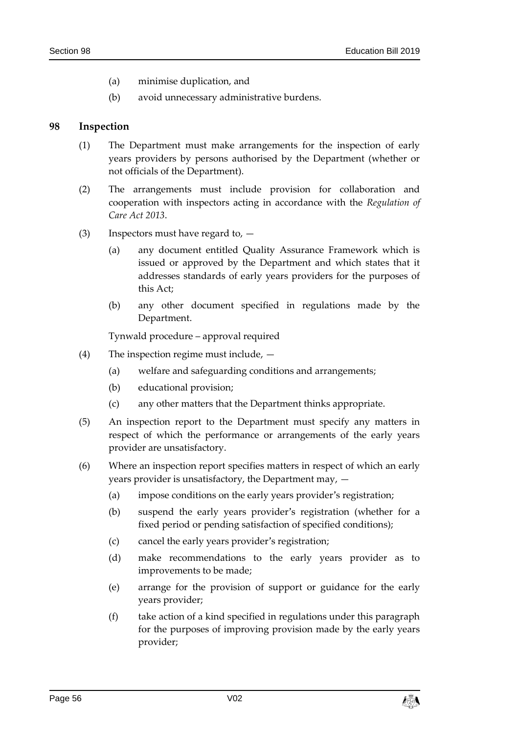(a) minimise duplication, and

(b) avoid unnecessary administrative burdens.

## 98 Inspection

(1) The Department must make arrangements for the inspection of early years providers by persons authorised by the Department (whether or not officials of the Department).

(2) The arrangements must include provision for collaboration and cooperation with inspectors acting in accordance with the *Regulation of Care Act 2013*.

(3) Inspectors must have regard to, —

(a) any document entitled Quality Assurance Framework which is issued or approved by the Department and which states that it addresses standards of early years providers for the purposes of this Act;

(b) any other document specified in regulations made by the Department.

Tynwald procedure – approval required

(4) The inspection regime must include, —

(a) welfare and safeguarding conditions and arrangements;

(b) educational provision;

(c) any other matters that the Department thinks appropriate.

(5) An inspection report to the Department must specify any matters in respect of which the performance or arrangements of the early years provider are unsatisfactory.

(6) Where an inspection report specifies matters in respect of which an early years provider is unsatisfactory, the Department may, —

(a) impose conditions on the early years provider's registration;

(b) suspend the early years provider's registration (whether for a fixed period or pending satisfaction of specified conditions);

(c) cancel the early years provider's registration;

(d) make recommendations to the early years provider as to improvements to be made;

(e) arrange for the provision of support or guidance for the early years provider;

(f) take action of a kind specified in regulations under this paragraph for the purposes of improving provision made by the early years provider;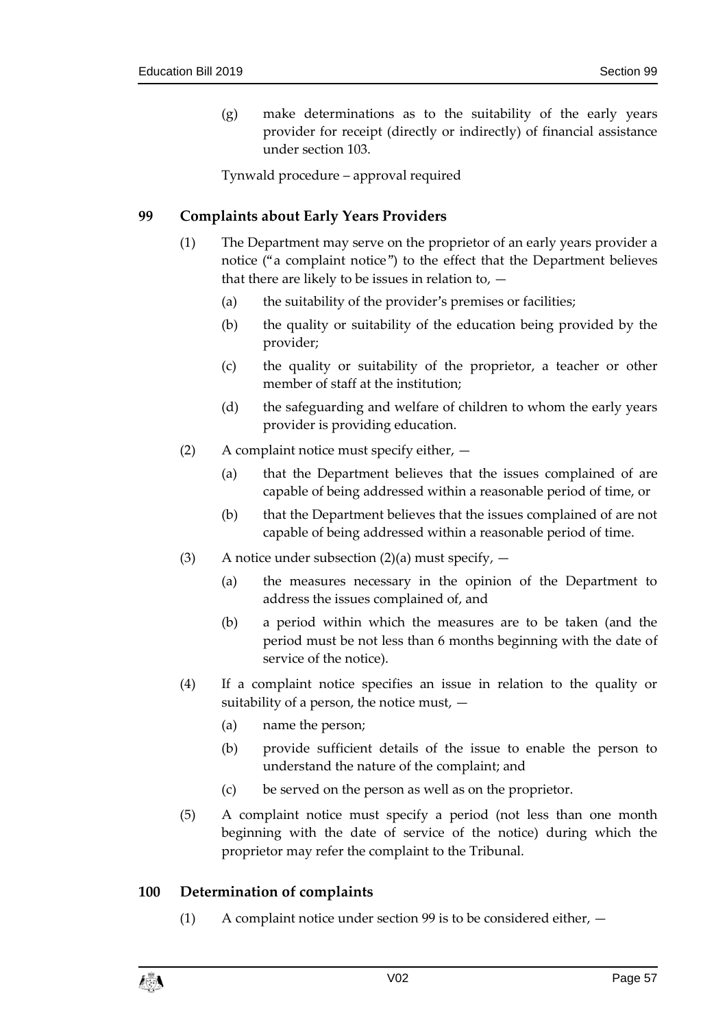(g) make determinations as to the suitability of the early years provider for receipt (directly or indirectly) of financial assistance under section 103.

Tynwald procedure – approval required

## 99 Complaints about Early Years Providers

(1) The Department may serve on the proprietor of an early years provider a notice ("a complaint notice") to the effect that the Department believes that there are likely to be issues in relation to, —

(a) the suitability of the provider's premises or facilities;

(b) the quality or suitability of the education being provided by the provider;

(c) the quality or suitability of the proprietor, a teacher or other member of staff at the institution;

(d) the safeguarding and welfare of children to whom the early years provider is providing education.

(2) A complaint notice must specify either, —

(a) that the Department believes that the issues complained of are capable of being addressed within a reasonable period of time, or

(b) that the Department believes that the issues complained of are not capable of being addressed within a reasonable period of time.

(3) A notice under subsection (2)(a) must specify, —

(a) the measures necessary in the opinion of the Department to address the issues complained of, and

(b) a period within which the measures are to be taken (and the period must be not less than 6 months beginning with the date of service of the notice).

(4) If a complaint notice specifies an issue in relation to the quality or suitability of a person, the notice must, —

(a) name the person;

(b) provide sufficient details of the issue to enable the person to understand the nature of the complaint; and

(c) be served on the person as well as on the proprietor.

(5) A complaint notice must specify a period (not less than one month beginning with the date of service of the notice) during which the proprietor may refer the complaint to the Tribunal.

## 100 Determination of complaints

(1) A complaint notice under section 99 is to be considered either, —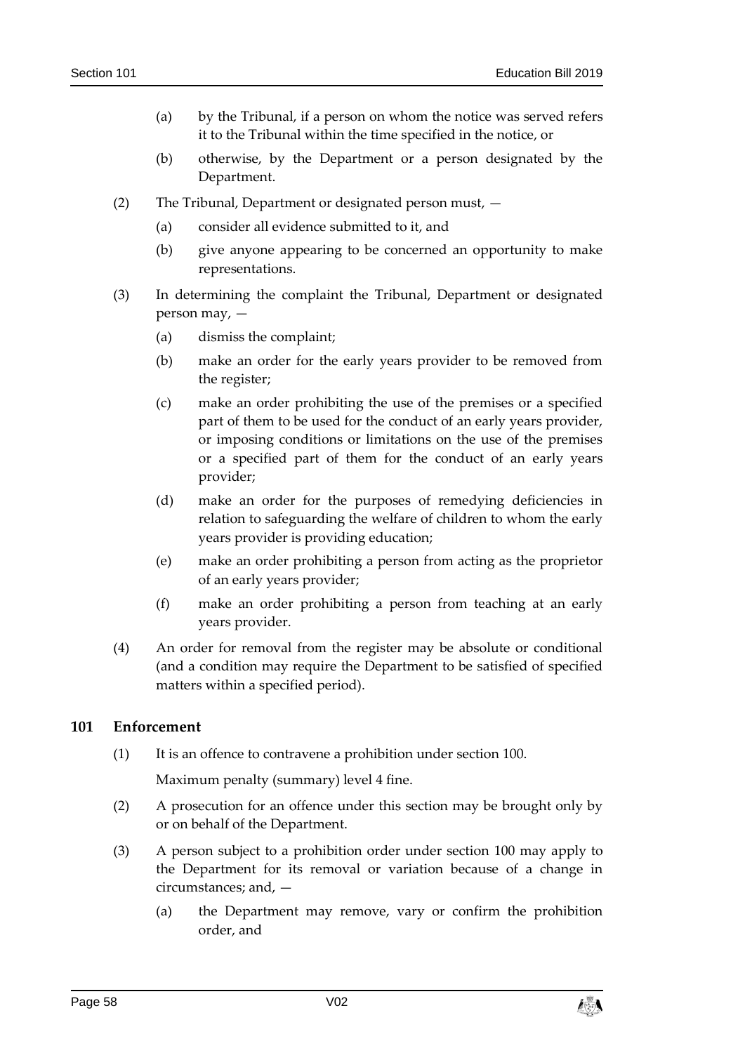(a) by the Tribunal, if a person on whom the notice was served refers it to the Tribunal within the time specified in the notice, or

(b) otherwise, by the Department or a person designated by the Department.

(2) The Tribunal, Department or designated person must, —

(a) consider all evidence submitted to it, and

(b) give anyone appearing to be concerned an opportunity to make representations.

(3) In determining the complaint the Tribunal, Department or designated person may, —

(a) dismiss the complaint;

(b) make an order for the early years provider to be removed from the register;

(c) make an order prohibiting the use of the premises or a specified part of them to be used for the conduct of an early years provider, or imposing conditions or limitations on the use of the premises or a specified part of them for the conduct of an early years provider;

(d) make an order for the purposes of remedying deficiencies in relation to safeguarding the welfare of children to whom the early years provider is providing education;

(e) make an order prohibiting a person from acting as the proprietor of an early years provider;

(f) make an order prohibiting a person from teaching at an early years provider.

(4) An order for removal from the register may be absolute or conditional (and a condition may require the Department to be satisfied of specified matters within a specified period).

### 101 Enforcement

(1) It is an offence to contravene a prohibition under section 100.

Maximum penalty (summary) level 4 fine.

(2) A prosecution for an offence under this section may be brought only by or on behalf of the Department.

(3) A person subject to a prohibition order under section 100 may apply to the Department for its removal or variation because of a change in circumstances; and, —

(a) the Department may remove, vary or confirm the prohibition order, and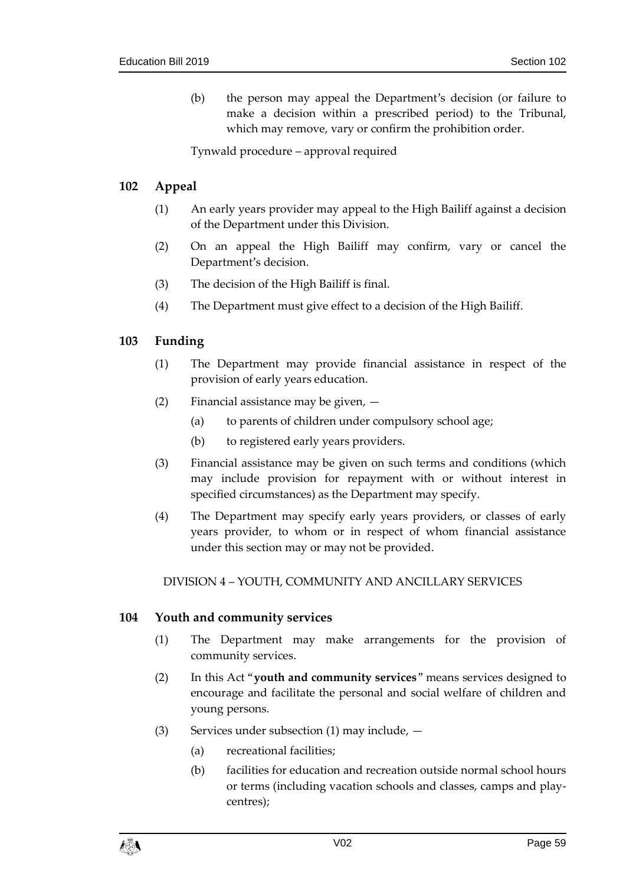(b) the person may appeal the Department's decision (or failure to make a decision within a prescribed period) to the Tribunal, which may remove, vary or confirm the prohibition order.

Tynwald procedure – approval required

## 102 Appeal

(1) An early years provider may appeal to the High Bailiff against a decision of the Department under this Division.

(2) On an appeal the High Bailiff may confirm, vary or cancel the Department's decision.

(3) The decision of the High Bailiff is final.

(4) The Department must give effect to a decision of the High Bailiff.

## 103 Funding

(1) The Department may provide financial assistance in respect of the provision of early years education.

(2) Financial assistance may be given, —

(a) to parents of children under compulsory school age;

(b) to registered early years providers.

(3) Financial assistance may be given on such terms and conditions (which may include provision for repayment with or without interest in specified circumstances) as the Department may specify.

(4) The Department may specify early years providers, or classes of early years provider, to whom or in respect of whom financial assistance under this section may or may not be provided.

DIVISION 4 – YOUTH, COMMUNITY AND ANCILLARY SERVICES

## 104 Youth and community services

(1) The Department may make arrangements for the provision of community services.

(2) In this Act "**youth and community services**" means services designed to encourage and facilitate the personal and social welfare of children and young persons.

(3) Services under subsection (1) may include, —

(a) recreational facilities;

(b) facilities for education and recreation outside normal school hours or terms (including vacation schools and classes, camps and play-centres);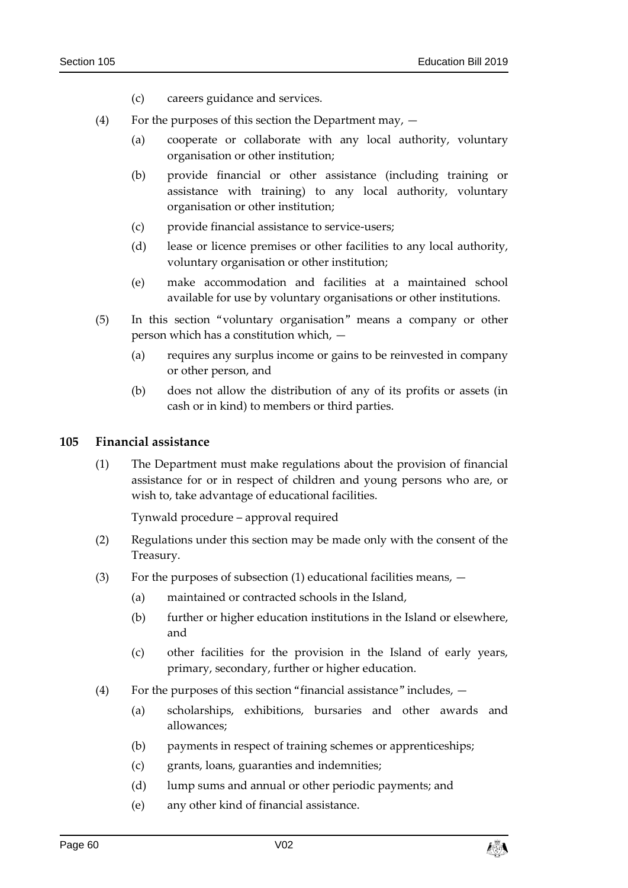(c) careers guidance and services.

(4) For the purposes of this section the Department may, —

(a) cooperate or collaborate with any local authority, voluntary organisation or other institution;

(b) provide financial or other assistance (including training or assistance with training) to any local authority, voluntary organisation or other institution;

(c) provide financial assistance to service-users;

(d) lease or licence premises or other facilities to any local authority, voluntary organisation or other institution;

(e) make accommodation and facilities at a maintained school available for use by voluntary organisations or other institutions.

(5) In this section "voluntary organisation" means a company or other person which has a constitution which, —

(a) requires any surplus income or gains to be reinvested in company or other person, and

(b) does not allow the distribution of any of its profits or assets (in cash or in kind) to members or third parties.

### 105 Financial assistance

(1) The Department must make regulations about the provision of financial assistance for or in respect of children and young persons who are, or wish to, take advantage of educational facilities.

Tynwald procedure – approval required

(2) Regulations under this section may be made only with the consent of the Treasury.

(3) For the purposes of subsection (1) educational facilities means, —

(a) maintained or contracted schools in the Island,

(b) further or higher education institutions in the Island or elsewhere, and

(c) other facilities for the provision in the Island of early years, primary, secondary, further or higher education.

(4) For the purposes of this section "financial assistance" includes, —

(a) scholarships, exhibitions, bursaries and other awards and allowances;

(b) payments in respect of training schemes or apprenticeships;

(c) grants, loans, guaranties and indemnities;

(d) lump sums and annual or other periodic payments; and

(e) any other kind of financial assistance.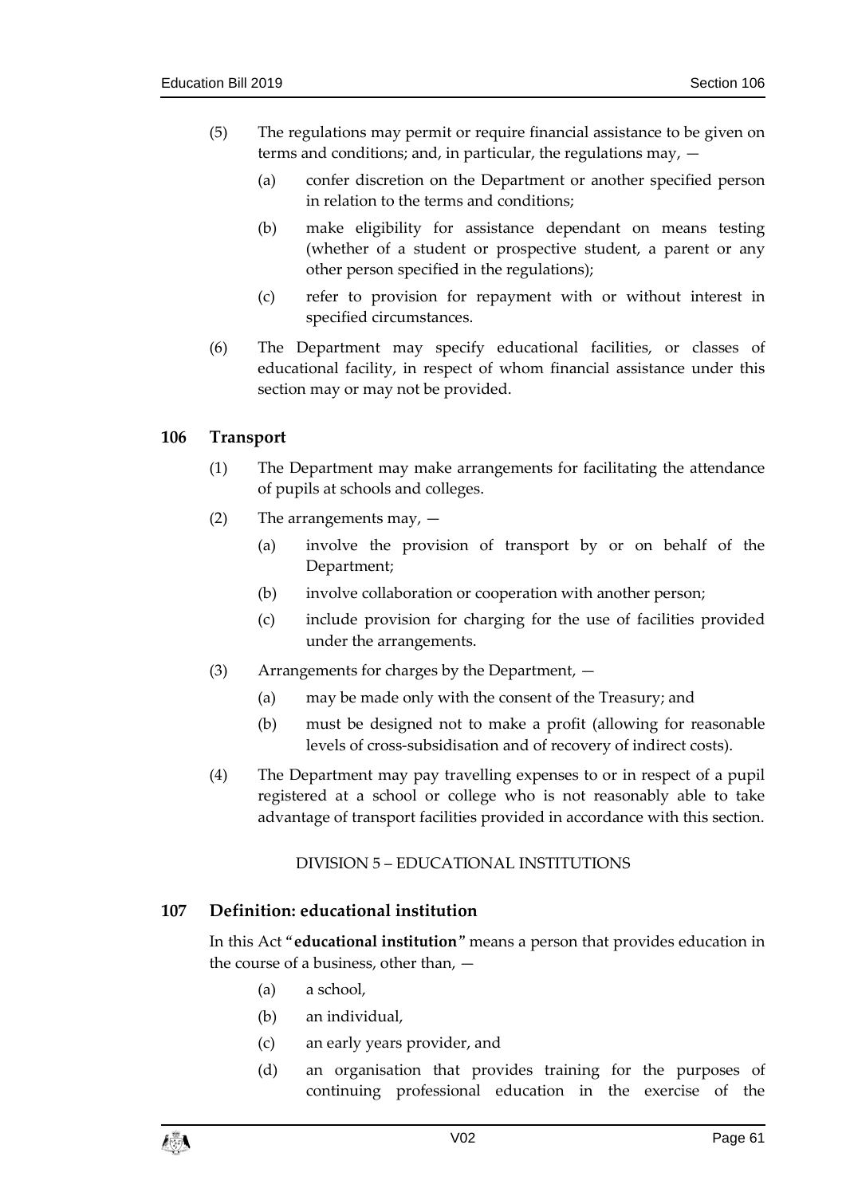(5) The regulations may permit or require financial assistance to be given on terms and conditions; and, in particular, the regulations may, —

(a) confer discretion on the Department or another specified person in relation to the terms and conditions;

(b) make eligibility for assistance dependant on means testing (whether of a student or prospective student, a parent or any other person specified in the regulations);

(c) refer to provision for repayment with or without interest in specified circumstances.

(6) The Department may specify educational facilities, or classes of educational facility, in respect of whom financial assistance under this section may or may not be provided.

### 106 Transport

(1) The Department may make arrangements for facilitating the attendance of pupils at schools and colleges.

(2) The arrangements may, —

(a) involve the provision of transport by or on behalf of the Department;

(b) involve collaboration or cooperation with another person;

(c) include provision for charging for the use of facilities provided under the arrangements.

(3) Arrangements for charges by the Department, —

(a) may be made only with the consent of the Treasury; and

(b) must be designed not to make a profit (allowing for reasonable levels of cross-subsidisation and of recovery of indirect costs).

(4) The Department may pay travelling expenses to or in respect of a pupil registered at a school or college who is not reasonably able to take advantage of transport facilities provided in accordance with this section.

## DIVISION 5 – EDUCATIONAL INSTITUTIONS

### 107 Definition: educational institution

In this Act "**educational institution**" means a person that provides education in the course of a business, other than, —

(a) a school,

(b) an individual,

(c) an early years provider, and

(d) an organisation that provides training for the purposes of continuing professional education in the exercise of the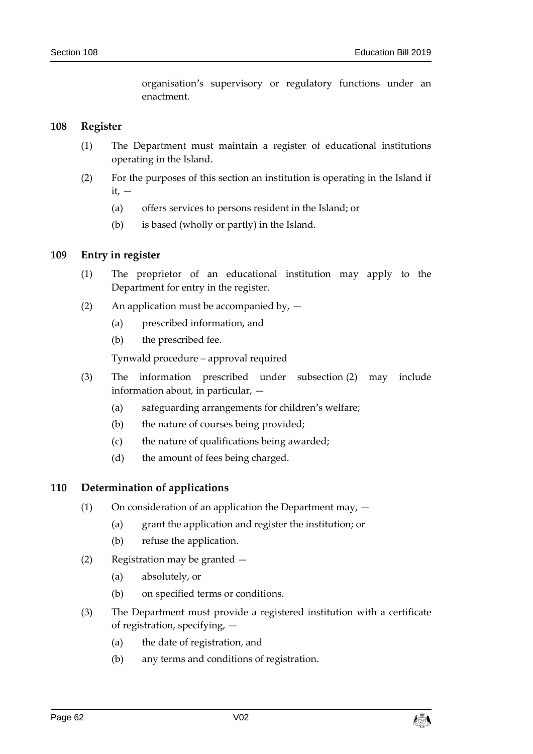organisation's supervisory or regulatory functions under an enactment.

## 108 Register

(1) The Department must maintain a register of educational institutions operating in the Island.

(2) For the purposes of this section an institution is operating in the Island if it, —

(a) offers services to persons resident in the Island; or

(b) is based (wholly or partly) in the Island.

## 109 Entry in register

(1) The proprietor of an educational institution may apply to the Department for entry in the register.

(2) An application must be accompanied by, —

(a) prescribed information, and

(b) the prescribed fee.

Tynwald procedure – approval required

(3) The information prescribed under subsection (2) may include information about, in particular, —

(a) safeguarding arrangements for children's welfare;

(b) the nature of courses being provided;

(c) the nature of qualifications being awarded;

(d) the amount of fees being charged.

## 110 Determination of applications

(1) On consideration of an application the Department may, —

(a) grant the application and register the institution; or

(b) refuse the application.

(2) Registration may be granted —

(a) absolutely, or

(b) on specified terms or conditions.

(3) The Department must provide a registered institution with a certificate of registration, specifying, —

(a) the date of registration, and

(b) any terms and conditions of registration.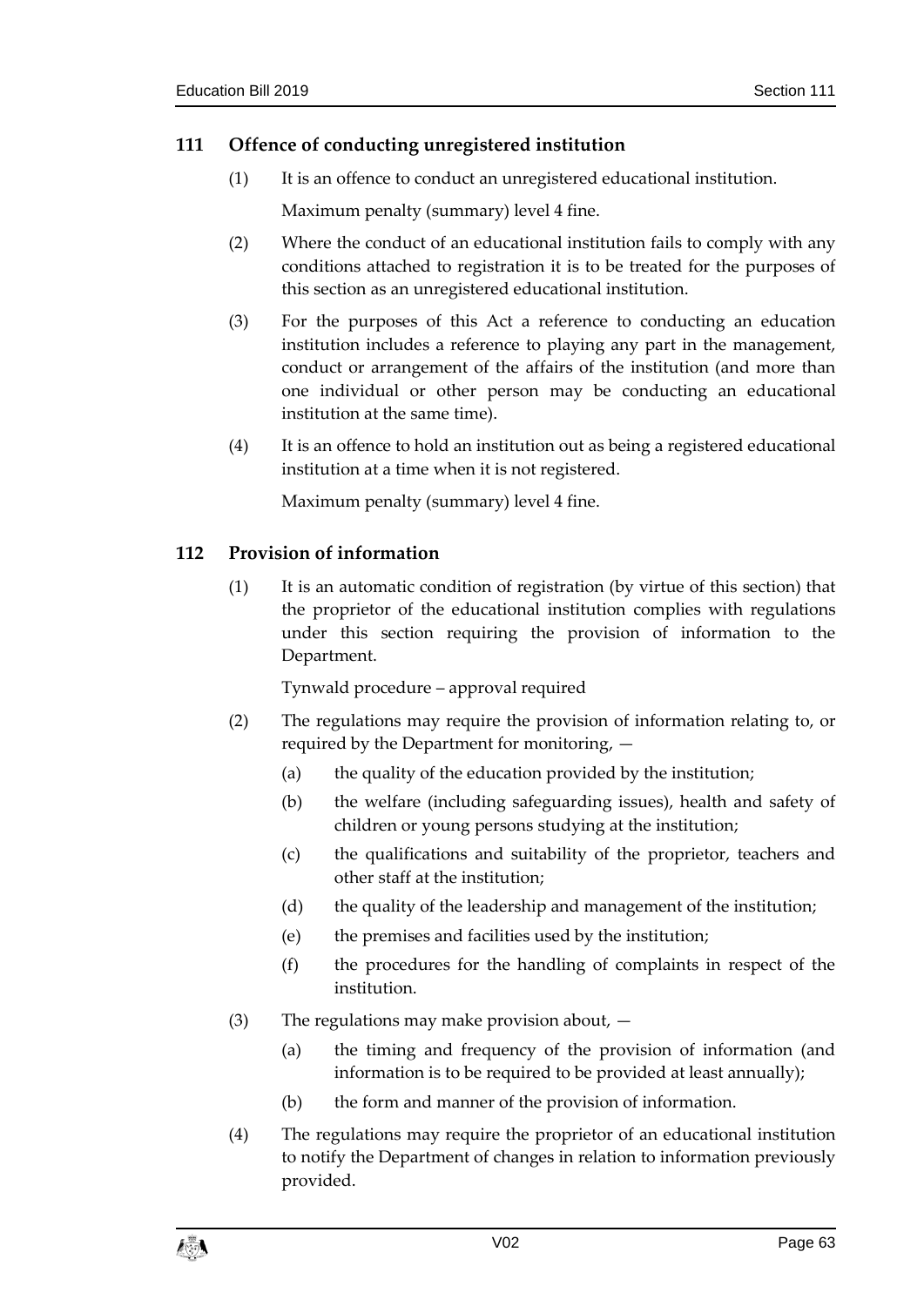### 111 Offence of conducting unregistered institution

(1) It is an offence to conduct an unregistered educational institution.

Maximum penalty (summary) level 4 fine.

(2) Where the conduct of an educational institution fails to comply with any conditions attached to registration it is to be treated for the purposes of this section as an unregistered educational institution.

(3) For the purposes of this Act a reference to conducting an education institution includes a reference to playing any part in the management, conduct or arrangement of the affairs of the institution (and more than one individual or other person may be conducting an educational institution at the same time).

(4) It is an offence to hold an institution out as being a registered educational institution at a time when it is not registered.

Maximum penalty (summary) level 4 fine.

### 112 Provision of information

(1) It is an automatic condition of registration (by virtue of this section) that the proprietor of the educational institution complies with regulations under this section requiring the provision of information to the Department.

Tynwald procedure – approval required

(2) The regulations may require the provision of information relating to, or required by the Department for monitoring, —

- (a) the quality of the education provided by the institution;
- (b) the welfare (including safeguarding issues), health and safety of children or young persons studying at the institution;
- (c) the qualifications and suitability of the proprietor, teachers and other staff at the institution;
- (d) the quality of the leadership and management of the institution;
- (e) the premises and facilities used by the institution;
- (f) the procedures for the handling of complaints in respect of the institution.

(3) The regulations may make provision about, —

- (a) the timing and frequency of the provision of information (and information is to be required to be provided at least annually);
- (b) the form and manner of the provision of information.

(4) The regulations may require the proprietor of an educational institution to notify the Department of changes in relation to information previously provided.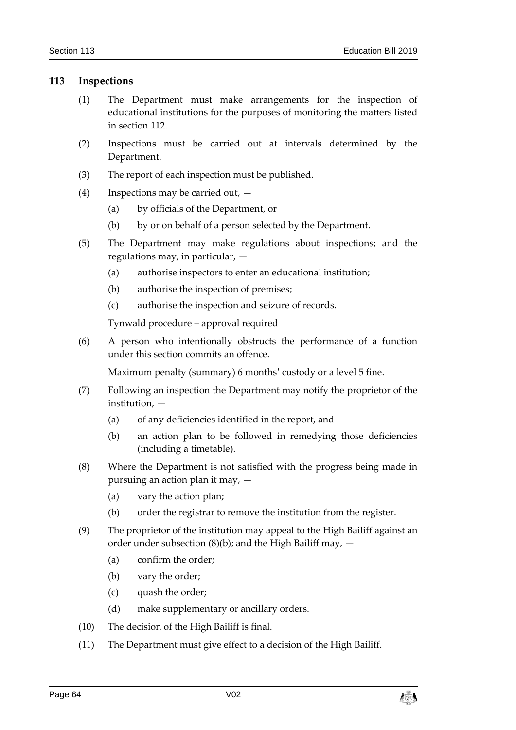## 113 Inspections

(1) The Department must make arrangements for the inspection of educational institutions for the purposes of monitoring the matters listed in section 112.

(2) Inspections must be carried out at intervals determined by the Department.

(3) The report of each inspection must be published.

(4) Inspections may be carried out, —

(a) by officials of the Department, or

(b) by or on behalf of a person selected by the Department.

(5) The Department may make regulations about inspections; and the regulations may, in particular, —

(a) authorise inspectors to enter an educational institution;

(b) authorise the inspection of premises;

(c) authorise the inspection and seizure of records.

Tynwald procedure – approval required

(6) A person who intentionally obstructs the performance of a function under this section commits an offence.

Maximum penalty (summary) 6 months' custody or a level 5 fine.

(7) Following an inspection the Department may notify the proprietor of the institution, —

(a) of any deficiencies identified in the report, and

(b) an action plan to be followed in remedying those deficiencies (including a timetable).

(8) Where the Department is not satisfied with the progress being made in pursuing an action plan it may, —

(a) vary the action plan;

(b) order the registrar to remove the institution from the register.

(9) The proprietor of the institution may appeal to the High Bailiff against an order under subsection (8)(b); and the High Bailiff may, —

(a) confirm the order;

(b) vary the order;

(c) quash the order;

(d) make supplementary or ancillary orders.

(10) The decision of the High Bailiff is final.

(11) The Department must give effect to a decision of the High Bailiff.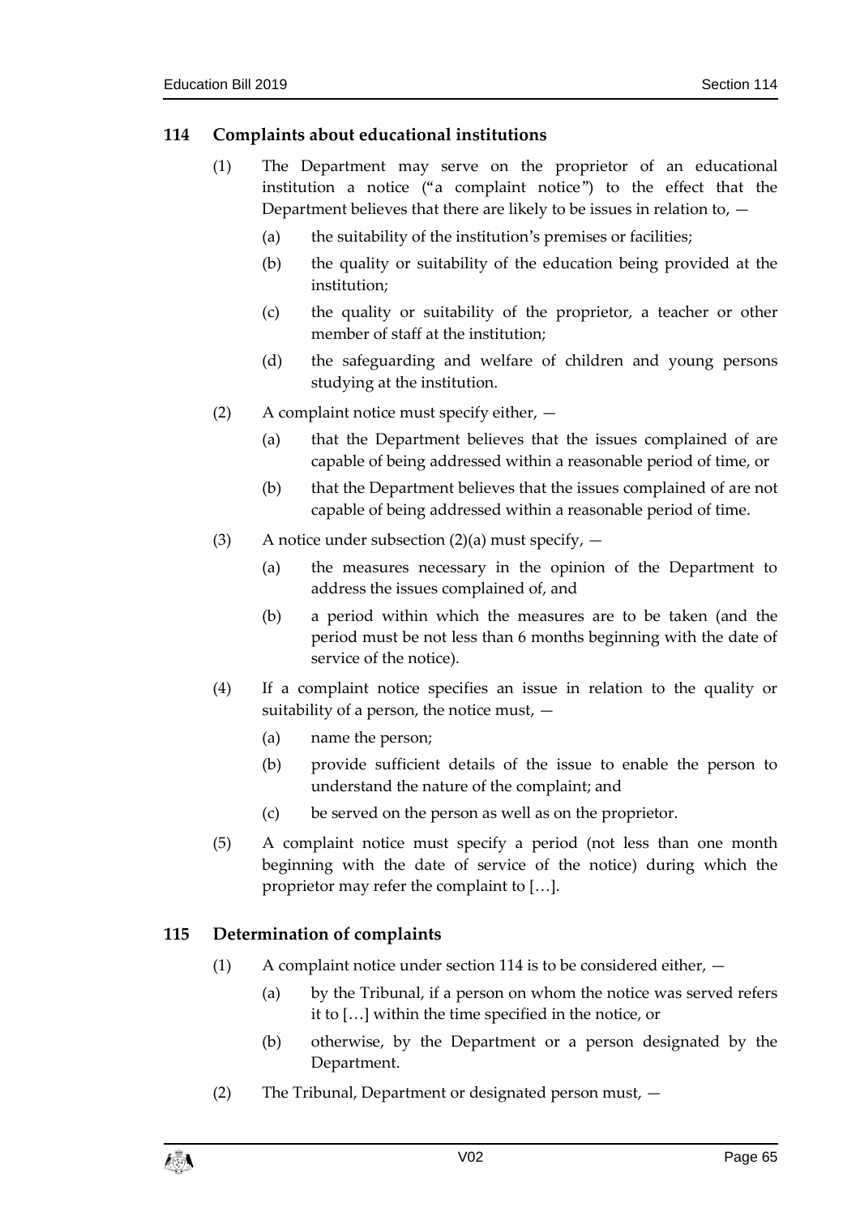## 114 Complaints about educational institutions

(1) The Department may serve on the proprietor of an educational institution a notice ("a complaint notice") to the effect that the Department believes that there are likely to be issues in relation to, —

(a) the suitability of the institution's premises or facilities;

(b) the quality or suitability of the education being provided at the institution;

(c) the quality or suitability of the proprietor, a teacher or other member of staff at the institution;

(d) the safeguarding and welfare of children and young persons studying at the institution.

(2) A complaint notice must specify either, —

(a) that the Department believes that the issues complained of are capable of being addressed within a reasonable period of time, or

(b) that the Department believes that the issues complained of are not capable of being addressed within a reasonable period of time.

(3) A notice under subsection (2)(a) must specify, —

(a) the measures necessary in the opinion of the Department to address the issues complained of, and

(b) a period within which the measures are to be taken (and the period must be not less than 6 months beginning with the date of service of the notice).

(4) If a complaint notice specifies an issue in relation to the quality or suitability of a person, the notice must, —

(a) name the person;

(b) provide sufficient details of the issue to enable the person to understand the nature of the complaint; and

(c) be served on the person as well as on the proprietor.

(5) A complaint notice must specify a period (not less than one month beginning with the date of service of the notice) during which the proprietor may refer the complaint to […].

## 115 Determination of complaints

(1) A complaint notice under section 114 is to be considered either, —

(a) by the Tribunal, if a person on whom the notice was served refers it to […] within the time specified in the notice, or

(b) otherwise, by the Department or a person designated by the Department.

(2) The Tribunal, Department or designated person must, —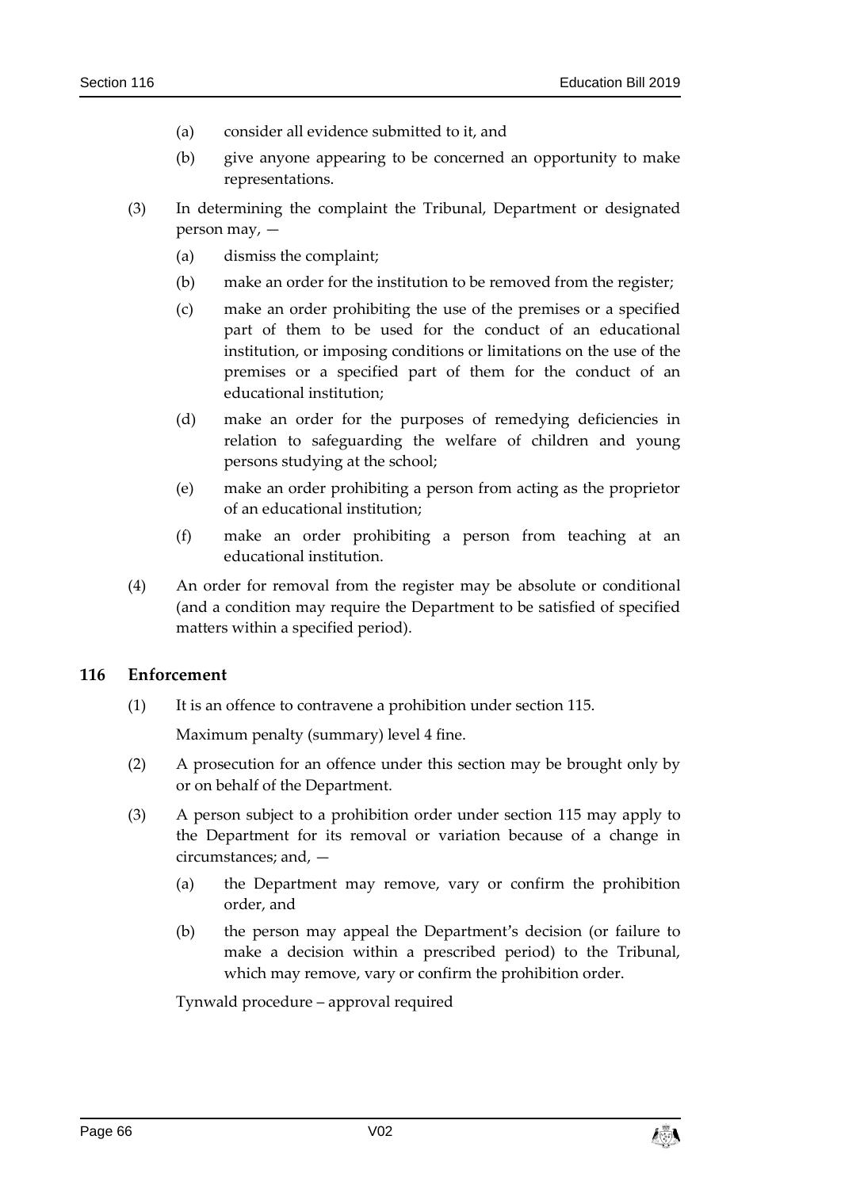(a) consider all evidence submitted to it, and

(b) give anyone appearing to be concerned an opportunity to make representations.

(3) In determining the complaint the Tribunal, Department or designated person may, —

(a) dismiss the complaint;

(b) make an order for the institution to be removed from the register;

(c) make an order prohibiting the use of the premises or a specified part of them to be used for the conduct of an educational institution, or imposing conditions or limitations on the use of the premises or a specified part of them for the conduct of an educational institution;

(d) make an order for the purposes of remedying deficiencies in relation to safeguarding the welfare of children and young persons studying at the school;

(e) make an order prohibiting a person from acting as the proprietor of an educational institution;

(f) make an order prohibiting a person from teaching at an educational institution.

(4) An order for removal from the register may be absolute or conditional (and a condition may require the Department to be satisfied of specified matters within a specified period).

### 116 Enforcement

(1) It is an offence to contravene a prohibition under section 115.

Maximum penalty (summary) level 4 fine.

(2) A prosecution for an offence under this section may be brought only by or on behalf of the Department.

(3) A person subject to a prohibition order under section 115 may apply to the Department for its removal or variation because of a change in circumstances; and, —

(a) the Department may remove, vary or confirm the prohibition order, and

(b) the person may appeal the Department's decision (or failure to make a decision within a prescribed period) to the Tribunal, which may remove, vary or confirm the prohibition order.

Tynwald procedure – approval required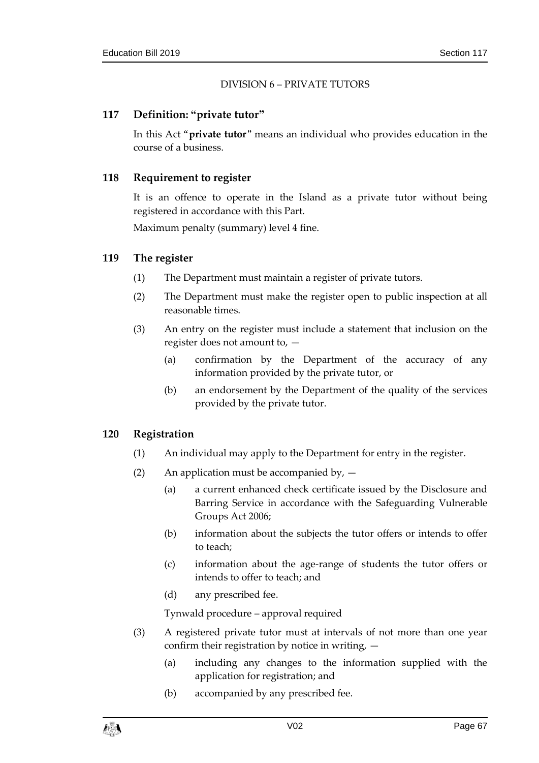DIVISION 6 – PRIVATE TUTORS

## 117 Definition: "private tutor"

In this Act "**private tutor**" means an individual who provides education in the course of a business.

## 118 Requirement to register

It is an offence to operate in the Island as a private tutor without being registered in accordance with this Part.

Maximum penalty (summary) level 4 fine.

## 119 The register

(1) The Department must maintain a register of private tutors.

(2) The Department must make the register open to public inspection at all reasonable times.

(3) An entry on the register must include a statement that inclusion on the register does not amount to, —

(a) confirmation by the Department of the accuracy of any information provided by the private tutor, or

(b) an endorsement by the Department of the quality of the services provided by the private tutor.

## 120 Registration

(1) An individual may apply to the Department for entry in the register.

(2) An application must be accompanied by, —

(a) a current enhanced check certificate issued by the Disclosure and Barring Service in accordance with the Safeguarding Vulnerable Groups Act 2006;

(b) information about the subjects the tutor offers or intends to offer to teach;

(c) information about the age-range of students the tutor offers or intends to offer to teach; and

(d) any prescribed fee.

Tynwald procedure – approval required

(3) A registered private tutor must at intervals of not more than one year confirm their registration by notice in writing, —

(a) including any changes to the information supplied with the application for registration; and

(b) accompanied by any prescribed fee.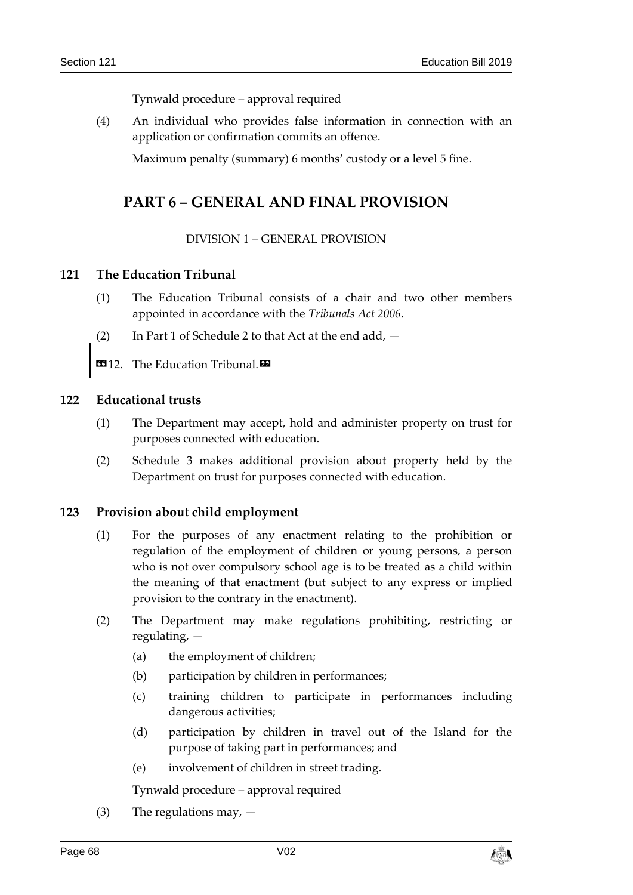Tynwald procedure – approval required

(4) An individual who provides false information in connection with an application or confirmation commits an offence.

Maximum penalty (summary) 6 months' custody or a level 5 fine.

# PART 6 – GENERAL AND FINAL PROVISION

## DIVISION 1 – GENERAL PROVISION

### 121 The Education Tribunal

(1) The Education Tribunal consists of a chair and two other members appointed in accordance with the *Tribunals Act 2006*.

(2) In Part 1 of Schedule 2 to that Act at the end add, —

«12. The Education Tribunal.»

### 122 Educational trusts

(1) The Department may accept, hold and administer property on trust for purposes connected with education.

(2) Schedule 3 makes additional provision about property held by the Department on trust for purposes connected with education.

### 123 Provision about child employment

(1) For the purposes of any enactment relating to the prohibition or regulation of the employment of children or young persons, a person who is not over compulsory school age is to be treated as a child within the meaning of that enactment (but subject to any express or implied provision to the contrary in the enactment).

(2) The Department may make regulations prohibiting, restricting or regulating, —

(a) the employment of children;

(b) participation by children in performances;

(c) training children to participate in performances including dangerous activities;

(d) participation by children in travel out of the Island for the purpose of taking part in performances; and

(e) involvement of children in street trading.

Tynwald procedure – approval required

(3) The regulations may, —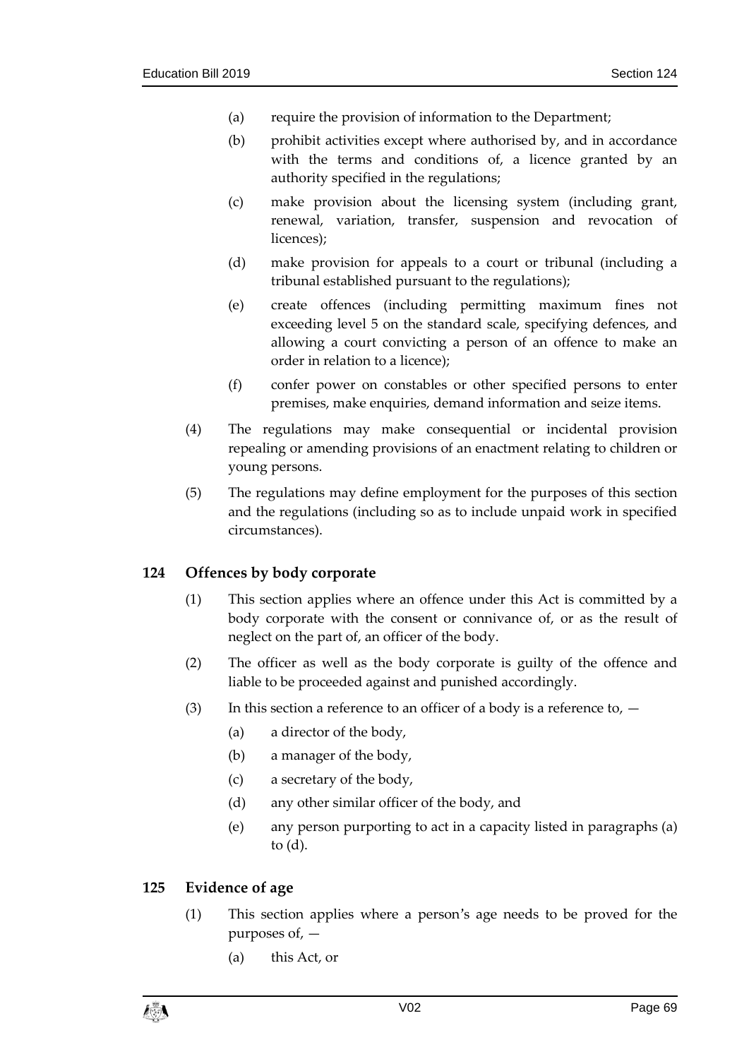(a) require the provision of information to the Department;

(b) prohibit activities except where authorised by, and in accordance with the terms and conditions of, a licence granted by an authority specified in the regulations;

(c) make provision about the licensing system (including grant, renewal, variation, transfer, suspension and revocation of licences);

(d) make provision for appeals to a court or tribunal (including a tribunal established pursuant to the regulations);

(e) create offences (including permitting maximum fines not exceeding level 5 on the standard scale, specifying defences, and allowing a court convicting a person of an offence to make an order in relation to a licence);

(f) confer power on constables or other specified persons to enter premises, make enquiries, demand information and seize items.

(4) The regulations may make consequential or incidental provision repealing or amending provisions of an enactment relating to children or young persons.

(5) The regulations may define employment for the purposes of this section and the regulations (including so as to include unpaid work in specified circumstances).

### 124 Offences by body corporate

(1) This section applies where an offence under this Act is committed by a body corporate with the consent or connivance of, or as the result of neglect on the part of, an officer of the body.

(2) The officer as well as the body corporate is guilty of the offence and liable to be proceeded against and punished accordingly.

(3) In this section a reference to an officer of a body is a reference to, —

(a) a director of the body,

(b) a manager of the body,

(c) a secretary of the body,

(d) any other similar officer of the body, and

(e) any person purporting to act in a capacity listed in paragraphs (a) to (d).

### 125 Evidence of age

(1) This section applies where a person's age needs to be proved for the purposes of, —

(a) this Act, or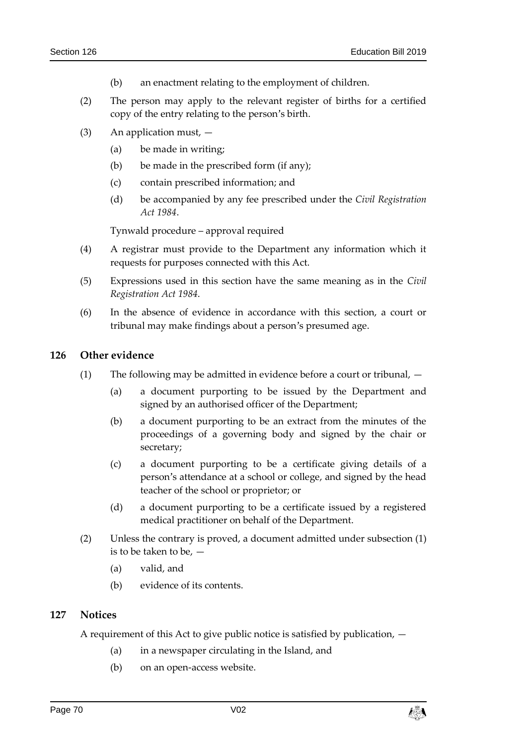(b) an enactment relating to the employment of children.

(2) The person may apply to the relevant register of births for a certified copy of the entry relating to the person's birth.

(3) An application must, —

(a) be made in writing;

(b) be made in the prescribed form (if any);

(c) contain prescribed information; and

(d) be accompanied by any fee prescribed under the *Civil Registration Act 1984*.

Tynwald procedure – approval required

(4) A registrar must provide to the Department any information which it requests for purposes connected with this Act.

(5) Expressions used in this section have the same meaning as in the *Civil Registration Act 1984*.

(6) In the absence of evidence in accordance with this section, a court or tribunal may make findings about a person's presumed age.

## 126 Other evidence

(1) The following may be admitted in evidence before a court or tribunal, —

(a) a document purporting to be issued by the Department and signed by an authorised officer of the Department;

(b) a document purporting to be an extract from the minutes of the proceedings of a governing body and signed by the chair or secretary;

(c) a document purporting to be a certificate giving details of a person's attendance at a school or college, and signed by the head teacher of the school or proprietor; or

(d) a document purporting to be a certificate issued by a registered medical practitioner on behalf of the Department.

(2) Unless the contrary is proved, a document admitted under subsection (1) is to be taken to be, —

(a) valid, and

(b) evidence of its contents.

## 127 Notices

A requirement of this Act to give public notice is satisfied by publication, —

(a) in a newspaper circulating in the Island, and

(b) on an open-access website.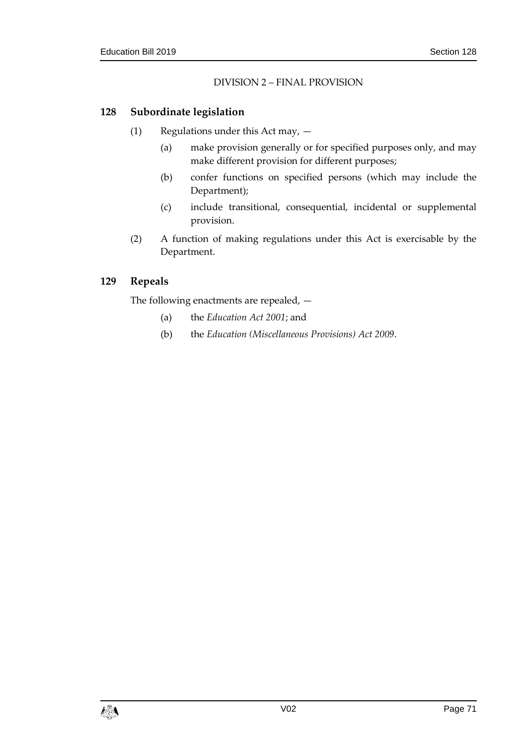DIVISION 2 – FINAL PROVISION

## 128 Subordinate legislation

(1) Regulations under this Act may, —

(a) make provision generally or for specified purposes only, and may make different provision for different purposes;

(b) confer functions on specified persons (which may include the Department);

(c) include transitional, consequential, incidental or supplemental provision.

(2) A function of making regulations under this Act is exercisable by the Department.

## 129 Repeals

The following enactments are repealed, —

(a) the *Education Act 2001*; and

(b) the *Education (Miscellaneous Provisions) Act 2009*.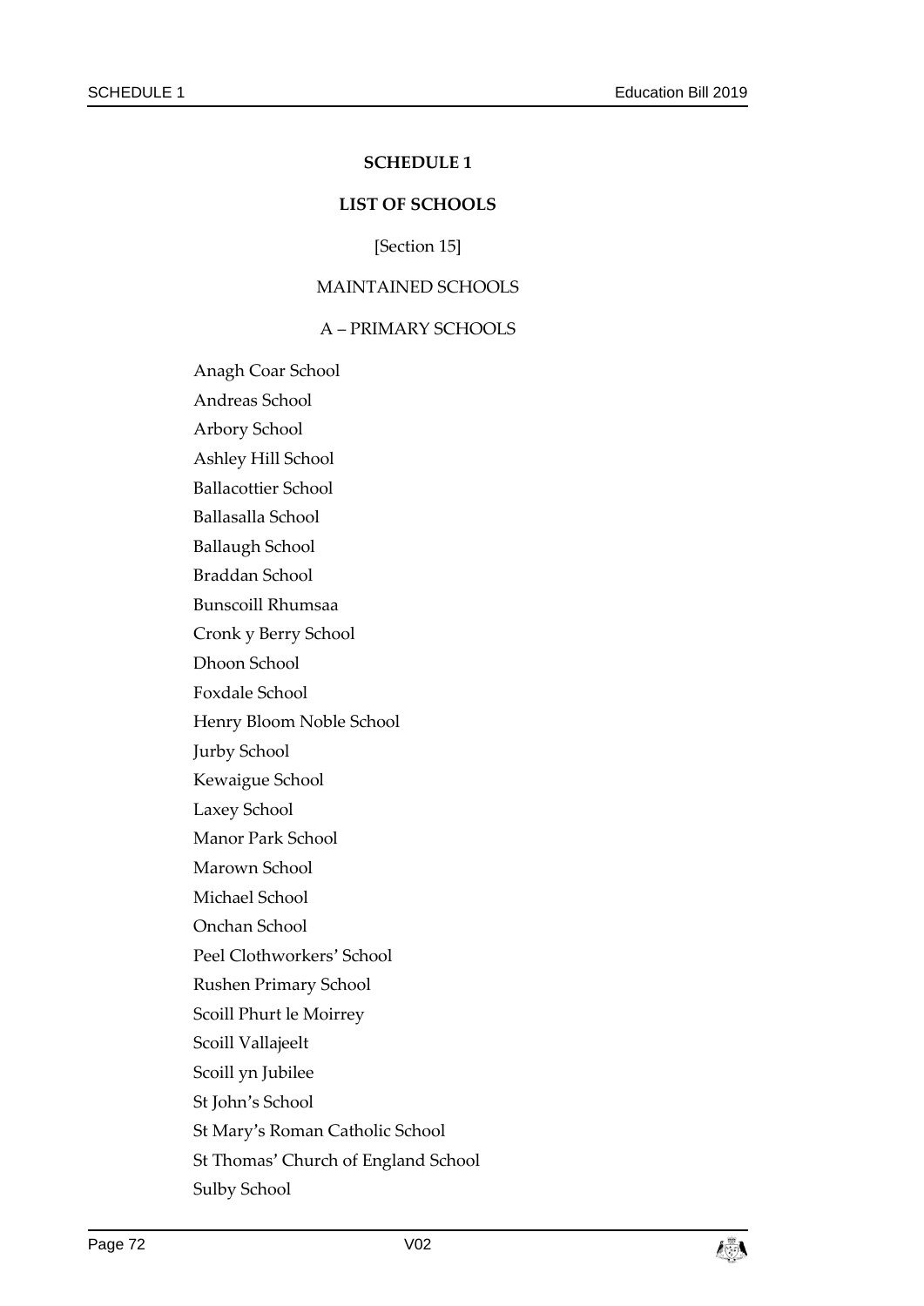# SCHEDULE 1

## LIST OF SCHOOLS

[Section 15]

### MAINTAINED SCHOOLS

#### A – PRIMARY SCHOOLS

Anagh Coar School

Andreas School

Arbory School

Ashley Hill School

Ballacottier School

Ballasalla School

Ballaugh School

Braddan School

Bunscoill Rhumsaa

Cronk y Berry School

Dhoon School

Foxdale School

Henry Bloom Noble School

Jurby School

Kewaigue School

Laxey School

Manor Park School

Marown School

Michael School

Onchan School

Peel Clothworkers' School

Rushen Primary School

Scoill Phurt le Moirrey

Scoill Vallajeelt

Scoill yn Jubilee

St John's School

St Mary's Roman Catholic School

St Thomas' Church of England School

Sulby School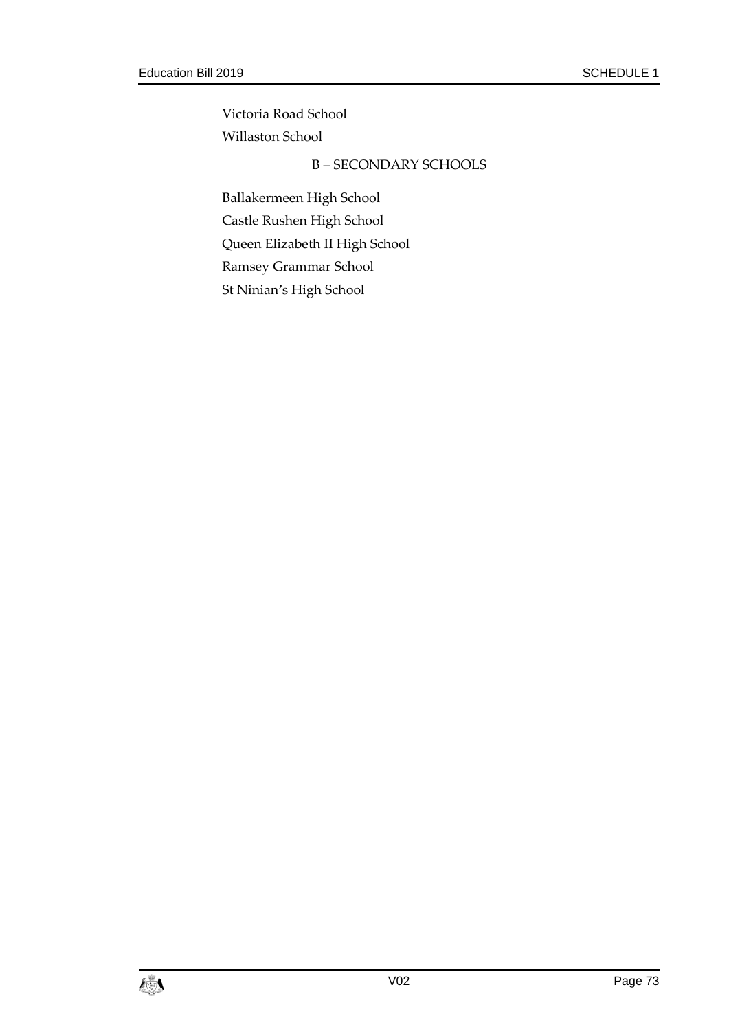Victoria Road School

Willaston School

B – SECONDARY SCHOOLS

Ballakermeen High School

Castle Rushen High School

Queen Elizabeth II High School

Ramsey Grammar School

St Ninian's High School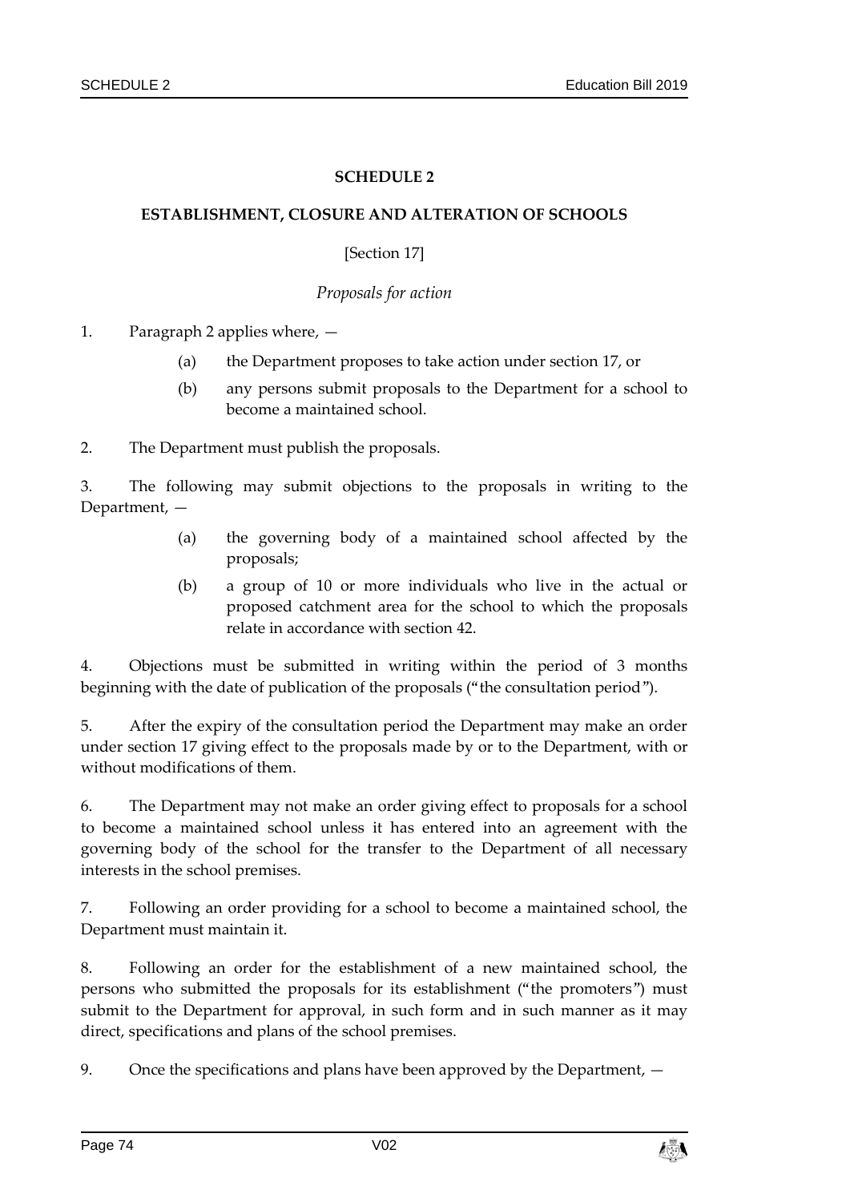## SCHEDULE 2

## ESTABLISHMENT, CLOSURE AND ALTERATION OF SCHOOLS

[Section 17]

*Proposals for action*

1. Paragraph 2 applies where, —

   (a) the Department proposes to take action under section 17, or

   (b) any persons submit proposals to the Department for a school to become a maintained school.

2. The Department must publish the proposals.

3. The following may submit objections to the proposals in writing to the Department, —

   (a) the governing body of a maintained school affected by the proposals;

   (b) a group of 10 or more individuals who live in the actual or proposed catchment area for the school to which the proposals relate in accordance with section 42.

4. Objections must be submitted in writing within the period of 3 months beginning with the date of publication of the proposals ("the consultation period").

5. After the expiry of the consultation period the Department may make an order under section 17 giving effect to the proposals made by or to the Department, with or without modifications of them.

6. The Department may not make an order giving effect to proposals for a school to become a maintained school unless it has entered into an agreement with the governing body of the school for the transfer to the Department of all necessary interests in the school premises.

7. Following an order providing for a school to become a maintained school, the Department must maintain it.

8. Following an order for the establishment of a new maintained school, the persons who submitted the proposals for its establishment ("the promoters") must submit to the Department for approval, in such form and in such manner as it may direct, specifications and plans of the school premises.

9. Once the specifications and plans have been approved by the Department, —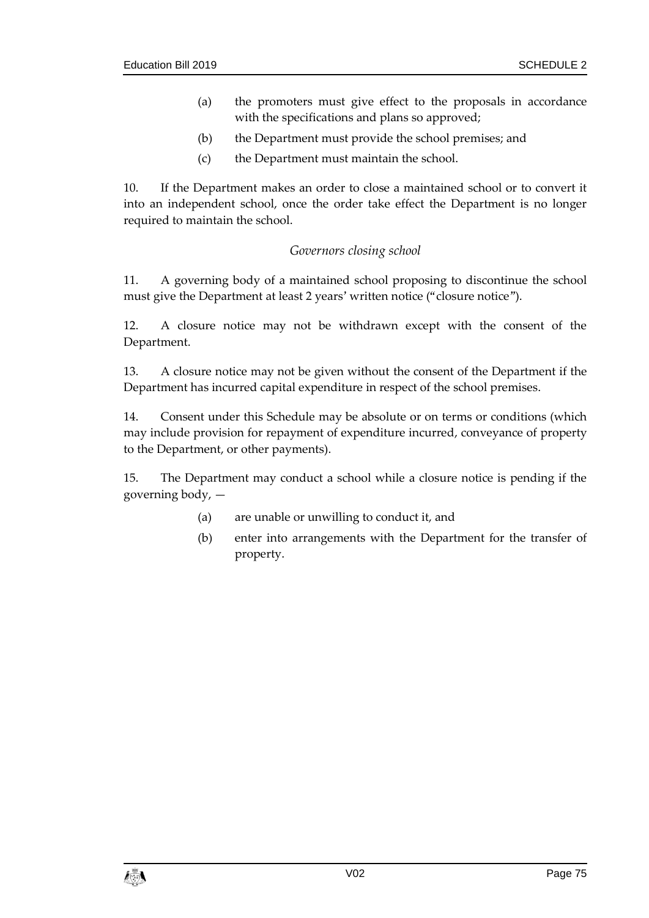(a) the promoters must give effect to the proposals in accordance with the specifications and plans so approved;

(b) the Department must provide the school premises; and

(c) the Department must maintain the school.

10. If the Department makes an order to close a maintained school or to convert it into an independent school, once the order take effect the Department is no longer required to maintain the school.

*Governors closing school*

11. A governing body of a maintained school proposing to discontinue the school must give the Department at least 2 years' written notice ("closure notice").

12. A closure notice may not be withdrawn except with the consent of the Department.

13. A closure notice may not be given without the consent of the Department if the Department has incurred capital expenditure in respect of the school premises.

14. Consent under this Schedule may be absolute or on terms or conditions (which may include provision for repayment of expenditure incurred, conveyance of property to the Department, or other payments).

15. The Department may conduct a school while a closure notice is pending if the governing body, —

(a) are unable or unwilling to conduct it, and

(b) enter into arrangements with the Department for the transfer of property.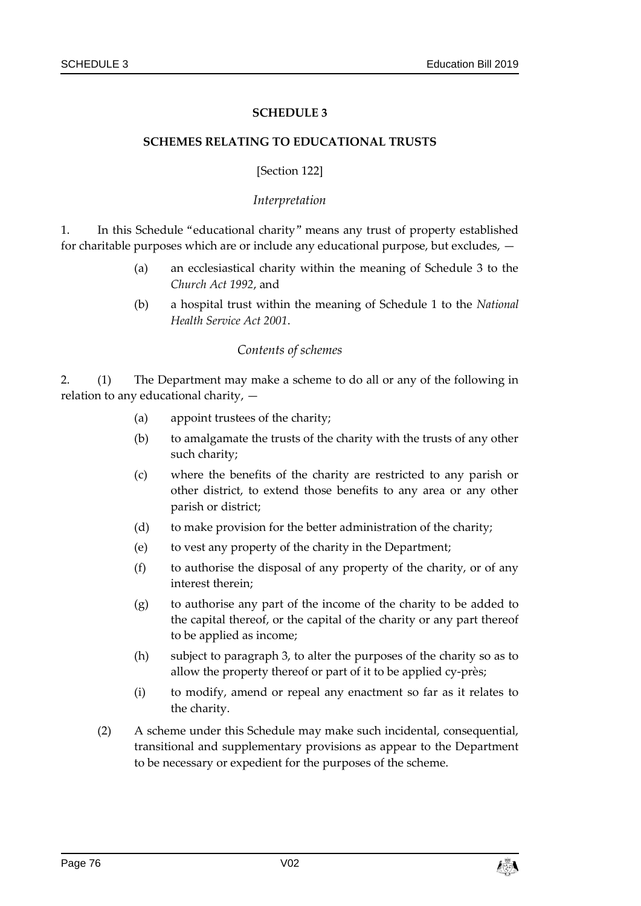## SCHEDULE 3

## SCHEMES RELATING TO EDUCATIONAL TRUSTS

[Section 122]

*Interpretation*

1. In this Schedule "educational charity" means any trust of property established for charitable purposes which are or include any educational purpose, but excludes, —

   (a) an ecclesiastical charity within the meaning of Schedule 3 to the *Church Act 1992*, and

   (b) a hospital trust within the meaning of Schedule 1 to the *National Health Service Act 2001*.

*Contents of schemes*

2. (1) The Department may make a scheme to do all or any of the following in relation to any educational charity, —

   (a) appoint trustees of the charity;

   (b) to amalgamate the trusts of the charity with the trusts of any other such charity;

   (c) where the benefits of the charity are restricted to any parish or other district, to extend those benefits to any area or any other parish or district;

   (d) to make provision for the better administration of the charity;

   (e) to vest any property of the charity in the Department;

   (f) to authorise the disposal of any property of the charity, or of any interest therein;

   (g) to authorise any part of the income of the charity to be added to the capital thereof, or the capital of the charity or any part thereof to be applied as income;

   (h) subject to paragraph 3, to alter the purposes of the charity so as to allow the property thereof or part of it to be applied cy-près;

   (i) to modify, amend or repeal any enactment so far as it relates to the charity.

   (2) A scheme under this Schedule may make such incidental, consequential, transitional and supplementary provisions as appear to the Department to be necessary or expedient for the purposes of the scheme.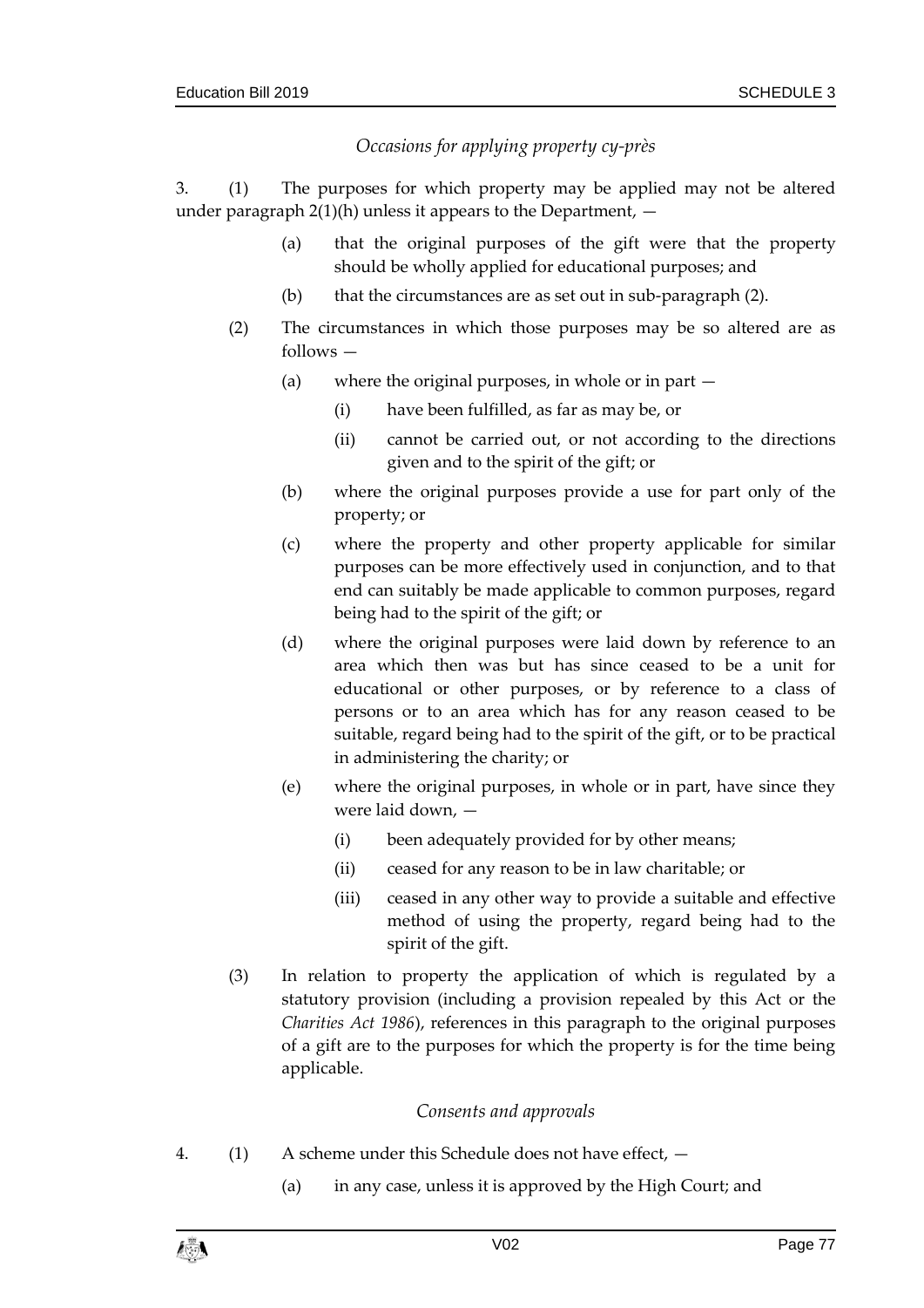*Occasions for applying property cy-près*

3. (1) The purposes for which property may be applied may not be altered under paragraph 2(1)(h) unless it appears to the Department, —

(a) that the original purposes of the gift were that the property should be wholly applied for educational purposes; and

(b) that the circumstances are as set out in sub-paragraph (2).

(2) The circumstances in which those purposes may be so altered are as follows —

(a) where the original purposes, in whole or in part —

(i) have been fulfilled, as far as may be, or

(ii) cannot be carried out, or not according to the directions given and to the spirit of the gift; or

(b) where the original purposes provide a use for part only of the property; or

(c) where the property and other property applicable for similar purposes can be more effectively used in conjunction, and to that end can suitably be made applicable to common purposes, regard being had to the spirit of the gift; or

(d) where the original purposes were laid down by reference to an area which then was but has since ceased to be a unit for educational or other purposes, or by reference to a class of persons or to an area which has for any reason ceased to be suitable, regard being had to the spirit of the gift, or to be practical in administering the charity; or

(e) where the original purposes, in whole or in part, have since they were laid down, —

(i) been adequately provided for by other means;

(ii) ceased for any reason to be in law charitable; or

(iii) ceased in any other way to provide a suitable and effective method of using the property, regard being had to the spirit of the gift.

(3) In relation to property the application of which is regulated by a statutory provision (including a provision repealed by this Act or the *Charities Act 1986*), references in this paragraph to the original purposes of a gift are to the purposes for which the property is for the time being applicable.

*Consents and approvals*

4. (1) A scheme under this Schedule does not have effect, —

(a) in any case, unless it is approved by the High Court; and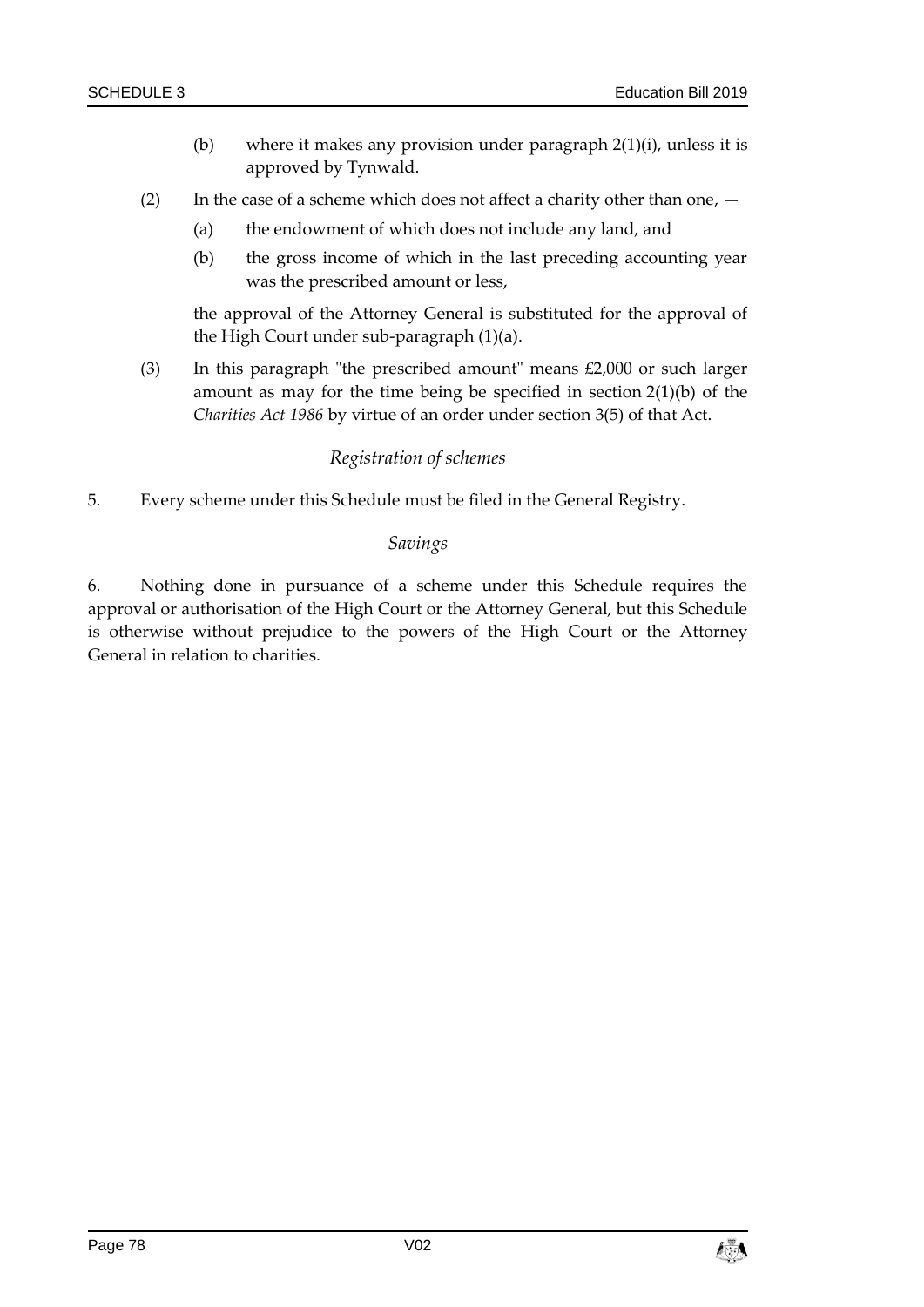(b) where it makes any provision under paragraph 2(1)(i), unless it is approved by Tynwald.

(2) In the case of a scheme which does not affect a charity other than one, —

(a) the endowment of which does not include any land, and

(b) the gross income of which in the last preceding accounting year was the prescribed amount or less,

the approval of the Attorney General is substituted for the approval of the High Court under sub-paragraph (1)(a).

(3) In this paragraph "the prescribed amount" means £2,000 or such larger amount as may for the time being be specified in section 2(1)(b) of the *Charities Act 1986* by virtue of an order under section 3(5) of that Act.

*Registration of schemes*

5. Every scheme under this Schedule must be filed in the General Registry.

*Savings*

6. Nothing done in pursuance of a scheme under this Schedule requires the approval or authorisation of the High Court or the Attorney General, but this Schedule is otherwise without prejudice to the powers of the High Court or the Attorney General in relation to charities.